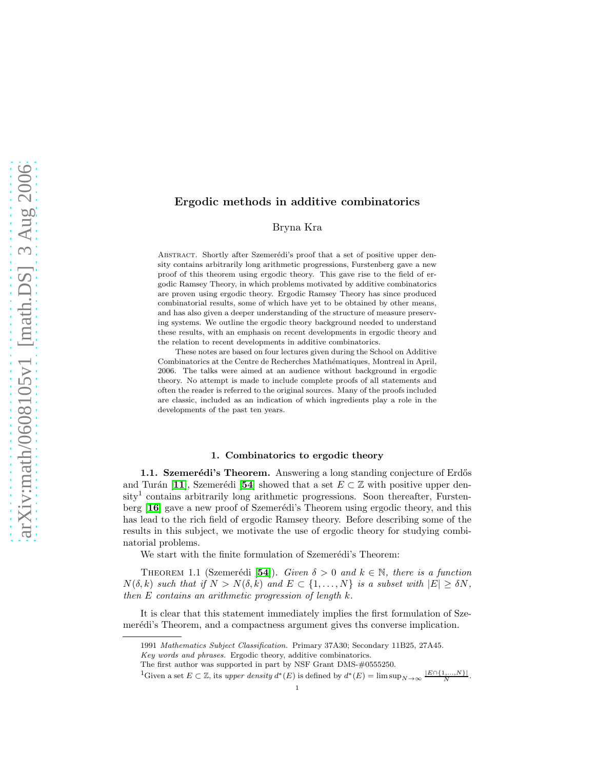# Ergodic methods in additive combinatorics

Bryna Kra

Abstract. Shortly after Szemerédi's proof that a set of positive upper density contains arbitrarily long arithmetic progressions, Furstenberg gave a new proof of this theorem using ergodic theory. This gave rise to the field of ergodic Ramsey Theory, in which problems motivated by additive combinatorics are proven using ergodic theory. Ergodic Ramsey Theory has since produced combinatorial results, some of which have yet to be obtained by other means, and has also given a deeper understanding of the structure of measure preserving systems. We outline the ergodic theory background needed to understand these results, with an emphasis on recent developments in ergodic theory and the relation to recent developments in additive combinatorics.

These notes are based on four lectures given during the School on Additive Combinatorics at the Centre de Recherches Mathématiques, Montreal in April, 2006. The talks were aimed at an audience without background in ergodic theory. No attempt is made to include complete proofs of all statements and often the reader is referred to the original sources. Many of the proofs included are classic, included as an indication of which ingredients play a role in the developments of the past ten years.

## 1. Combinatorics to ergodic theory

**1.1. Szemerédi's Theorem.** Answering a long standing conjecture of Erdős and Turán [11], Szemerédi [54] showed that a set $E \subset \mathbb{Z}$ with positive upper density[1] contains arbitrarily long arithmetic progressions. Soon thereafter, Furstenberg [16] gave a new proof of Szemerédi's Theorem using ergodic theory, and this has lead to the rich field of ergodic Ramsey theory. Before describing some of the results in this subject, we motivate the use of ergodic theory for studying combinatorial problems.

We start with the finite formulation of Szemerédi's Theorem:

Theorem 1.1 (Szemerédi [54]). *Given $\delta > 0$ and $k \in \mathbb{N}$, there is a function $N(\delta, k)$ such that if $N > N(\delta, k)$ and $E \subset \{1, \ldots, N\}$ is a subset with $|E| \geq \delta N$, then $E$ contains an arithmetic progression of length $k$.*

It is clear that this statement immediately implies the first formulation of Szemerédi's Theorem, and a compactness argument gives ths converse implication.

---

1991 *Mathematics Subject Classification.* Primary 37A30; Secondary 11B25, 27A45.

*Key words and phrases.* Ergodic theory, additive combinatorics.

The first author was supported in part by NSF Grant DMS-#0555250.

[1] Given a set $E \subset \mathbb{Z}$, its *upper density* $d^*(E)$ is defined by $d^*(E) = \limsup_{N\to\infty} \frac{|E\cap\{1,\ldots,N\}|}{N}$.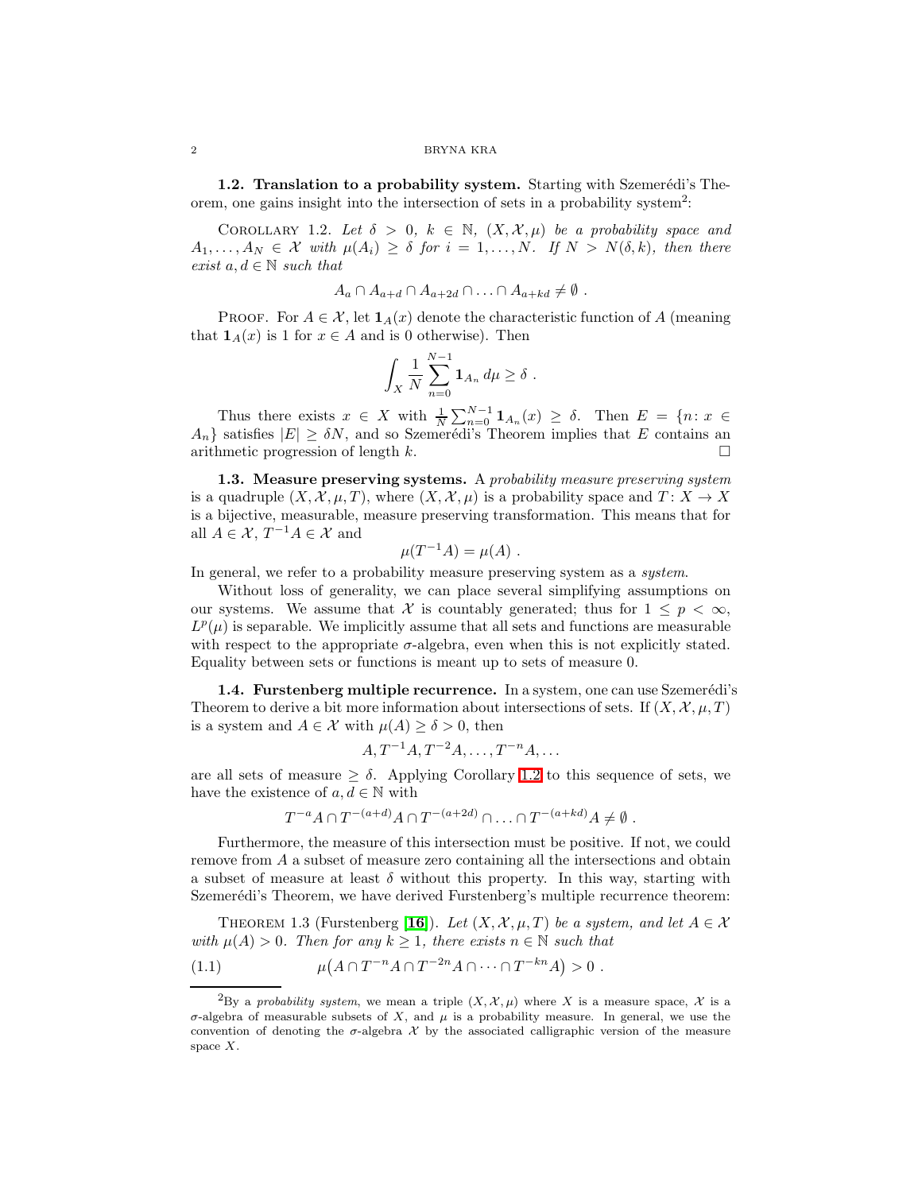**1.2. Translation to a probability system.** Starting with Szemerédi's Theorem, one gains insight into the intersection of sets in a probability system[2]:

COROLLARY 1.2. *Let $\delta > 0$, $k \in \mathbb{N}$, $(X, \mathcal{X}, \mu)$ be a probability space and $A_1, \ldots, A_N \in \mathcal{X}$ with $\mu(A_i) \geq \delta$ for $i = 1, \ldots, N$. If $N > N(\delta, k)$, then there exist $a, d \in \mathbb{N}$ such that*

$$A_a \cap A_{a+d} \cap A_{a+2d} \cap \ldots \cap A_{a+kd} \neq \emptyset \ .$$

PROOF. For $A \in \mathcal{X}$, let $\mathbf{1}_A(x)$ denote the characteristic function of $A$ (meaning that $\mathbf{1}_A(x)$ is 1 for $x \in A$ and is 0 otherwise). Then

$$\int_X \frac{1}{N} \sum_{n=0}^{N-1} \mathbf{1}_{A_n} \, d\mu \geq \delta \ .$$

Thus there exists $x \in X$ with $\frac{1}{N} \sum_{n=0}^{N-1} \mathbf{1}_{A_n}(x) \geq \delta$. Then $E = \{n : x \in A_n\}$ satisfies $|E| \geq \delta N$, and so Szemerédi's Theorem implies that $E$ contains an arithmetic progression of length $k$. □

**1.3. Measure preserving systems.** A *probability measure preserving system* is a quadruple $(X, \mathcal{X}, \mu, T)$, where $(X, \mathcal{X}, \mu)$ is a probability space and $T : X \to X$ is a bijective, measurable, measure preserving transformation. This means that for all $A \in \mathcal{X}$, $T^{-1}A \in \mathcal{X}$ and

$$\mu(T^{-1}A) = \mu(A) \ .$$

In general, we refer to a probability measure preserving system as a *system*.

Without loss of generality, we can place several simplifying assumptions on our systems. We assume that $\mathcal{X}$ is countably generated; thus for $1 \leq p < \infty$, $L^p(\mu)$ is separable. We implicitly assume that all sets and functions are measurable with respect to the appropriate $\sigma$-algebra, even when this is not explicitly stated. Equality between sets or functions is meant up to sets of measure 0.

**1.4. Furstenberg multiple recurrence.** In a system, one can use Szemerédi's Theorem to derive a bit more information about intersections of sets. If $(X, \mathcal{X}, \mu, T)$ is a system and $A \in \mathcal{X}$ with $\mu(A) \geq \delta > 0$, then

$$A, T^{-1}A, T^{-2}A, \ldots, T^{-n}A, \ldots$$

are all sets of measure $\geq \delta$. Applying Corollary 1.2 to this sequence of sets, we have the existence of $a, d \in \mathbb{N}$ with

$$T^{-a}A \cap T^{-(a+d)}A \cap T^{-(a+2d)} \cap \ldots \cap T^{-(a+kd)}A \neq \emptyset \ .$$

Furthermore, the measure of this intersection must be positive. If not, we could remove from $A$ a subset of measure zero containing all the intersections and obtain a subset of measure at least $\delta$ without this property. In this way, starting with Szemerédi's Theorem, we have derived Furstenberg's multiple recurrence theorem:

THEOREM 1.3 (Furstenberg [16]). *Let $(X, \mathcal{X}, \mu, T)$ be a system, and let $A \in \mathcal{X}$ with $\mu(A) > 0$. Then for any $k \geq 1$, there exists $n \in \mathbb{N}$ such that*

$$\mu\big(A \cap T^{-n}A \cap T^{-2n}A \cap \cdots \cap T^{-kn}A\big) > 0 \ . \tag{1.1}$$

---

[2] By a *probability system*, we mean a triple $(X, \mathcal{X}, \mu)$ where $X$ is a measure space, $\mathcal{X}$ is a $\sigma$-algebra of measurable subsets of $X$, and $\mu$ is a probability measure. In general, we use the convention of denoting the $\sigma$-algebra $\mathcal{X}$ by the associated calligraphic version of the measure space $X$.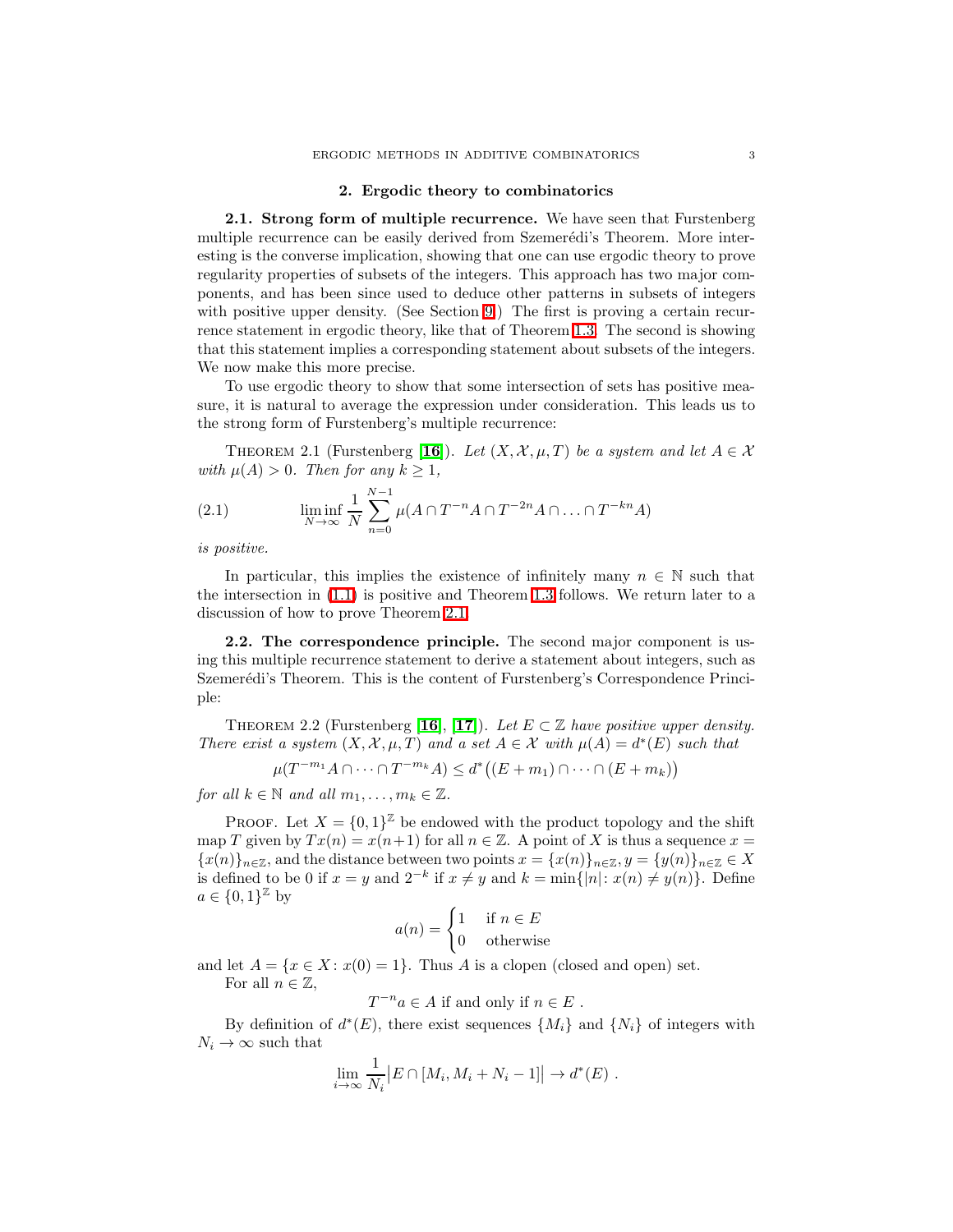## 2. Ergodic theory to combinatorics

**2.1. Strong form of multiple recurrence.** We have seen that Furstenberg multiple recurrence can be easily derived from Szemerédi's Theorem. More interesting is the converse implication, showing that one can use ergodic theory to prove regularity properties of subsets of the integers. This approach has two major components, and has been since used to deduce other patterns in subsets of integers with positive upper density. (See Section 9.) The first is proving a certain recurrence statement in ergodic theory, like that of Theorem 1.3. The second is showing that this statement implies a corresponding statement about subsets of the integers. We now make this more precise.

To use ergodic theory to show that some intersection of sets has positive measure, it is natural to average the expression under consideration. This leads us to the strong form of Furstenberg's multiple recurrence:

Theorem 2.1 (Furstenberg [**16**]). *Let $(X, \mathcal{X}, \mu, T)$ be a system and let $A \in \mathcal{X}$ with $\mu(A) > 0$. Then for any $k \geq 1$,*

$$\liminf_{N\to\infty} \frac{1}{N} \sum_{n=0}^{N-1} \mu(A \cap T^{-n}A \cap T^{-2n}A \cap \ldots \cap T^{-kn}A) \tag{2.1}$$

*is positive.*

In particular, this implies the existence of infinitely many $n \in \mathbb{N}$ such that the intersection in (1.1) is positive and Theorem 1.3 follows. We return later to a discussion of how to prove Theorem 2.1.

**2.2. The correspondence principle.** The second major component is using this multiple recurrence statement to derive a statement about integers, such as Szemerédi's Theorem. This is the content of Furstenberg's Correspondence Principle:

Theorem 2.2 (Furstenberg [**16**], [**17**]). *Let $E \subset \mathbb{Z}$ have positive upper density. There exist a system $(X, \mathcal{X}, \mu, T)$ and a set $A \in \mathcal{X}$ with $\mu(A) = d^*(E)$ such that*

$$\mu(T^{-m_1}A \cap \cdots \cap T^{-m_k}A) \leq d^*\big((E + m_1) \cap \cdots \cap (E + m_k)\big)$$

*for all $k \in \mathbb{N}$ and all $m_1, \ldots, m_k \in \mathbb{Z}$.*

Proof. Let $X = \{0,1\}^{\mathbb{Z}}$ be endowed with the product topology and the shift map $T$ given by $Tx(n) = x(n+1)$ for all $n \in \mathbb{Z}$. A point of $X$ is thus a sequence $x = \{x(n)\}_{n\in\mathbb{Z}}$, and the distance between two points $x = \{x(n)\}_{n\in\mathbb{Z}}, y = \{y(n)\}_{n\in\mathbb{Z}} \in X$ is defined to be 0 if $x = y$ and $2^{-k}$ if $x \neq y$ and $k = \min\{|n| : x(n) \neq y(n)\}$. Define $a \in \{0,1\}^{\mathbb{Z}}$ by

$$a(n) = \begin{cases} 1 & \text{if } n \in E \\ 0 & \text{otherwise} \end{cases}$$

and let $A = \{x \in X : x(0) = 1\}$. Thus $A$ is a clopen (closed and open) set.

For all $n \in \mathbb{Z}$,

$$T^{-n}a \in A \text{ if and only if } n \in E \ .$$

By definition of $d^*(E)$, there exist sequences $\{M_i\}$ and $\{N_i\}$ of integers with $N_i \to \infty$ such that

$$\lim_{i\to\infty} \frac{1}{N_i}\big|E \cap [M_i, M_i + N_i - 1]\big| \to d^*(E) \ .$$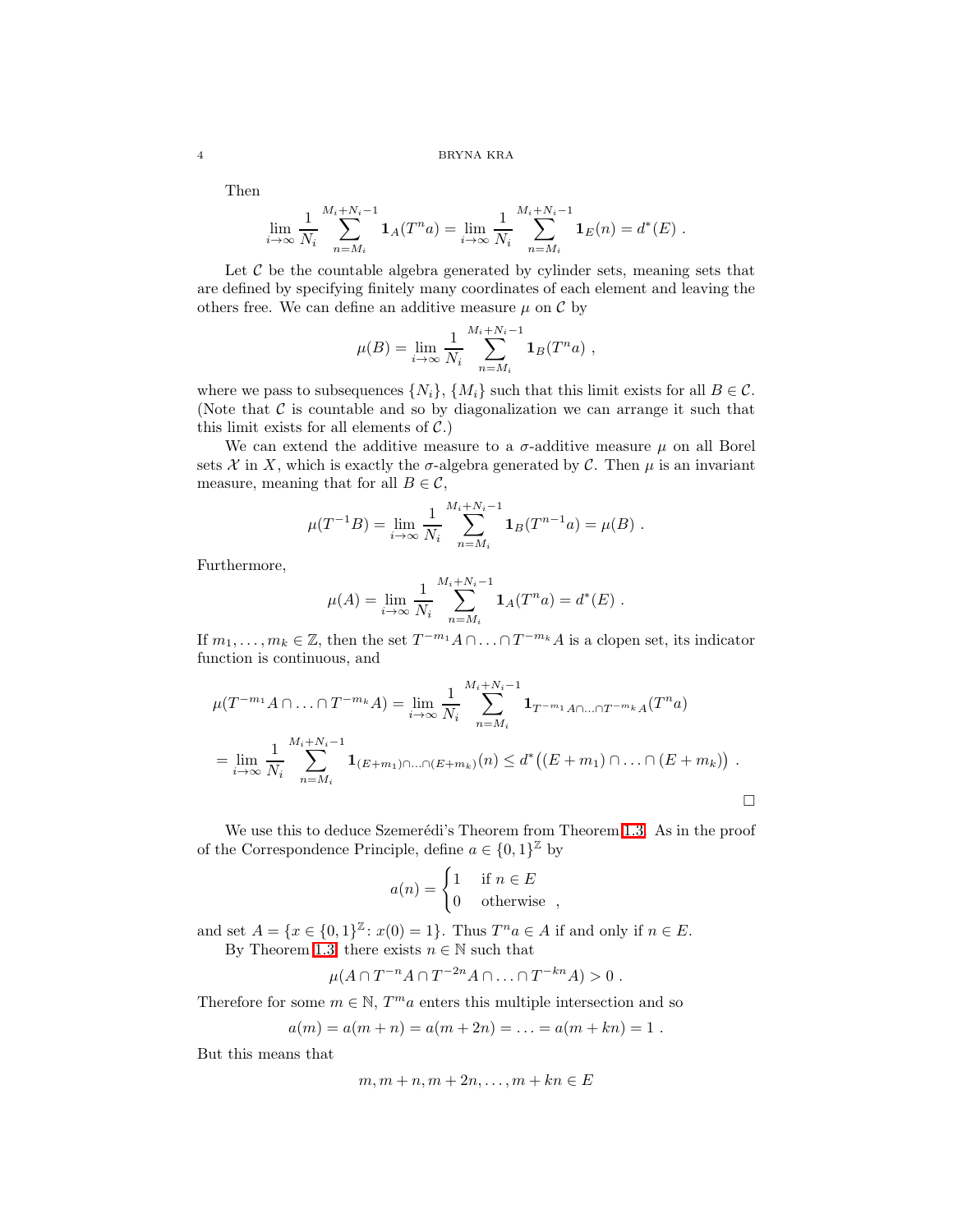Then

$$\lim_{i\to\infty} \frac{1}{N_i} \sum_{n=M_i}^{M_i+N_i-1} \mathbf{1}_A(T^n a) = \lim_{i\to\infty} \frac{1}{N_i} \sum_{n=M_i}^{M_i+N_i-1} \mathbf{1}_E(n) = d^*(E)\ .$$

Let $\mathcal{C}$ be the countable algebra generated by cylinder sets, meaning sets that are defined by specifying finitely many coordinates of each element and leaving the others free. We can define an additive measure $\mu$ on $\mathcal{C}$ by

$$\mu(B) = \lim_{i\to\infty} \frac{1}{N_i} \sum_{n=M_i}^{M_i+N_i-1} \mathbf{1}_B(T^n a)\ ,$$

where we pass to subsequences $\{N_i\}$, $\{M_i\}$ such that this limit exists for all $B \in \mathcal{C}$. (Note that $\mathcal{C}$ is countable and so by diagonalization we can arrange it such that this limit exists for all elements of $\mathcal{C}$.)

We can extend the additive measure to a $\sigma$-additive measure $\mu$ on all Borel sets $\mathcal{X}$ in $X$, which is exactly the $\sigma$-algebra generated by $\mathcal{C}$. Then $\mu$ is an invariant measure, meaning that for all $B \in \mathcal{C}$,

$$\mu(T^{-1}B) = \lim_{i\to\infty} \frac{1}{N_i} \sum_{n=M_i}^{M_i+N_i-1} \mathbf{1}_B(T^{n-1} a) = \mu(B)\ .$$

Furthermore,

$$\mu(A) = \lim_{i\to\infty} \frac{1}{N_i} \sum_{n=M_i}^{M_i+N_i-1} \mathbf{1}_A(T^n a) = d^*(E)\ .$$

If $m_1, \ldots, m_k \in \mathbb{Z}$, then the set $T^{-m_1}A \cap \ldots \cap T^{-m_k}A$ is a clopen set, its indicator function is continuous, and

$$\mu(T^{-m_1}A \cap \ldots \cap T^{-m_k}A) = \lim_{i\to\infty} \frac{1}{N_i} \sum_{n=M_i}^{M_i+N_i-1} \mathbf{1}_{T^{-m_1}A\cap\ldots\cap T^{-m_k}A}(T^n a)$$

$$= \lim_{i\to\infty} \frac{1}{N_i} \sum_{n=M_i}^{M_i+N_i-1} \mathbf{1}_{(E+m_1)\cap\ldots\cap(E+m_k)}(n) \le d^*\big((E+m_1)\cap\ldots\cap(E+m_k)\big)\ .$$

□

We use this to deduce Szemerédi's Theorem from Theorem 1.3. As in the proof of the Correspondence Principle, define $a \in \{0,1\}^{\mathbb{Z}}$ by

$$a(n) = \begin{cases} 1 & \text{if } n \in E \\ 0 & \text{otherwise} \end{cases}\ ,$$

and set $A = \{x \in \{0,1\}^{\mathbb{Z}} \colon x(0) = 1\}$. Thus $T^n a \in A$ if and only if $n \in E$.

By Theorem 1.3, there exists $n \in \mathbb{N}$ such that

$$\mu(A \cap T^{-n}A \cap T^{-2n}A \cap \ldots \cap T^{-kn}A) > 0\ .$$

Therefore for some $m \in \mathbb{N}$, $T^m a$ enters this multiple intersection and so

$$a(m) = a(m+n) = a(m+2n) = \ldots = a(m+kn) = 1\ .$$

But this means that

$$m, m+n, m+2n, \ldots, m+kn \in E$$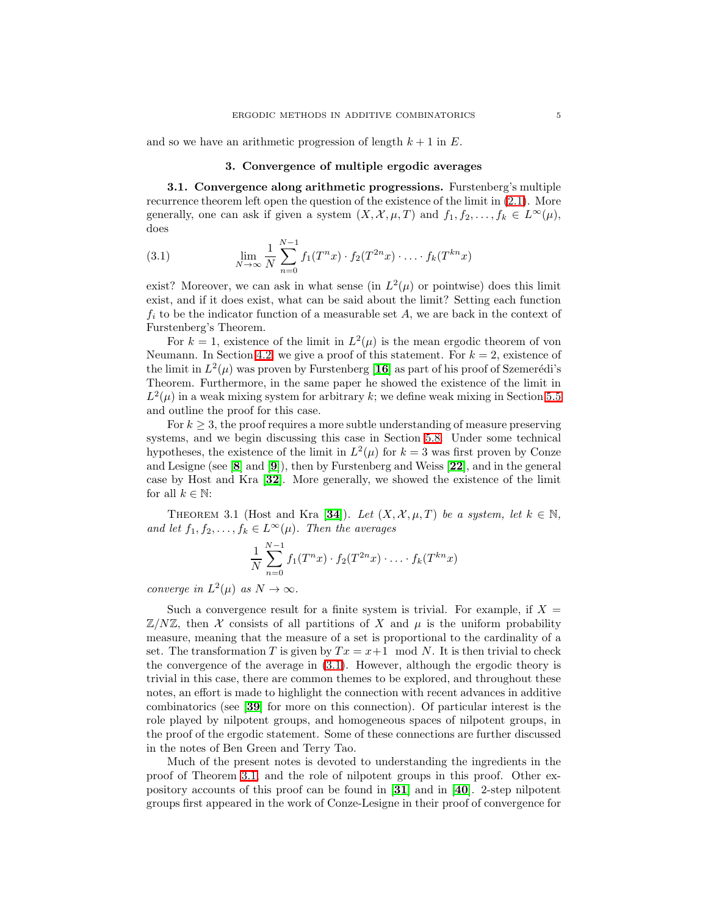and so we have an arithmetic progression of length $k+1$ in $E$.

## 3. Convergence of multiple ergodic averages

**3.1. Convergence along arithmetic progressions.** Furstenberg's multiple recurrence theorem left open the question of the existence of the limit in (2.1). More generally, one can ask if given a system $(X, \mathcal{X}, \mu, T)$ and $f_1, f_2, \ldots, f_k \in L^\infty(\mu)$, does

$$\lim_{N\to\infty} \frac{1}{N}\sum_{n=0}^{N-1} f_1(T^n x)\cdot f_2(T^{2n}x)\cdot \ldots \cdot f_k(T^{kn}x) \tag{3.1}$$

exist? Moreover, we can ask in what sense (in $L^2(\mu)$ or pointwise) does this limit exist, and if it does exist, what can be said about the limit? Setting each function $f_i$ to be the indicator function of a measurable set $A$, we are back in the context of Furstenberg's Theorem.

For $k=1$, existence of the limit in $L^2(\mu)$ is the mean ergodic theorem of von Neumann. In Section 4.2 we give a proof of this statement. For $k=2$, existence of the limit in $L^2(\mu)$ was proven by Furstenberg [**16**] as part of his proof of Szemerédi's Theorem. Furthermore, in the same paper he showed the existence of the limit in $L^2(\mu)$ in a weak mixing system for arbitrary $k$; we define weak mixing in Section 5.5 and outline the proof for this case.

For $k \geq 3$, the proof requires a more subtle understanding of measure preserving systems, and we begin discussing this case in Section 5.8. Under some technical hypotheses, the existence of the limit in $L^2(\mu)$ for $k=3$ was first proven by Conze and Lesigne (see [**8**] and [**9**]), then by Furstenberg and Weiss [**22**], and in the general case by Host and Kra [**32**]. More generally, we showed the existence of the limit for all $k \in \mathbb{N}$:

Theorem 3.1 (Host and Kra [**34**]). *Let $(X, \mathcal{X}, \mu, T)$ be a system, let $k \in \mathbb{N}$, and let $f_1, f_2, \ldots, f_k \in L^\infty(\mu)$. Then the averages*

$$\frac{1}{N}\sum_{n=0}^{N-1} f_1(T^n x)\cdot f_2(T^{2n}x)\cdot \ldots \cdot f_k(T^{kn}x)$$

*converge in $L^2(\mu)$ as $N \to \infty$.*

Such a convergence result for a finite system is trivial. For example, if $X = \mathbb{Z}/N\mathbb{Z}$, then $\mathcal{X}$ consists of all partitions of $X$ and $\mu$ is the uniform probability measure, meaning that the measure of a set is proportional to the cardinality of a set. The transformation $T$ is given by $Tx = x+1 \mod N$. It is then trivial to check the convergence of the average in (3.1). However, although the ergodic theory is trivial in this case, there are common themes to be explored, and throughout these notes, an effort is made to highlight the connection with recent advances in additive combinatorics (see [**39**] for more on this connection). Of particular interest is the role played by nilpotent groups, and homogeneous spaces of nilpotent groups, in the proof of the ergodic statement. Some of these connections are further discussed in the notes of Ben Green and Terry Tao.

Much of the present notes is devoted to understanding the ingredients in the proof of Theorem 3.1 and the role of nilpotent groups in this proof. Other expository accounts of this proof can be found in [**31**] and in [**40**]. 2-step nilpotent groups first appeared in the work of Conze-Lesigne in their proof of convergence for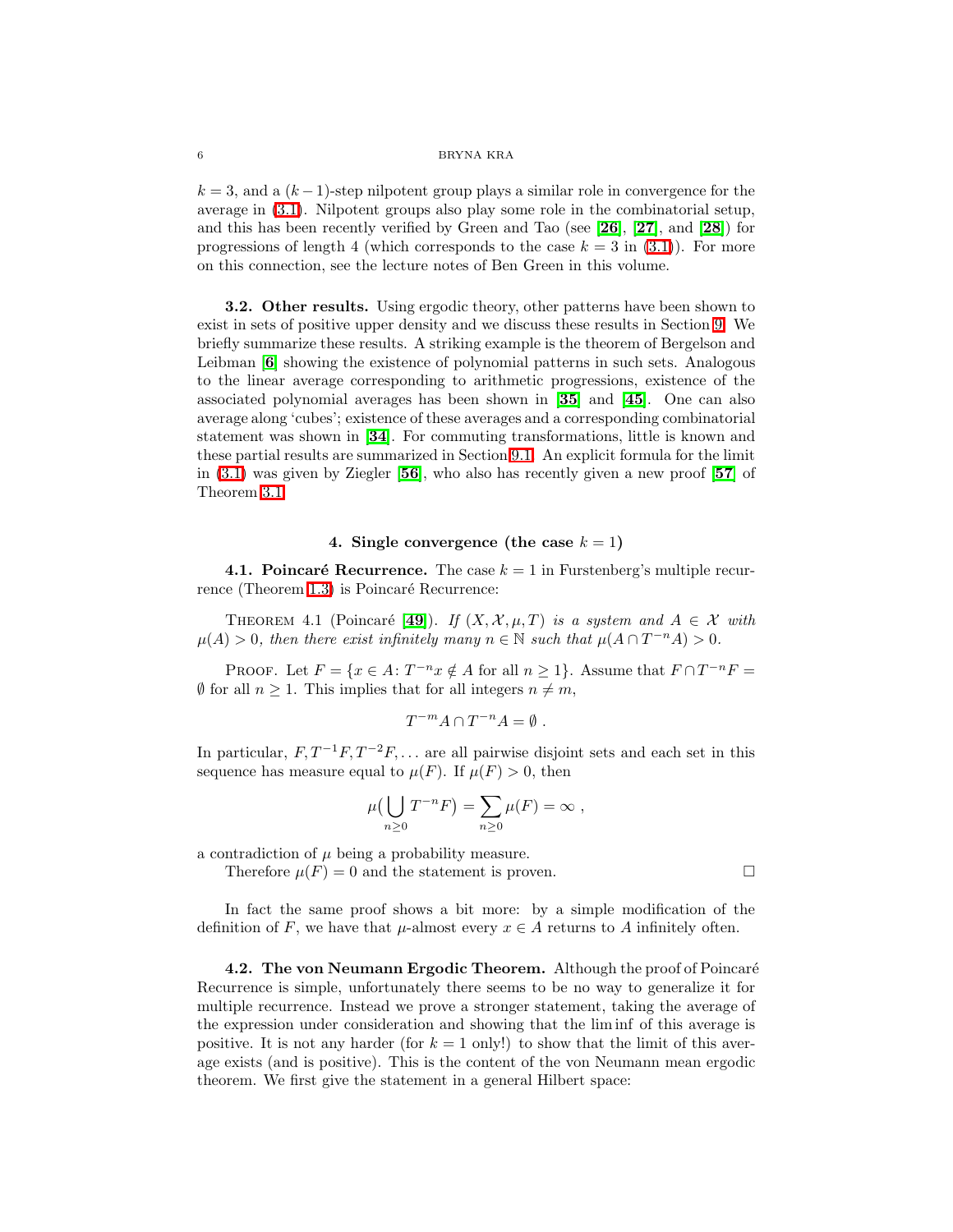$k = 3$, and a $(k-1)$-step nilpotent group plays a similar role in convergence for the average in (3.1). Nilpotent groups also play some role in the combinatorial setup, and this has been recently verified by Green and Tao (see **[26]**, **[27]**, and **[28]**) for progressions of length 4 (which corresponds to the case $k = 3$ in (3.1)). For more on this connection, see the lecture notes of Ben Green in this volume.

**3.2. Other results.** Using ergodic theory, other patterns have been shown to exist in sets of positive upper density and we discuss these results in Section 9. We briefly summarize these results. A striking example is the theorem of Bergelson and Leibman **[6]** showing the existence of polynomial patterns in such sets. Analogous to the linear average corresponding to arithmetic progressions, existence of the associated polynomial averages has been shown in **[35]** and **[45]**. One can also average along 'cubes'; existence of these averages and a corresponding combinatorial statement was shown in **[34]**. For commuting transformations, little is known and these partial results are summarized in Section 9.1. An explicit formula for the limit in (3.1) was given by Ziegler **[56]**, who also has recently given a new proof **[57]** of Theorem 3.1.

## 4. Single convergence (the case $k = 1$)

**4.1. Poincaré Recurrence.** The case $k = 1$ in Furstenberg's multiple recurrence (Theorem 1.3) is Poincaré Recurrence:

THEOREM 4.1 (Poincaré **[49]**). *If $(X, \mathcal{X}, \mu, T)$ is a system and $A \in \mathcal{X}$ with $\mu(A) > 0$, then there exist infinitely many $n \in \mathbb{N}$ such that $\mu(A \cap T^{-n}A) > 0$.*

PROOF. Let $F = \{x \in A\colon T^{-n}x \notin A \text{ for all } n \geq 1\}$. Assume that $F \cap T^{-n}F = \emptyset$ for all $n \geq 1$. This implies that for all integers $n \neq m$,

$$T^{-m}A \cap T^{-n}A = \emptyset \ .$$

In particular, $F, T^{-1}F, T^{-2}F, \ldots$ are all pairwise disjoint sets and each set in this sequence has measure equal to $\mu(F)$. If $\mu(F) > 0$, then

$$\mu\big(\bigcup_{n\geq 0} T^{-n}F\big) = \sum_{n\geq 0} \mu(F) = \infty \ ,$$

a contradiction of $\mu$ being a probability measure.

Therefore $\mu(F) = 0$ and the statement is proven. □

In fact the same proof shows a bit more: by a simple modification of the definition of $F$, we have that $\mu$-almost every $x \in A$ returns to $A$ infinitely often.

**4.2. The von Neumann Ergodic Theorem.** Although the proof of Poincaré Recurrence is simple, unfortunately there seems to be no way to generalize it for multiple recurrence. Instead we prove a stronger statement, taking the average of the expression under consideration and showing that the lim inf of this average is positive. It is not any harder (for $k = 1$ only!) to show that the limit of this average exists (and is positive). This is the content of the von Neumann mean ergodic theorem. We first give the statement in a general Hilbert space: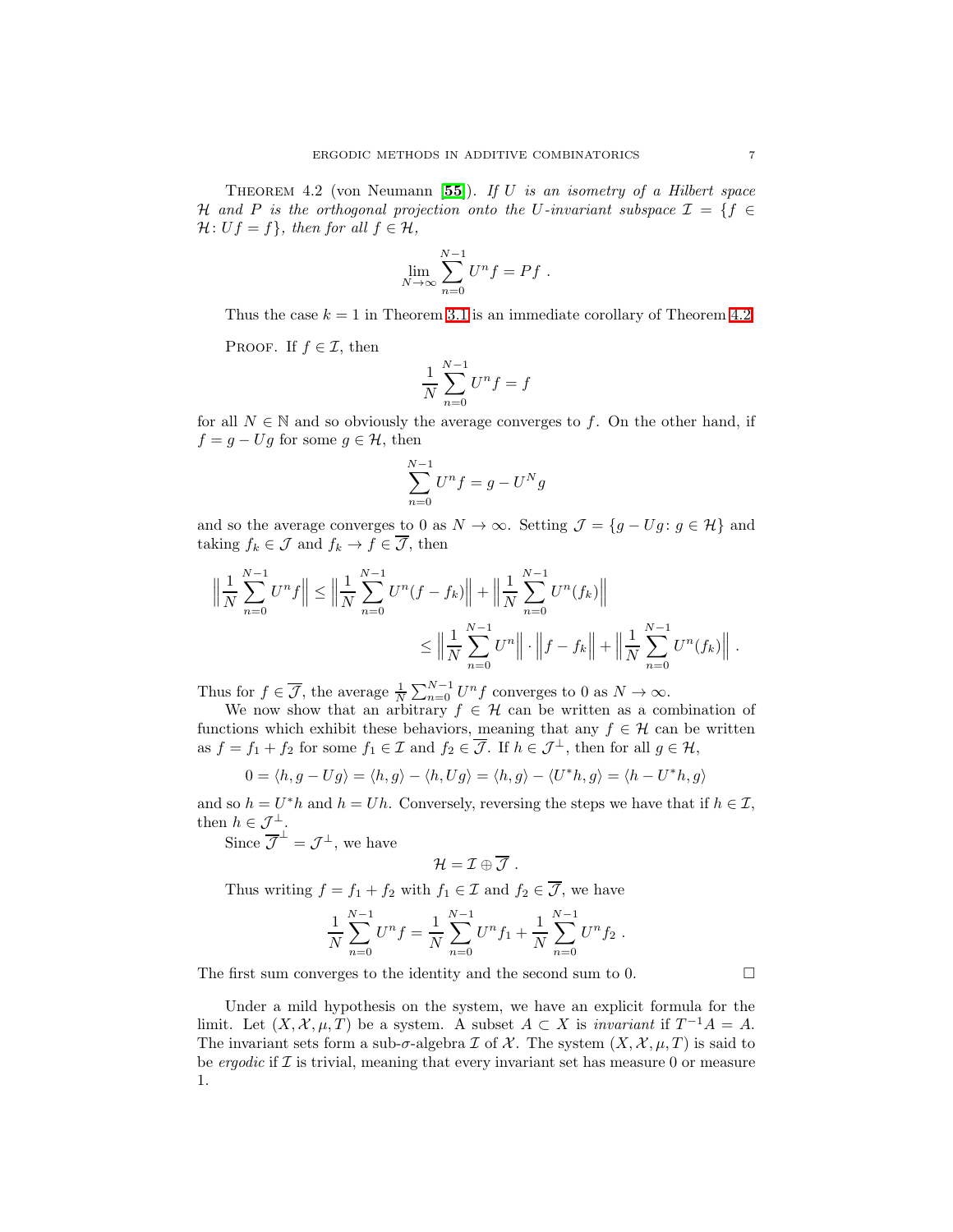Theorem 4.2 (von Neumann [**55**]). *If $U$ is an isometry of a Hilbert space $\mathcal{H}$ and $P$ is the orthogonal projection onto the $U$-invariant subspace $\mathcal{I} = \{f \in \mathcal{H} \colon Uf = f\}$, then for all $f \in \mathcal{H}$,*

$$\lim_{N\to\infty} \sum_{n=0}^{N-1} U^n f = Pf \ .$$

Thus the case $k = 1$ in Theorem 3.1 is an immediate corollary of Theorem 4.2.

Proof. If $f \in \mathcal{I}$, then

$$\frac{1}{N}\sum_{n=0}^{N-1} U^n f = f$$

for all $N \in \mathbb{N}$ and so obviously the average converges to $f$. On the other hand, if $f = g - Ug$ for some $g \in \mathcal{H}$, then

$$\sum_{n=0}^{N-1} U^n f = g - U^N g$$

and so the average converges to 0 as $N \to \infty$. Setting $\mathcal{J} = \{g - Ug \colon g \in \mathcal{H}\}$ and taking $f_k \in \mathcal{J}$ and $f_k \to f \in \overline{\mathcal{J}}$, then

$$\begin{aligned}\Big\|\frac{1}{N}\sum_{n=0}^{N-1} U^n f\Big\| &\leq \Big\|\frac{1}{N}\sum_{n=0}^{N-1} U^n (f - f_k)\Big\| + \Big\|\frac{1}{N}\sum_{n=0}^{N-1} U^n (f_k)\Big\| \\ &\leq \Big\|\frac{1}{N}\sum_{n=0}^{N-1} U^n\Big\| \cdot \Big\|f - f_k\Big\| + \Big\|\frac{1}{N}\sum_{n=0}^{N-1} U^n (f_k)\Big\| \ .\end{aligned}$$

Thus for $f \in \overline{\mathcal{J}}$, the average $\frac{1}{N}\sum_{n=0}^{N-1} U^n f$ converges to 0 as $N \to \infty$.

We now show that an arbitrary $f \in \mathcal{H}$ can be written as a combination of functions which exhibit these behaviors, meaning that any $f \in \mathcal{H}$ can be written as $f = f_1 + f_2$ for some $f_1 \in \mathcal{I}$ and $f_2 \in \overline{\mathcal{J}}$. If $h \in \mathcal{J}^\perp$, then for all $g \in \mathcal{H}$,

$$0 = \langle h, g - Ug\rangle = \langle h, g\rangle - \langle h, Ug\rangle = \langle h, g\rangle - \langle U^* h, g\rangle = \langle h - U^* h, g\rangle$$

and so $h = U^* h$ and $h = Uh$. Conversely, reversing the steps we have that if $h \in \mathcal{I}$, then $h \in \mathcal{J}^\perp$.

Since $\overline{\mathcal{J}}^\perp = \mathcal{J}^\perp$, we have

$$\mathcal{H} = \mathcal{I} \oplus \overline{\mathcal{J}} \ .$$

Thus writing $f = f_1 + f_2$ with $f_1 \in \mathcal{I}$ and $f_2 \in \overline{\mathcal{J}}$, we have

$$\frac{1}{N}\sum_{n=0}^{N-1} U^n f = \frac{1}{N}\sum_{n=0}^{N-1} U^n f_1 + \frac{1}{N}\sum_{n=0}^{N-1} U^n f_2 \ .$$

The first sum converges to the identity and the second sum to 0. $\square$

Under a mild hypothesis on the system, we have an explicit formula for the limit. Let $(X, \mathcal{X}, \mu, T)$ be a system. A subset $A \subset X$ is *invariant* if $T^{-1}A = A$. The invariant sets form a sub-$\sigma$-algebra $\mathcal{I}$ of $\mathcal{X}$. The system $(X, \mathcal{X}, \mu, T)$ is said to be *ergodic* if $\mathcal{I}$ is trivial, meaning that every invariant set has measure 0 or measure 1.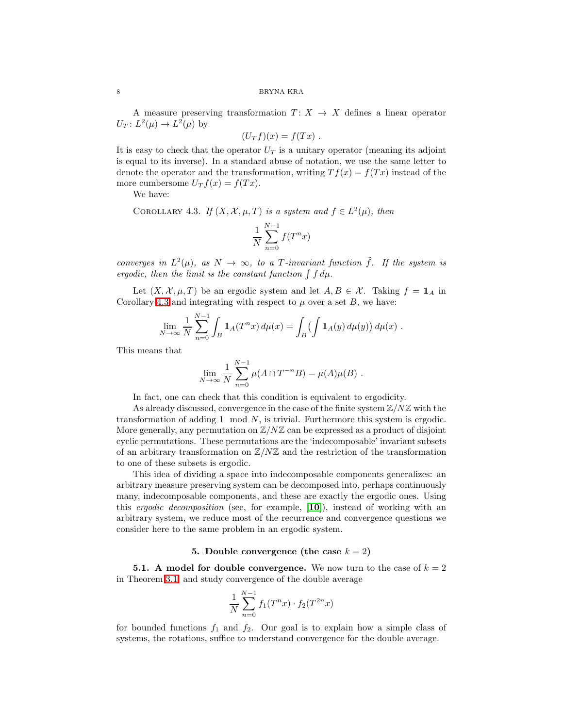A measure preserving transformation $T\colon X \to X$ defines a linear operator $U_T\colon L^2(\mu) \to L^2(\mu)$ by

$$(U_T f)(x) = f(Tx) \ .$$

It is easy to check that the operator $U_T$ is a unitary operator (meaning its adjoint is equal to its inverse). In a standard abuse of notation, we use the same letter to denote the operator and the transformation, writing $Tf(x) = f(Tx)$ instead of the more cumbersome $U_T f(x) = f(Tx)$.

We have:

Corollary 4.3. *If $(X, \mathcal{X}, \mu, T)$ is a system and $f \in L^2(\mu)$, then*

$$\frac{1}{N}\sum_{n=0}^{N-1} f(T^n x)$$

*converges in $L^2(\mu)$, as $N \to \infty$, to a $T$-invariant function $\tilde{f}$. If the system is ergodic, then the limit is the constant function $\int f\, d\mu$.*

Let $(X, \mathcal{X}, \mu, T)$ be an ergodic system and let $A, B \in \mathcal{X}$. Taking $f = \mathbf{1}_A$ in Corollary 4.3 and integrating with respect to $\mu$ over a set $B$, we have:

$$\lim_{N\to\infty} \frac{1}{N}\sum_{n=0}^{N-1} \int_B \mathbf{1}_A(T^n x)\, d\mu(x) = \int_B \big(\int \mathbf{1}_A(y)\, d\mu(y)\big)\, d\mu(x) \ .$$

This means that

$$\lim_{N\to\infty} \frac{1}{N}\sum_{n=0}^{N-1} \mu(A \cap T^{-n}B) = \mu(A)\mu(B) \ .$$

In fact, one can check that this condition is equivalent to ergodicity.

As already discussed, convergence in the case of the finite system $\mathbb{Z}/N\mathbb{Z}$ with the transformation of adding $1 \mod N$, is trivial. Furthermore this system is ergodic. More generally, any permutation on $\mathbb{Z}/N\mathbb{Z}$ can be expressed as a product of disjoint cyclic permutations. These permutations are the 'indecomposable' invariant subsets of an arbitrary transformation on $\mathbb{Z}/N\mathbb{Z}$ and the restriction of the transformation to one of these subsets is ergodic.

This idea of dividing a space into indecomposable components generalizes: an arbitrary measure preserving system can be decomposed into, perhaps continuously many, indecomposable components, and these are exactly the ergodic ones. Using this *ergodic decomposition* (see, for example, [**10**]), instead of working with an arbitrary system, we reduce most of the recurrence and convergence questions we consider here to the same problem in an ergodic system.

## 5. Double convergence (the case $k = 2$)

**5.1. A model for double convergence.** We now turn to the case of $k = 2$ in Theorem 3.1 and study convergence of the double average

$$\frac{1}{N}\sum_{n=0}^{N-1} f_1(T^n x) \cdot f_2(T^{2n} x)$$

for bounded functions $f_1$ and $f_2$. Our goal is to explain how a simple class of systems, the rotations, suffice to understand convergence for the double average.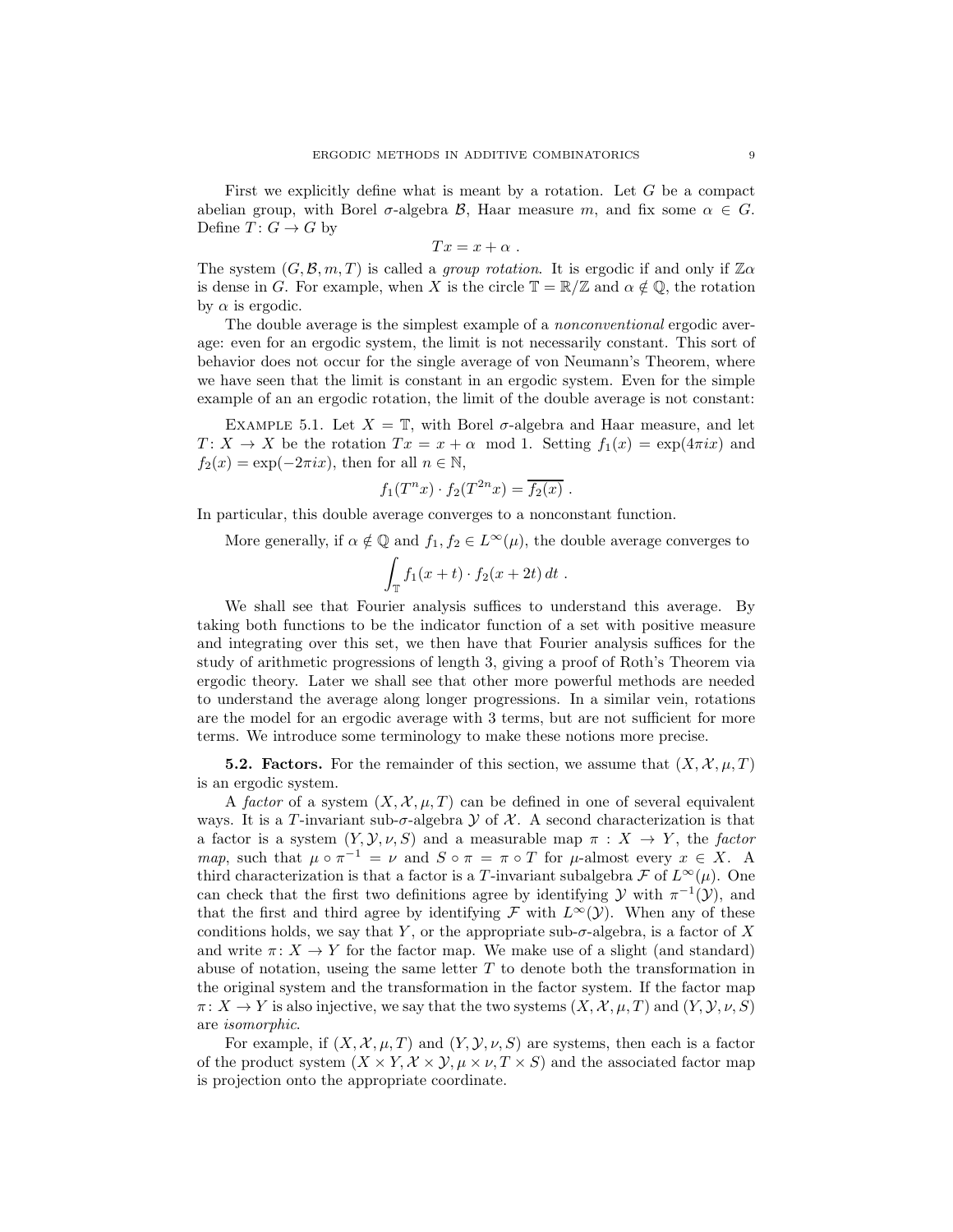First we explicitly define what is meant by a rotation. Let $G$ be a compact abelian group, with Borel $\sigma$-algebra $\mathcal{B}$, Haar measure $m$, and fix some $\alpha \in G$. Define $T\colon G \to G$ by

$$Tx = x + \alpha \ .$$

The system $(G, \mathcal{B}, m, T)$ is called a *group rotation*. It is ergodic if and only if $\mathbb{Z}\alpha$ is dense in $G$. For example, when $X$ is the circle $\mathbb{T} = \mathbb{R}/\mathbb{Z}$ and $\alpha \notin \mathbb{Q}$, the rotation by $\alpha$ is ergodic.

The double average is the simplest example of a *nonconventional* ergodic average: even for an ergodic system, the limit is not necessarily constant. This sort of behavior does not occur for the single average of von Neumann's Theorem, where we have seen that the limit is constant in an ergodic system. Even for the simple example of an an ergodic rotation, the limit of the double average is not constant:

Example 5.1. Let $X = \mathbb{T}$, with Borel $\sigma$-algebra and Haar measure, and let $T\colon X \to X$ be the rotation $Tx = x + \alpha \mod 1$. Setting $f_1(x) = \exp(4\pi i x)$ and $f_2(x) = \exp(-2\pi i x)$, then for all $n \in \mathbb{N}$,

$$f_1(T^n x) \cdot f_2(T^{2n} x) = \overline{f_2(x)} \ .$$

In particular, this double average converges to a nonconstant function.

More generally, if $\alpha \notin \mathbb{Q}$ and $f_1, f_2 \in L^\infty(\mu)$, the double average converges to

$$\int_{\mathbb{T}} f_1(x+t) \cdot f_2(x+2t)\, dt \ .$$

We shall see that Fourier analysis suffices to understand this average. By taking both functions to be the indicator function of a set with positive measure and integrating over this set, we then have that Fourier analysis suffices for the study of arithmetic progressions of length 3, giving a proof of Roth's Theorem via ergodic theory. Later we shall see that other more powerful methods are needed to understand the average along longer progressions. In a similar vein, rotations are the model for an ergodic average with 3 terms, but are not sufficient for more terms. We introduce some terminology to make these notions more precise.

**5.2. Factors.** For the remainder of this section, we assume that $(X, \mathcal{X}, \mu, T)$ is an ergodic system.

A *factor* of a system $(X, \mathcal{X}, \mu, T)$ can be defined in one of several equivalent ways. It is a $T$-invariant sub-$\sigma$-algebra $\mathcal{Y}$ of $\mathcal{X}$. A second characterization is that a factor is a system $(Y, \mathcal{Y}, \nu, S)$ and a measurable map $\pi : X \to Y$, the *factor map*, such that $\mu \circ \pi^{-1} = \nu$ and $S \circ \pi = \pi \circ T$ for $\mu$-almost every $x \in X$. A third characterization is that a factor is a $T$-invariant subalgebra $\mathcal{F}$ of $L^\infty(\mu)$. One can check that the first two definitions agree by identifying $\mathcal{Y}$ with $\pi^{-1}(\mathcal{Y})$, and that the first and third agree by identifying $\mathcal{F}$ with $L^\infty(\mathcal{Y})$. When any of these conditions holds, we say that $Y$, or the appropriate sub-$\sigma$-algebra, is a factor of $X$ and write $\pi\colon X \to Y$ for the factor map. We make use of a slight (and standard) abuse of notation, useing the same letter $T$ to denote both the transformation in the original system and the transformation in the factor system. If the factor map $\pi\colon X \to Y$ is also injective, we say that the two systems $(X, \mathcal{X}, \mu, T)$ and $(Y, \mathcal{Y}, \nu, S)$ are *isomorphic*.

For example, if $(X, \mathcal{X}, \mu, T)$ and $(Y, \mathcal{Y}, \nu, S)$ are systems, then each is a factor of the product system $(X \times Y, \mathcal{X} \times \mathcal{Y}, \mu \times \nu, T \times S)$ and the associated factor map is projection onto the appropriate coordinate.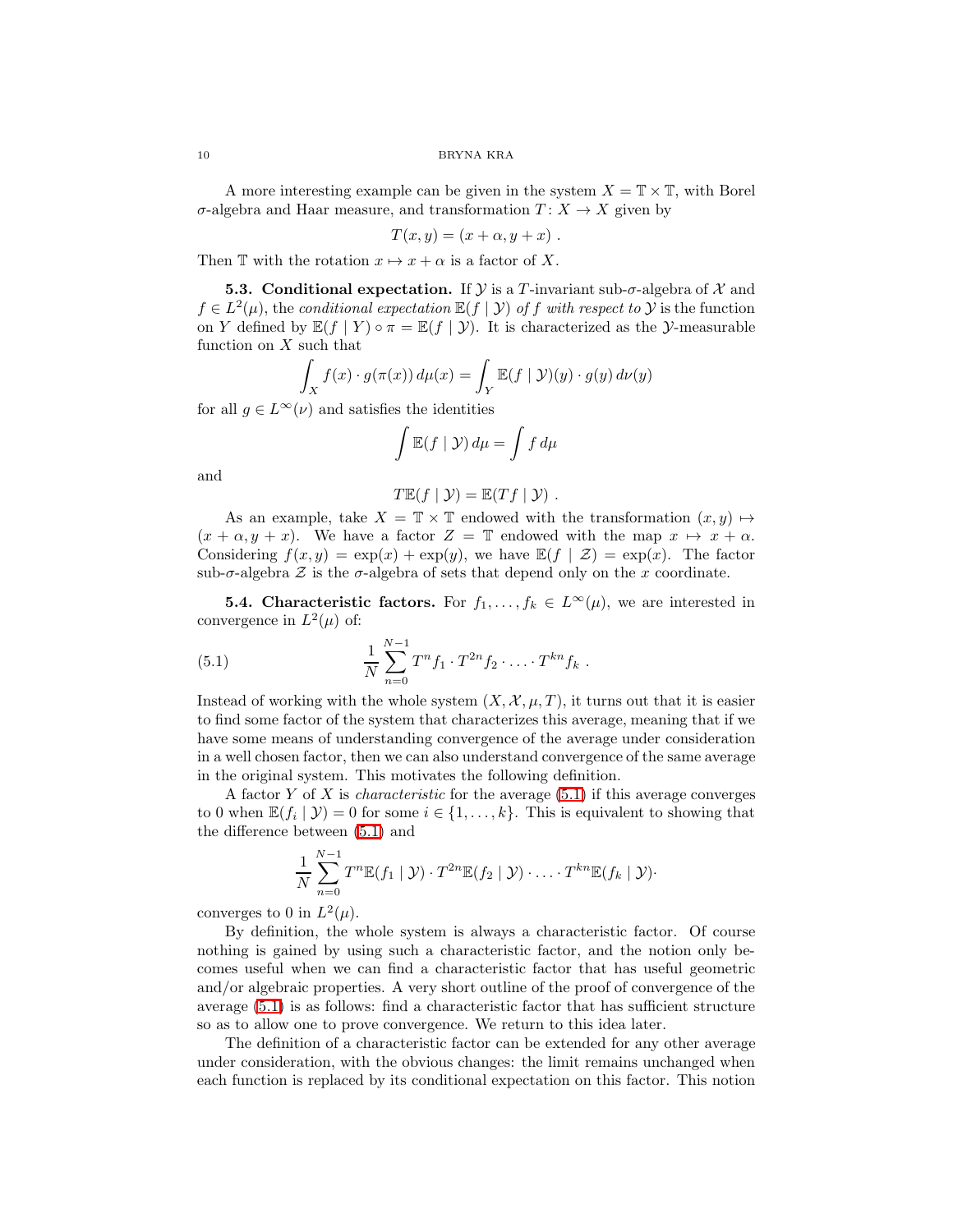A more interesting example can be given in the system $X = \mathbb{T} \times \mathbb{T}$, with Borel $\sigma$-algebra and Haar measure, and transformation $T\colon X \to X$ given by

$$T(x, y) = (x + \alpha, y + x) .$$

Then $\mathbb{T}$ with the rotation $x \mapsto x + \alpha$ is a factor of $X$.

**5.3. Conditional expectation.** If $\mathcal{Y}$ is a $T$-invariant sub-$\sigma$-algebra of $\mathcal{X}$ and $f \in L^2(\mu)$, the *conditional expectation* $\mathbb{E}(f \mid \mathcal{Y})$ *of* $f$ *with respect to* $\mathcal{Y}$ is the function on $Y$ defined by $\mathbb{E}(f \mid Y) \circ \pi = \mathbb{E}(f \mid \mathcal{Y})$. It is characterized as the $\mathcal{Y}$-measurable function on $X$ such that

$$\int_X f(x) \cdot g(\pi(x))\, d\mu(x) = \int_Y \mathbb{E}(f \mid \mathcal{Y})(y) \cdot g(y)\, d\nu(y)$$

for all $g \in L^\infty(\nu)$ and satisfies the identities

$$\int \mathbb{E}(f \mid \mathcal{Y})\, d\mu = \int f\, d\mu$$

and

$$T\mathbb{E}(f \mid \mathcal{Y}) = \mathbb{E}(Tf \mid \mathcal{Y}) .$$

As an example, take $X = \mathbb{T} \times \mathbb{T}$ endowed with the transformation $(x, y) \mapsto (x + \alpha, y + x)$. We have a factor $Z = \mathbb{T}$ endowed with the map $x \mapsto x + \alpha$. Considering $f(x, y) = \exp(x) + \exp(y)$, we have $\mathbb{E}(f \mid \mathcal{Z}) = \exp(x)$. The factor sub-$\sigma$-algebra $\mathcal{Z}$ is the $\sigma$-algebra of sets that depend only on the $x$ coordinate.

**5.4. Characteristic factors.** For $f_1, \ldots, f_k \in L^\infty(\mu)$, we are interested in convergence in $L^2(\mu)$ of:

$$\frac{1}{N} \sum_{n=0}^{N-1} T^n f_1 \cdot T^{2n} f_2 \cdot \ldots \cdot T^{kn} f_k . \tag{5.1}$$

Instead of working with the whole system $(X, \mathcal{X}, \mu, T)$, it turns out that it is easier to find some factor of the system that characterizes this average, meaning that if we have some means of understanding convergence of the average under consideration in a well chosen factor, then we can also understand convergence of the same average in the original system. This motivates the following definition.

A factor $Y$ of $X$ is *characteristic* for the average (5.1) if this average converges to 0 when $\mathbb{E}(f_i \mid \mathcal{Y}) = 0$ for some $i \in \{1, \ldots, k\}$. This is equivalent to showing that the difference between (5.1) and

$$\frac{1}{N} \sum_{n=0}^{N-1} T^n \mathbb{E}(f_1 \mid \mathcal{Y}) \cdot T^{2n} \mathbb{E}(f_2 \mid \mathcal{Y}) \cdot \ldots \cdot T^{kn} \mathbb{E}(f_k \mid \mathcal{Y}) \cdot$$

converges to 0 in $L^2(\mu)$.

By definition, the whole system is always a characteristic factor. Of course nothing is gained by using such a characteristic factor, and the notion only becomes useful when we can find a characteristic factor that has useful geometric and/or algebraic properties. A very short outline of the proof of convergence of the average (5.1) is as follows: find a characteristic factor that has sufficient structure so as to allow one to prove convergence. We return to this idea later.

The definition of a characteristic factor can be extended for any other average under consideration, with the obvious changes: the limit remains unchanged when each function is replaced by its conditional expectation on this factor. This notion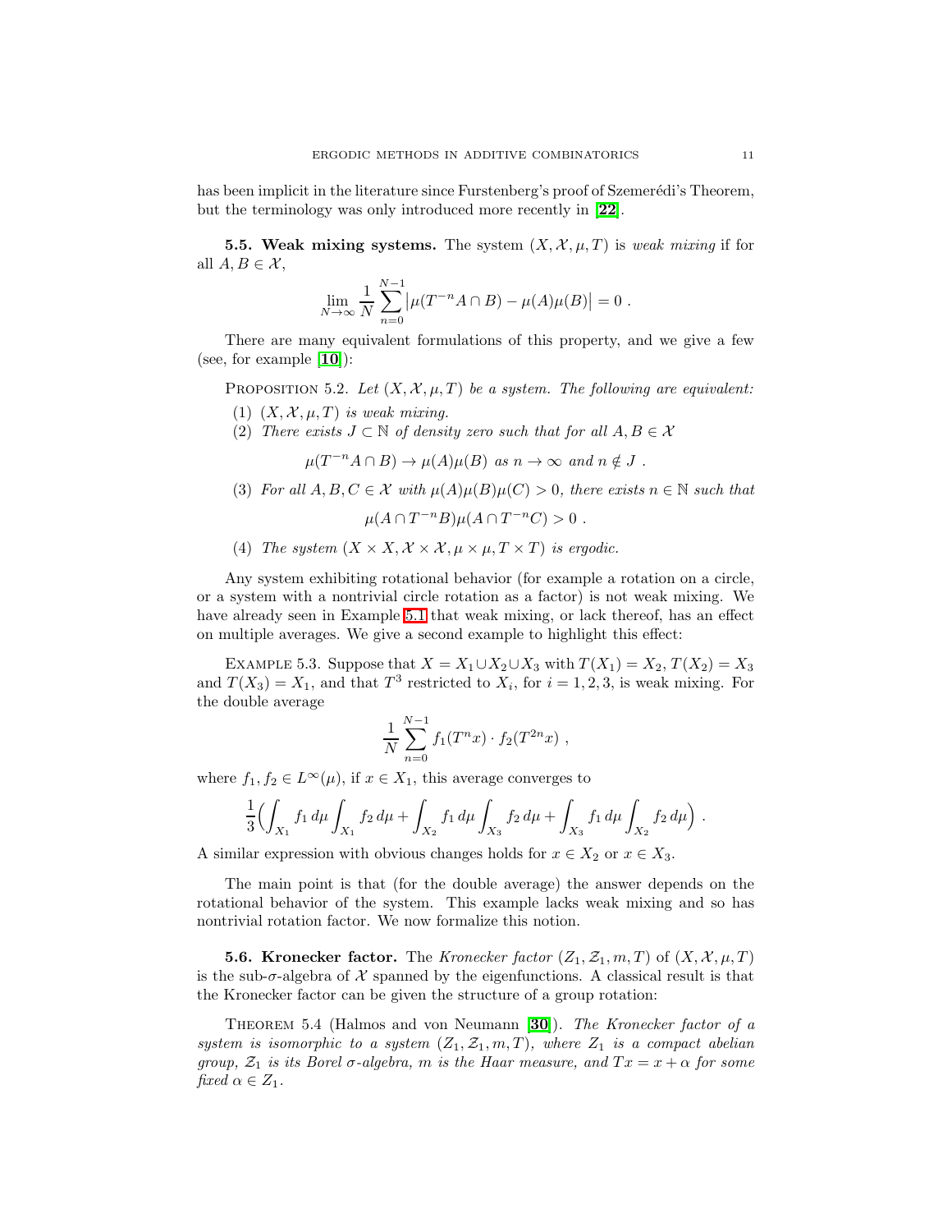has been implicit in the literature since Furstenberg's proof of Szemerédi's Theorem, but the terminology was only introduced more recently in [22].

### 5.5. Weak mixing systems.

The system $(X, \mathcal{X}, \mu, T)$ is *weak mixing* if for all $A, B \in \mathcal{X}$,

$$\lim_{N\to\infty} \frac{1}{N} \sum_{n=0}^{N-1} \left|\mu(T^{-n}A \cap B) - \mu(A)\mu(B)\right| = 0 \ .$$

There are many equivalent formulations of this property, and we give a few (see, for example [10]):

Proposition 5.2. *Let $(X, \mathcal{X}, \mu, T)$ be a system. The following are equivalent:*

1. *$(X, \mathcal{X}, \mu, T)$ is weak mixing.*
2. *There exists $J \subset \mathbb{N}$ of density zero such that for all $A, B \in \mathcal{X}$*
$$\mu(T^{-n}A \cap B) \to \mu(A)\mu(B) \ \text{as} \ n \to \infty \ \text{and} \ n \notin J \ .$$
3. *For all $A, B, C \in \mathcal{X}$ with $\mu(A)\mu(B)\mu(C) > 0$, there exists $n \in \mathbb{N}$ such that*
$$\mu(A \cap T^{-n}B)\mu(A \cap T^{-n}C) > 0 \ .$$
4. *The system $(X \times X, \mathcal{X} \times \mathcal{X}, \mu \times \mu, T \times T)$ is ergodic.*

Any system exhibiting rotational behavior (for example a rotation on a circle, or a system with a nontrivial circle rotation as a factor) is not weak mixing. We have already seen in Example 5.1 that weak mixing, or lack thereof, has an effect on multiple averages. We give a second example to highlight this effect:

Example 5.3. Suppose that $X = X_1 \cup X_2 \cup X_3$ with $T(X_1) = X_2$, $T(X_2) = X_3$ and $T(X_3) = X_1$, and that $T^3$ restricted to $X_i$, for $i = 1, 2, 3$, is weak mixing. For the double average

$$\frac{1}{N} \sum_{n=0}^{N-1} f_1(T^n x) \cdot f_2(T^{2n} x) \ ,$$

where $f_1, f_2 \in L^\infty(\mu)$, if $x \in X_1$, this average converges to

$$\frac{1}{3}\Big(\int_{X_1} f_1 \, d\mu \int_{X_1} f_2 \, d\mu + \int_{X_2} f_1 \, d\mu \int_{X_3} f_2 \, d\mu + \int_{X_3} f_1 \, d\mu \int_{X_2} f_2 \, d\mu\Big) \ .$$

A similar expression with obvious changes holds for $x \in X_2$ or $x \in X_3$.

The main point is that (for the double average) the answer depends on the rotational behavior of the system. This example lacks weak mixing and so has nontrivial rotation factor. We now formalize this notion.

### 5.6. Kronecker factor.

The *Kronecker factor* $(Z_1, \mathcal{Z}_1, m, T)$ of $(X, \mathcal{X}, \mu, T)$ is the sub-$\sigma$-algebra of $\mathcal{X}$ spanned by the eigenfunctions. A classical result is that the Kronecker factor can be given the structure of a group rotation:

Theorem 5.4 (Halmos and von Neumann [30]). *The Kronecker factor of a system is isomorphic to a system $(Z_1, \mathcal{Z}_1, m, T)$, where $Z_1$ is a compact abelian group, $\mathcal{Z}_1$ is its Borel $\sigma$-algebra, $m$ is the Haar measure, and $Tx = x + \alpha$ for some fixed $\alpha \in Z_1$.*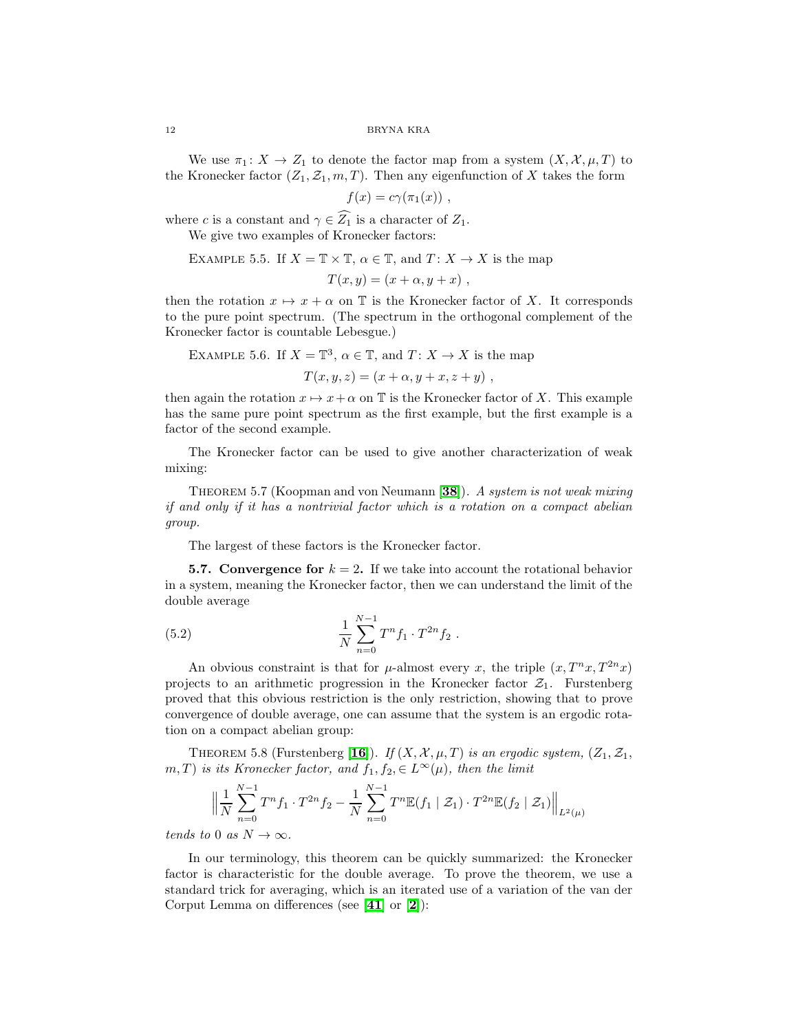We use $\pi_1 \colon X \to Z_1$ to denote the factor map from a system $(X, \mathcal{X}, \mu, T)$ to the Kronecker factor $(Z_1, \mathcal{Z}_1, m, T)$. Then any eigenfunction of $X$ takes the form

$$f(x) = c\gamma(\pi_1(x)) ,$$

where $c$ is a constant and $\gamma \in \widehat{Z_1}$ is a character of $Z_1$.

We give two examples of Kronecker factors:

Example 5.5. If $X = \mathbb{T} \times \mathbb{T}$, $\alpha \in \mathbb{T}$, and $T \colon X \to X$ is the map

$$T(x, y) = (x + \alpha, y + x) ,$$

then the rotation $x \mapsto x + \alpha$ on $\mathbb{T}$ is the Kronecker factor of $X$. It corresponds to the pure point spectrum. (The spectrum in the orthogonal complement of the Kronecker factor is countable Lebesgue.)

Example 5.6. If $X = \mathbb{T}^3$, $\alpha \in \mathbb{T}$, and $T \colon X \to X$ is the map

$$T(x, y, z) = (x + \alpha, y + x, z + y) ,$$

then again the rotation $x \mapsto x + \alpha$ on $\mathbb{T}$ is the Kronecker factor of $X$. This example has the same pure point spectrum as the first example, but the first example is a factor of the second example.

The Kronecker factor can be used to give another characterization of weak mixing:

Theorem 5.7 (Koopman and von Neumann [**38**]). *A system is not weak mixing if and only if it has a nontrivial factor which is a rotation on a compact abelian group.*

The largest of these factors is the Kronecker factor.

**5.7. Convergence for $k = 2$.** If we take into account the rotational behavior in a system, meaning the Kronecker factor, then we can understand the limit of the double average

$$\frac{1}{N} \sum_{n=0}^{N-1} T^n f_1 \cdot T^{2n} f_2 \; . \tag{5.2}$$

An obvious constraint is that for $\mu$-almost every $x$, the triple $(x, T^n x, T^{2n} x)$ projects to an arithmetic progression in the Kronecker factor $\mathcal{Z}_1$. Furstenberg proved that this obvious restriction is the only restriction, showing that to prove convergence of double average, one can assume that the system is an ergodic rotation on a compact abelian group:

Theorem 5.8 (Furstenberg [**16**]). *If $(X, \mathcal{X}, \mu, T)$ is an ergodic system, $(Z_1, \mathcal{Z}_1, m, T)$ is its Kronecker factor, and $f_1, f_2, \in L^\infty(\mu)$, then the limit*

$$\Big\| \frac{1}{N} \sum_{n=0}^{N-1} T^n f_1 \cdot T^{2n} f_2 - \frac{1}{N} \sum_{n=0}^{N-1} T^n \mathbb{E}(f_1 \mid \mathcal{Z}_1) \cdot T^{2n} \mathbb{E}(f_2 \mid \mathcal{Z}_1) \Big\|_{L^2(\mu)}$$

*tends to* $0$ *as* $N \to \infty$.

In our terminology, this theorem can be quickly summarized: the Kronecker factor is characteristic for the double average. To prove the theorem, we use a standard trick for averaging, which is an iterated use of a variation of the van der Corput Lemma on differences (see [**41**] or [**2**]):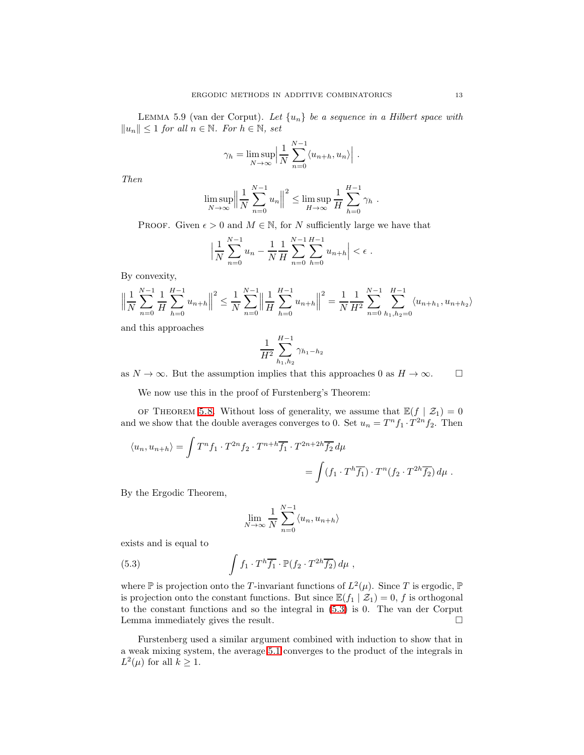Lemma 5.9 (van der Corput). *Let $\{u_n\}$ be a sequence in a Hilbert space with $\|u_n\| \leq 1$ for all $n \in \mathbb{N}$. For $h \in \mathbb{N}$, set*

$$\gamma_h = \limsup_{N\to\infty} \Big| \frac{1}{N} \sum_{n=0}^{N-1} \langle u_{n+h}, u_n \rangle \Big| \ .$$

*Then*

$$\limsup_{N\to\infty} \Big\| \frac{1}{N} \sum_{n=0}^{N-1} u_n \Big\|^2 \leq \limsup_{H\to\infty} \frac{1}{H} \sum_{h=0}^{H-1} \gamma_h \ .$$

Proof. Given $\epsilon > 0$ and $M \in \mathbb{N}$, for $N$ sufficiently large we have that

$$\Big| \frac{1}{N} \sum_{n=0}^{N-1} u_n - \frac{1}{N} \frac{1}{H} \sum_{n=0}^{N-1} \sum_{h=0}^{H-1} u_{n+h} \Big| < \epsilon \ .$$

By convexity,

$$\Big\| \frac{1}{N} \sum_{n=0}^{N-1} \frac{1}{H} \sum_{h=0}^{H-1} u_{n+h} \Big\|^2 \leq \frac{1}{N} \sum_{n=0}^{N-1} \Big\| \frac{1}{H} \sum_{h=0}^{H-1} u_{n+h} \Big\|^2 = \frac{1}{N} \frac{1}{H^2} \sum_{n=0}^{N-1} \sum_{h_1, h_2=0}^{H-1} \langle u_{n+h_1}, u_{n+h_2} \rangle$$

and this approaches

$$\frac{1}{H^2} \sum_{h_1, h_2}^{H-1} \gamma_{h_1 - h_2}$$

as $N \to \infty$. But the assumption implies that this approaches 0 as $H \to \infty$. $\square$

We now use this in the proof of Furstenberg's Theorem:

of Theorem 5.8. Without loss of generality, we assume that $\mathbb{E}(f \mid \mathcal{Z}_1) = 0$ and we show that the double averages converges to 0. Set $u_n = T^n f_1 \cdot T^{2n} f_2$. Then

$$\langle u_n, u_{n+h} \rangle = \int T^n f_1 \cdot T^{2n} f_2 \cdot T^{n+h} \overline{f_1} \cdot T^{2n+2h} \overline{f_2} \, d\mu$$
$$= \int (f_1 \cdot T^h \overline{f_1}) \cdot T^n (f_2 \cdot T^{2h} \overline{f_2}) \, d\mu \ .$$

By the Ergodic Theorem,

$$\lim_{N\to\infty} \frac{1}{N} \sum_{n=0}^{N-1} \langle u_n, u_{n+h} \rangle$$

exists and is equal to

$$\int f_1 \cdot T^h \overline{f_1} \cdot \mathbb{P}(f_2 \cdot T^{2h} \overline{f_2}) \, d\mu \ , \tag{5.3}$$

where $\mathbb{P}$ is projection onto the $T$-invariant functions of $L^2(\mu)$. Since $T$ is ergodic, $\mathbb{P}$ is projection onto the constant functions. But since $\mathbb{E}(f_1 \mid \mathcal{Z}_1) = 0$, $f$ is orthogonal to the constant functions and so the integral in (5.3) is 0. The van der Corput Lemma immediately gives the result. $\square$

Furstenberg used a similar argument combined with induction to show that in a weak mixing system, the average 5.1 converges to the product of the integrals in $L^2(\mu)$ for all $k \geq 1$.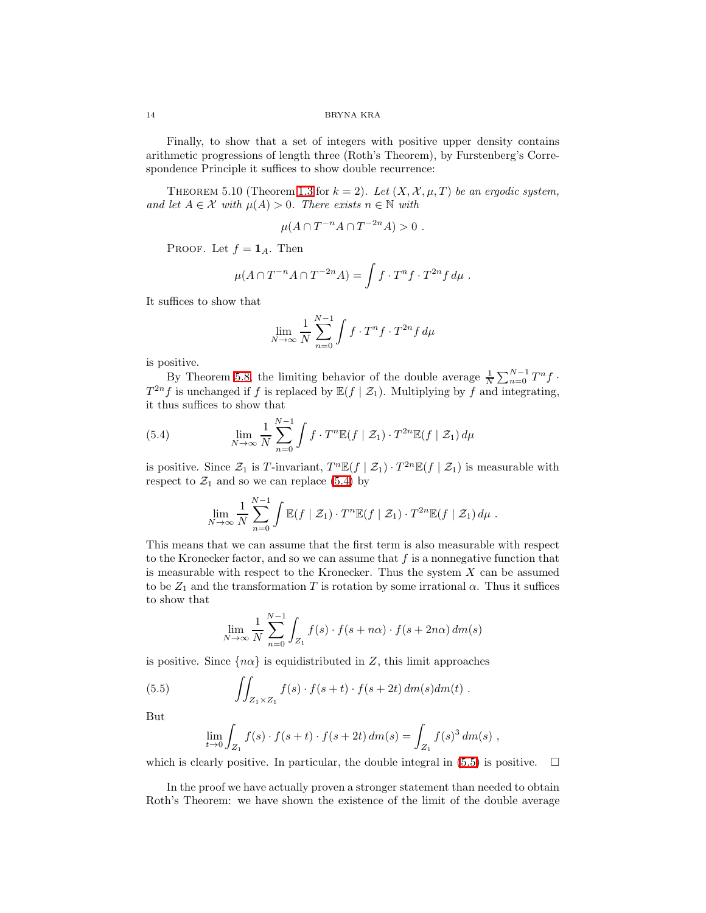Finally, to show that a set of integers with positive upper density contains arithmetic progressions of length three (Roth's Theorem), by Furstenberg's Correspondence Principle it suffices to show double recurrence:

Theorem 5.10 (Theorem 1.3 for $k = 2$). *Let $(X, \mathcal{X}, \mu, T)$ be an ergodic system, and let $A \in \mathcal{X}$ with $\mu(A) > 0$. There exists $n \in \mathbb{N}$ with*

$$\mu(A \cap T^{-n}A \cap T^{-2n}A) > 0 \ .$$

Proof. Let $f = \mathbf{1}_A$. Then

$$\mu(A \cap T^{-n}A \cap T^{-2n}A) = \int f \cdot T^n f \cdot T^{2n} f \, d\mu \ .$$

It suffices to show that

$$\lim_{N\to\infty} \frac{1}{N} \sum_{n=0}^{N-1} \int f \cdot T^n f \cdot T^{2n} f \, d\mu$$

is positive.

By Theorem 5.8, the limiting behavior of the double average $\frac{1}{N}\sum_{n=0}^{N-1} T^n f \cdot T^{2n} f$ is unchanged if $f$ is replaced by $\mathbb{E}(f \mid \mathcal{Z}_1)$. Multiplying by $f$ and integrating, it thus suffices to show that

$$\lim_{N\to\infty} \frac{1}{N} \sum_{n=0}^{N-1} \int f \cdot T^n \mathbb{E}(f \mid \mathcal{Z}_1) \cdot T^{2n}\mathbb{E}(f \mid \mathcal{Z}_1) \, d\mu \tag{5.4}$$

is positive. Since $\mathcal{Z}_1$ is $T$-invariant, $T^n\mathbb{E}(f \mid \mathcal{Z}_1) \cdot T^{2n}\mathbb{E}(f \mid \mathcal{Z}_1)$ is measurable with respect to $\mathcal{Z}_1$ and so we can replace (5.4) by

$$\lim_{N\to\infty} \frac{1}{N} \sum_{n=0}^{N-1} \int \mathbb{E}(f \mid \mathcal{Z}_1) \cdot T^n \mathbb{E}(f \mid \mathcal{Z}_1) \cdot T^{2n}\mathbb{E}(f \mid \mathcal{Z}_1) \, d\mu \ .$$

This means that we can assume that the first term is also measurable with respect to the Kronecker factor, and so we can assume that $f$ is a nonnegative function that is measurable with respect to the Kronecker. Thus the system $X$ can be assumed to be $Z_1$ and the transformation $T$ is rotation by some irrational $\alpha$. Thus it suffices to show that

$$\lim_{N\to\infty} \frac{1}{N} \sum_{n=0}^{N-1} \int_{Z_1} f(s) \cdot f(s + n\alpha) \cdot f(s + 2n\alpha) \, dm(s)$$

is positive. Since $\{n\alpha\}$ is equidistributed in $Z$, this limit approaches

$$\iint_{Z_1 \times Z_1} f(s) \cdot f(s+t) \cdot f(s+2t) \, dm(s) dm(t) \ . \tag{5.5}$$

But

$$\lim_{t\to 0} \int_{Z_1} f(s) \cdot f(s+t) \cdot f(s+2t) \, dm(s) = \int_{Z_1} f(s)^3 \, dm(s) \ ,$$

which is clearly positive. In particular, the double integral in (5.5) is positive. $\square$

In the proof we have actually proven a stronger statement than needed to obtain Roth's Theorem: we have shown the existence of the limit of the double average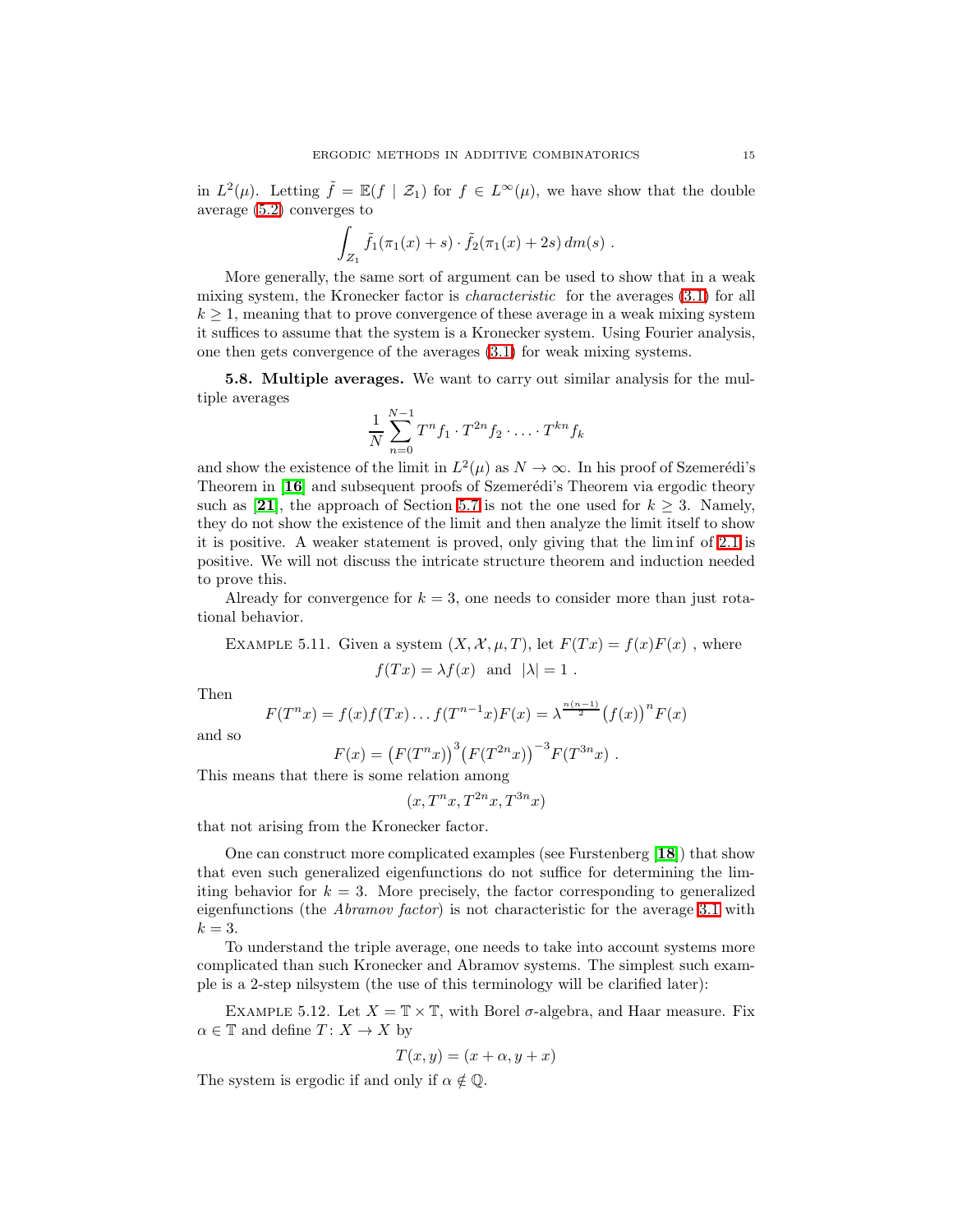in $L^2(\mu)$. Letting $\tilde{f} = \mathbb{E}(f \mid \mathcal{Z}_1)$ for $f \in L^\infty(\mu)$, we have show that the double average (5.2) converges to

$$\int_{Z_1} \tilde{f}_1(\pi_1(x) + s) \cdot \tilde{f}_2(\pi_1(x) + 2s)\, dm(s)\ .$$

More generally, the same sort of argument can be used to show that in a weak mixing system, the Kronecker factor is *characteristic* for the averages (3.1) for all $k \geq 1$, meaning that to prove convergence of these average in a weak mixing system it suffices to assume that the system is a Kronecker system. Using Fourier analysis, one then gets convergence of the averages (3.1) for weak mixing systems.

**5.8. Multiple averages.** We want to carry out similar analysis for the multiple averages

$$\frac{1}{N}\sum_{n=0}^{N-1} T^n f_1 \cdot T^{2n} f_2 \cdot \ldots \cdot T^{kn} f_k$$

and show the existence of the limit in $L^2(\mu)$ as $N \to \infty$. In his proof of Szemerédi's Theorem in [**16**] and subsequent proofs of Szemerédi's Theorem via ergodic theory such as [**21**], the approach of Section 5.7 is not the one used for $k \geq 3$. Namely, they do not show the existence of the limit and then analyze the limit itself to show it is positive. A weaker statement is proved, only giving that the lim inf of 2.1 is positive. We will not discuss the intricate structure theorem and induction needed to prove this.

Already for convergence for $k = 3$, one needs to consider more than just rotational behavior.

Example 5.11. Given a system $(X, \mathcal{X}, \mu, T)$, let $F(Tx) = f(x)F(x)$ , where

$$f(Tx) = \lambda f(x) \ \text{ and } \ |\lambda| = 1\ .$$

Then

$$F(T^n x) = f(x) f(Tx) \ldots f(T^{n-1}x) F(x) = \lambda^{\frac{n(n-1)}{2}} \big(f(x)\big)^n F(x)$$

and so

$$F(x) = \big(F(T^n x)\big)^3 \big(F(T^{2n}x)\big)^{-3} F(T^{3n}x)\ .$$

This means that there is some relation among

$$(x, T^n x, T^{2n}x, T^{3n}x)$$

that not arising from the Kronecker factor.

One can construct more complicated examples (see Furstenberg [**18**]) that show that even such generalized eigenfunctions do not suffice for determining the limiting behavior for $k = 3$. More precisely, the factor corresponding to generalized eigenfunctions (the *Abramov factor*) is not characteristic for the average 3.1 with $k = 3$.

To understand the triple average, one needs to take into account systems more complicated than such Kronecker and Abramov systems. The simplest such example is a 2-step nilsystem (the use of this terminology will be clarified later):

Example 5.12. Let $X = \mathbb{T} \times \mathbb{T}$, with Borel $\sigma$-algebra, and Haar measure. Fix $\alpha \in \mathbb{T}$ and define $T\colon X \to X$ by

$$T(x, y) = (x + \alpha, y + x)$$

The system is ergodic if and only if $\alpha \notin \mathbb{Q}$.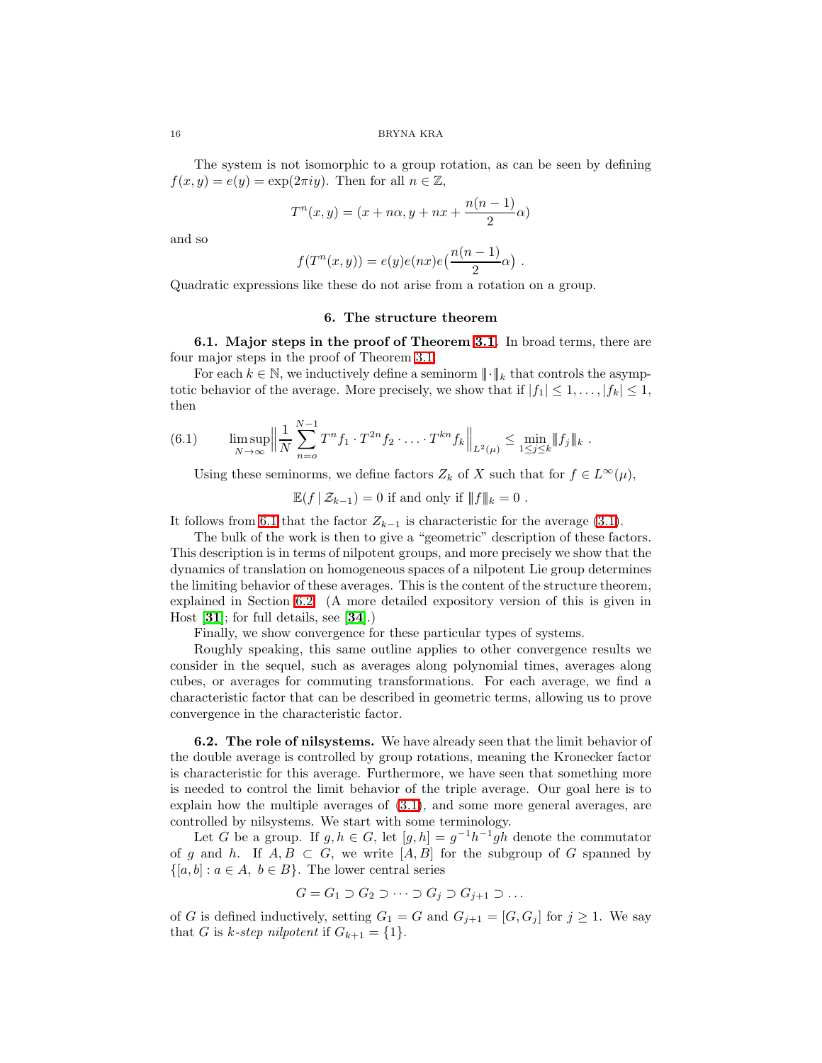The system is not isomorphic to a group rotation, as can be seen by defining $f(x, y) = e(y) = \exp(2\pi i y)$. Then for all $n \in \mathbb{Z}$,

$$T^n(x, y) = (x + n\alpha, y + nx + \frac{n(n-1)}{2}\alpha)$$

and so

$$f(T^n(x, y)) = e(y)e(nx)e\big(\frac{n(n-1)}{2}\alpha\big) .$$

Quadratic expressions like these do not arise from a rotation on a group.

## 6. The structure theorem

**6.1. Major steps in the proof of Theorem 3.1.** In broad terms, there are four major steps in the proof of Theorem 3.1.

For each $k \in \mathbb{N}$, we inductively define a seminorm $\|\!|\cdot|\!\|_k$ that controls the asymptotic behavior of the average. More precisely, we show that if $|f_1| \leq 1, \ldots, |f_k| \leq 1$, then

$$\limsup_{N\to\infty} \Big\| \frac{1}{N}\sum_{n=o}^{N-1} T^n f_1 \cdot T^{2n} f_2 \cdot \ldots \cdot T^{kn} f_k \Big\|_{L^2(\mu)} \leq \min_{1\leq j\leq k} \|\!|f_j|\!\|_k \ . \tag{6.1}$$

Using these seminorms, we define factors $Z_k$ of $X$ such that for $f \in L^\infty(\mu)$,

$$\mathbb{E}(f \mid \mathcal{Z}_{k-1}) = 0 \text{ if and only if } \|\!|f|\!\|_k = 0 \ .$$

It follows from 6.1 that the factor $Z_{k-1}$ is characteristic for the average (3.1).

The bulk of the work is then to give a "geometric" description of these factors. This description is in terms of nilpotent groups, and more precisely we show that the dynamics of translation on homogeneous spaces of a nilpotent Lie group determines the limiting behavior of these averages. This is the content of the structure theorem, explained in Section 6.2. (A more detailed expository version of this is given in Host [**31**]; for full details, see [**34**].)

Finally, we show convergence for these particular types of systems.

Roughly speaking, this same outline applies to other convergence results we consider in the sequel, such as averages along polynomial times, averages along cubes, or averages for commuting transformations. For each average, we find a characteristic factor that can be described in geometric terms, allowing us to prove convergence in the characteristic factor.

**6.2. The role of nilsystems.** We have already seen that the limit behavior of the double average is controlled by group rotations, meaning the Kronecker factor is characteristic for this average. Furthermore, we have seen that something more is needed to control the limit behavior of the triple average. Our goal here is to explain how the multiple averages of (3.1), and some more general averages, are controlled by nilsystems. We start with some terminology.

Let $G$ be a group. If $g, h \in G$, let $[g, h] = g^{-1}h^{-1}gh$ denote the commutator of $g$ and $h$. If $A, B \subset G$, we write $[A, B]$ for the subgroup of $G$ spanned by $\{[a, b] : a \in A,\ b \in B\}$. The lower central series

$$G = G_1 \supset G_2 \supset \cdots \supset G_j \supset G_{j+1} \supset \ldots$$

of $G$ is defined inductively, setting $G_1 = G$ and $G_{j+1} = [G, G_j]$ for $j \geq 1$. We say that $G$ is *$k$-step nilpotent* if $G_{k+1} = \{1\}$.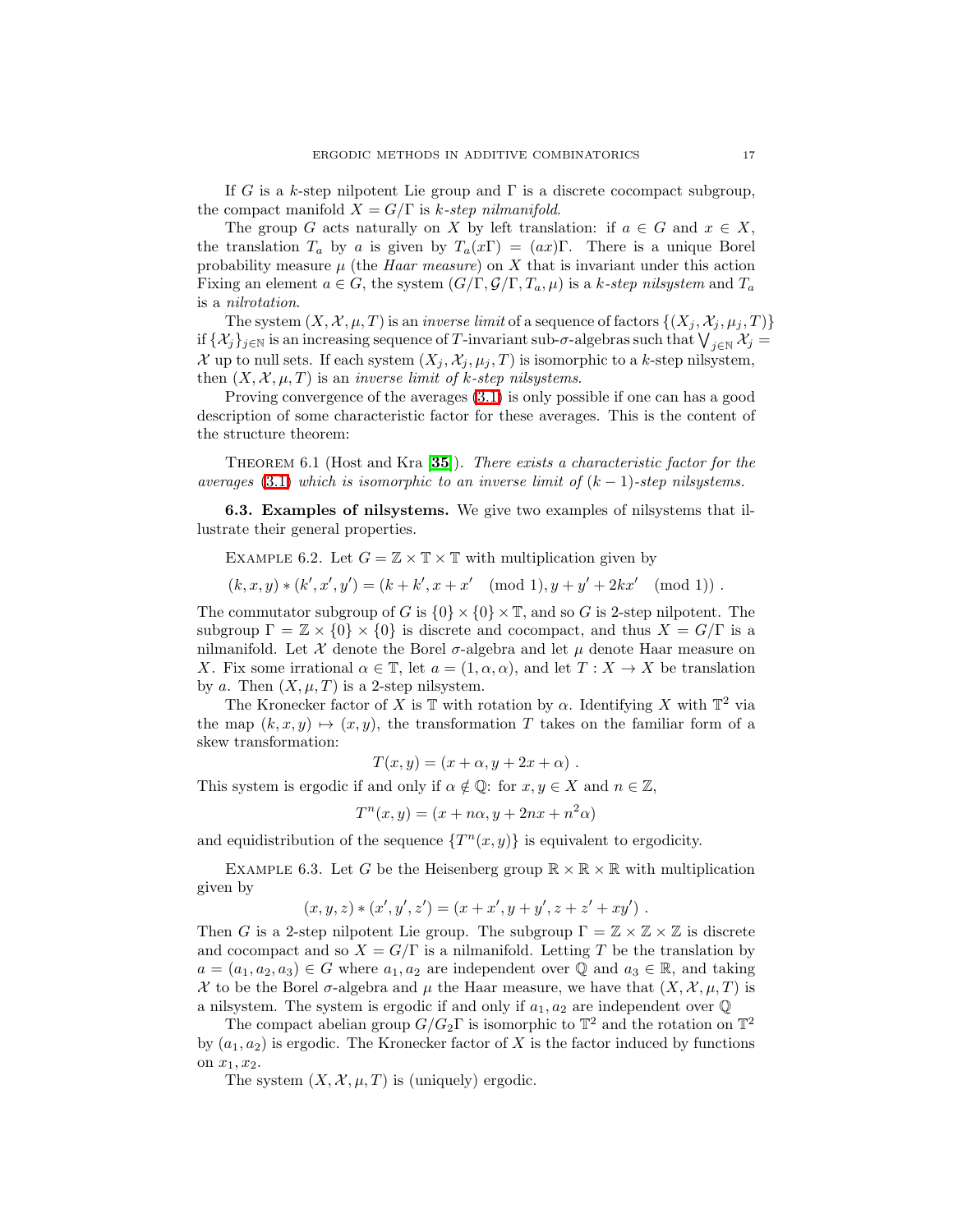If $G$ is a $k$-step nilpotent Lie group and $\Gamma$ is a discrete cocompact subgroup, the compact manifold $X = G/\Gamma$ is *$k$-step nilmanifold*.

The group $G$ acts naturally on $X$ by left translation: if $a \in G$ and $x \in X$, the translation $T_a$ by $a$ is given by $T_a(x\Gamma) = (ax)\Gamma$. There is a unique Borel probability measure $\mu$ (the *Haar measure*) on $X$ that is invariant under this action Fixing an element $a \in G$, the system $(G/\Gamma, \mathcal{G}/\Gamma, T_a, \mu)$ is a *$k$-step nilsystem* and $T_a$ is a *nilrotation*.

The system $(X, \mathcal{X}, \mu, T)$ is an *inverse limit* of a sequence of factors $\{(X_j, \mathcal{X}_j, \mu_j, T)\}$ if $\{\mathcal{X}_j\}_{j\in\mathbb{N}}$ is an increasing sequence of $T$-invariant sub-$\sigma$-algebras such that $\bigvee_{j\in\mathbb{N}} \mathcal{X}_j = \mathcal{X}$ up to null sets. If each system $(X_j, \mathcal{X}_j, \mu_j, T)$ is isomorphic to a $k$-step nilsystem, then $(X, \mathcal{X}, \mu, T)$ is an *inverse limit of $k$-step nilsystems*.

Proving convergence of the averages (3.1) is only possible if one can has a good description of some characteristic factor for these averages. This is the content of the structure theorem:

Theorem 6.1 (Host and Kra [**35**]). *There exists a characteristic factor for the averages* (3.1) *which is isomorphic to an inverse limit of $(k-1)$-step nilsystems.*

**6.3. Examples of nilsystems.** We give two examples of nilsystems that illustrate their general properties.

Example 6.2. Let $G = \mathbb{Z} \times \mathbb{T} \times \mathbb{T}$ with multiplication given by

$$(k, x, y) * (k', x', y') = (k + k', x + x' \pmod 1, y + y' + 2kx' \pmod 1)) .$$

The commutator subgroup of $G$ is $\{0\} \times \{0\} \times \mathbb{T}$, and so $G$ is 2-step nilpotent. The subgroup $\Gamma = \mathbb{Z} \times \{0\} \times \{0\}$ is discrete and cocompact, and thus $X = G/\Gamma$ is a nilmanifold. Let $\mathcal{X}$ denote the Borel $\sigma$-algebra and let $\mu$ denote Haar measure on $X$. Fix some irrational $\alpha \in \mathbb{T}$, let $a = (1, \alpha, \alpha)$, and let $T\colon X \to X$ be translation by $a$. Then $(X, \mu, T)$ is a 2-step nilsystem.

The Kronecker factor of $X$ is $\mathbb{T}$ with rotation by $\alpha$. Identifying $X$ with $\mathbb{T}^2$ via the map $(k, x, y) \mapsto (x, y)$, the transformation $T$ takes on the familiar form of a skew transformation:

$$T(x, y) = (x + \alpha, y + 2x + \alpha) .$$

This system is ergodic if and only if $\alpha \notin \mathbb{Q}$: for $x, y \in X$ and $n \in \mathbb{Z}$,

$$T^n(x, y) = (x + n\alpha, y + 2nx + n^2\alpha)$$

and equidistribution of the sequence $\{T^n(x, y)\}$ is equivalent to ergodicity.

Example 6.3. Let $G$ be the Heisenberg group $\mathbb{R} \times \mathbb{R} \times \mathbb{R}$ with multiplication given by

$$(x, y, z) * (x', y', z') = (x + x', y + y', z + z' + xy') .$$

Then $G$ is a 2-step nilpotent Lie group. The subgroup $\Gamma = \mathbb{Z} \times \mathbb{Z} \times \mathbb{Z}$ is discrete and cocompact and so $X = G/\Gamma$ is a nilmanifold. Letting $T$ be the translation by $a = (a_1, a_2, a_3) \in G$ where $a_1, a_2$ are independent over $\mathbb{Q}$ and $a_3 \in \mathbb{R}$, and taking $\mathcal{X}$ to be the Borel $\sigma$-algebra and $\mu$ the Haar measure, we have that $(X, \mathcal{X}, \mu, T)$ is a nilsystem. The system is ergodic if and only if $a_1, a_2$ are independent over $\mathbb{Q}$

The compact abelian group $G/G_2\Gamma$ is isomorphic to $\mathbb{T}^2$ and the rotation on $\mathbb{T}^2$ by $(a_1, a_2)$ is ergodic. The Kronecker factor of $X$ is the factor induced by functions on $x_1, x_2$.

The system $(X, \mathcal{X}, \mu, T)$ is (uniquely) ergodic.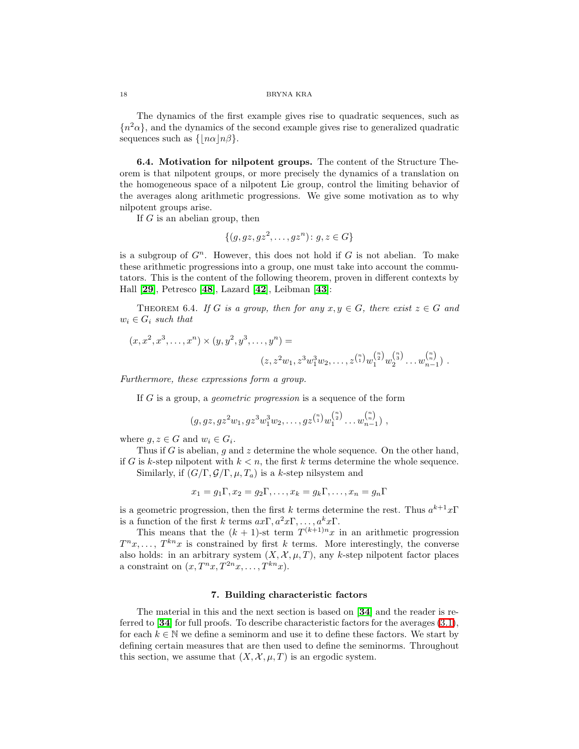The dynamics of the first example gives rise to quadratic sequences, such as $\{n^2\alpha\}$, and the dynamics of the second example gives rise to generalized quadratic sequences such as $\{\lfloor n\alpha \rfloor n\beta\}$.

**6.4. Motivation for nilpotent groups.** The content of the Structure Theorem is that nilpotent groups, or more precisely the dynamics of a translation on the homogeneous space of a nilpotent Lie group, control the limiting behavior of the averages along arithmetic progressions. We give some motivation as to why nilpotent groups arise.

If $G$ is an abelian group, then

$$\{(g, gz, gz^2, \ldots, gz^n) \colon g, z \in G\}$$

is a subgroup of $G^n$. However, this does not hold if $G$ is not abelian. To make these arithmetic progressions into a group, one must take into account the commutators. This is the content of the following theorem, proven in different contexts by Hall [**29**], Petresco [**48**], Lazard [**42**], Leibman [**43**]:

THEOREM 6.4. *If $G$ is a group, then for any $x, y \in G$, there exist $z \in G$ and $w_i \in G_i$ such that*

$$(x, x^2, x^3, \ldots, x^n) \times (y, y^2, y^3, \ldots, y^n) = \\ (z, z^2 w_1, z^3 w_1^3 w_2, \ldots, z^{\binom{n}{1}} w_1^{\binom{n}{2}} w_2^{\binom{n}{3}} \ldots w_{n-1}^{\binom{n}{n}}) \ .$$

*Furthermore, these expressions form a group.*

If $G$ is a group, a *geometric progression* is a sequence of the form

$$(g, gz, gz^2 w_1, gz^3 w_1^3 w_2, \ldots, gz^{\binom{n}{1}} w_1^{\binom{n}{2}} \ldots w_{n-1}^{\binom{n}{n}}) \ ,$$

where $g, z \in G$ and $w_i \in G_i$.

Thus if $G$ is abelian, $g$ and $z$ determine the whole sequence. On the other hand, if $G$ is $k$-step nilpotent with $k < n$, the first $k$ terms determine the whole sequence.

Similarly, if $(G/\Gamma, \mathcal{G}/\Gamma, \mu, T_a)$ is a $k$-step nilsystem and

$$x_1 = g_1\Gamma, x_2 = g_2\Gamma, \ldots, x_k = g_k\Gamma, \ldots, x_n = g_n\Gamma$$

is a geometric progression, then the first $k$ terms determine the rest. Thus $a^{k+1}x\Gamma$ is a function of the first $k$ terms $ax\Gamma, a^2x\Gamma, \ldots, a^kx\Gamma$.

This means that the $(k+1)$-st term $T^{(k+1)n}x$ in an arithmetic progression $T^n x, \ldots, T^{kn}x$ is constrained by first $k$ terms. More interestingly, the converse also holds: in an arbitrary system $(X, \mathcal{X}, \mu, T)$, any $k$-step nilpotent factor places a constraint on $(x, T^n x, T^{2n} x, \ldots, T^{kn} x)$.

## 7. Building characteristic factors

The material in this and the next section is based on [**34**] and the reader is referred to [**34**] for full proofs. To describe characteristic factors for the averages (3.1), for each $k \in \mathbb{N}$ we define a seminorm and use it to define these factors. We start by defining certain measures that are then used to define the seminorms. Throughout this section, we assume that $(X, \mathcal{X}, \mu, T)$ is an ergodic system.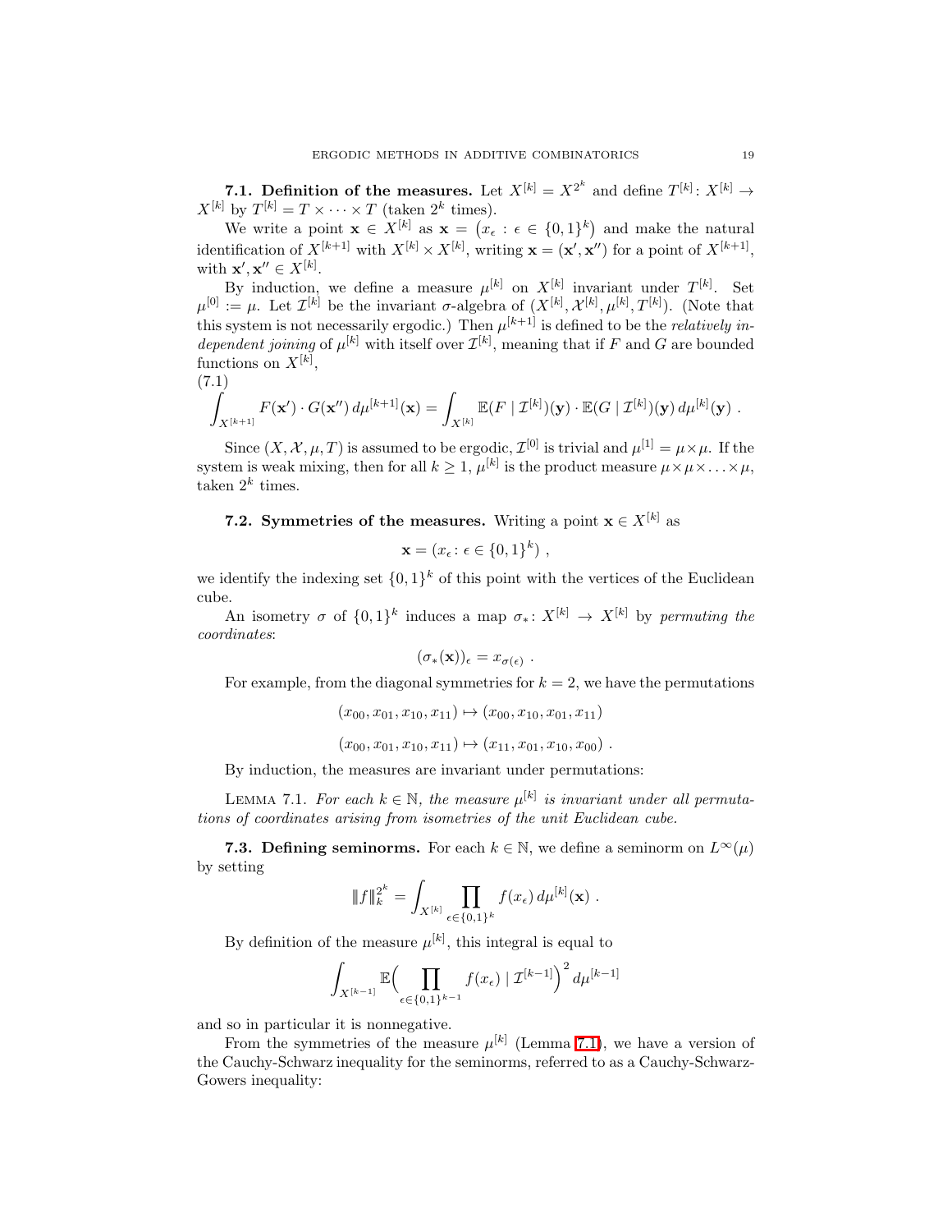**7.1. Definition of the measures.** Let $X^{[k]} = X^{2^k}$ and define $T^{[k]} \colon X^{[k]} \to X^{[k]}$ by $T^{[k]} = T \times \cdots \times T$ (taken $2^k$ times).

We write a point $\mathbf{x} \in X^{[k]}$ as $\mathbf{x} = \big(x_\epsilon : \epsilon \in \{0,1\}^k\big)$ and make the natural identification of $X^{[k+1]}$ with $X^{[k]} \times X^{[k]}$, writing $\mathbf{x} = (\mathbf{x}', \mathbf{x}'')$ for a point of $X^{[k+1]}$, with $\mathbf{x}', \mathbf{x}'' \in X^{[k]}$.

By induction, we define a measure $\mu^{[k]}$ on $X^{[k]}$ invariant under $T^{[k]}$. Set $\mu^{[0]} := \mu$. Let $\mathcal{I}^{[k]}$ be the invariant $\sigma$-algebra of $(X^{[k]}, \mathcal{X}^{[k]}, \mu^{[k]}, T^{[k]})$. (Note that this system is not necessarily ergodic.) Then $\mu^{[k+1]}$ is defined to be the *relatively independent joining* of $\mu^{[k]}$ with itself over $\mathcal{I}^{[k]}$, meaning that if $F$ and $G$ are bounded functions on $X^{[k]}$,

(7.1)
$$\int_{X^{[k+1]}} F(\mathbf{x}') \cdot G(\mathbf{x}'') \, d\mu^{[k+1]}(\mathbf{x}) = \int_{X^{[k]}} \mathbb{E}(F \mid \mathcal{I}^{[k]})(\mathbf{y}) \cdot \mathbb{E}(G \mid \mathcal{I}^{[k]})(\mathbf{y}) \, d\mu^{[k]}(\mathbf{y}) \ .$$

Since $(X, \mathcal{X}, \mu, T)$ is assumed to be ergodic, $\mathcal{I}^{[0]}$ is trivial and $\mu^{[1]} = \mu \times \mu$. If the system is weak mixing, then for all $k \geq 1$, $\mu^{[k]}$ is the product measure $\mu \times \mu \times \ldots \times \mu$, taken $2^k$ times.

**7.2. Symmetries of the measures.** Writing a point $\mathbf{x} \in X^{[k]}$ as

$$\mathbf{x} = (x_\epsilon \colon \epsilon \in \{0,1\}^k) \ ,$$

we identify the indexing set $\{0,1\}^k$ of this point with the vertices of the Euclidean cube.

An isometry $\sigma$ of $\{0,1\}^k$ induces a map $\sigma_* \colon X^{[k]} \to X^{[k]}$ by *permuting the coordinates*:

$$(\sigma_*(\mathbf{x}))_\epsilon = x_{\sigma(\epsilon)} \ .$$

For example, from the diagonal symmetries for $k = 2$, we have the permutations

$$(x_{00}, x_{01}, x_{10}, x_{11}) \mapsto (x_{00}, x_{10}, x_{01}, x_{11})$$

$$(x_{00}, x_{01}, x_{10}, x_{11}) \mapsto (x_{11}, x_{01}, x_{10}, x_{00}) \ .$$

By induction, the measures are invariant under permutations:

Lemma 7.1. *For each $k \in \mathbb{N}$, the measure $\mu^{[k]}$ is invariant under all permutations of coordinates arising from isometries of the unit Euclidean cube.*

**7.3. Defining seminorms.** For each $k \in \mathbb{N}$, we define a seminorm on $L^\infty(\mu)$ by setting

$$|\!|\!| f |\!|\!|_k^{2^k} = \int_{X^{[k]}} \prod_{\epsilon \in \{0,1\}^k} f(x_\epsilon) \, d\mu^{[k]}(\mathbf{x}) \ .$$

By definition of the measure $\mu^{[k]}$, this integral is equal to

$$\int_{X^{[k-1]}} \mathbb{E}\Big( \prod_{\epsilon \in \{0,1\}^{k-1}} f(x_\epsilon) \mid \mathcal{I}^{[k-1]} \Big)^2 \, d\mu^{[k-1]}$$

and so in particular it is nonnegative.

From the symmetries of the measure $\mu^{[k]}$ (Lemma 7.1), we have a version of the Cauchy-Schwarz inequality for the seminorms, referred to as a Cauchy-Schwarz-Gowers inequality: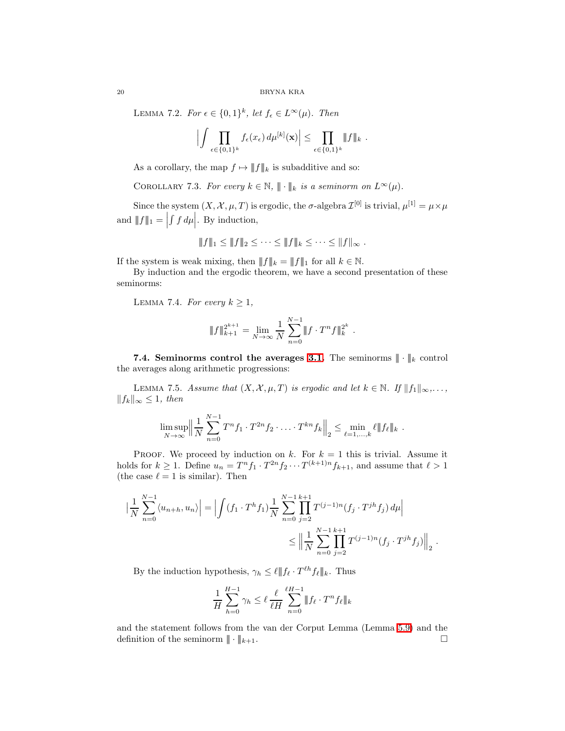Lemma 7.2. *For $\epsilon \in \{0,1\}^k$, let $f_\epsilon \in L^\infty(\mu)$. Then*

$$\Big| \int \prod_{\epsilon \in \{0,1\}^k} f_\epsilon(x_\epsilon)\, d\mu^{[k]}(\mathbf{x}) \Big| \leq \prod_{\epsilon \in \{0,1\}^k} |\!|\!| f |\!|\!|_k \ .$$

As a corollary, the map $f \mapsto |\!|\!| f |\!|\!|_k$ is subadditive and so:

Corollary 7.3. *For every $k \in \mathbb{N}$, $|\!|\!| \cdot |\!|\!|_k$ is a seminorm on $L^\infty(\mu)$.*

Since the system $(X, \mathcal{X}, \mu, T)$ is ergodic, the $\sigma$-algebra $\mathcal{I}^{[0]}$ is trivial, $\mu^{[1]} = \mu \times \mu$ and $|\!|\!| f |\!|\!|_1 = \left| \int f\, d\mu \right|$. By induction,

$$|\!|\!| f |\!|\!|_1 \leq |\!|\!| f |\!|\!|_2 \leq \cdots \leq |\!|\!| f |\!|\!|_k \leq \cdots \leq \| f \|_\infty \ .$$

If the system is weak mixing, then $|\!|\!| f |\!|\!|_k = |\!|\!| f |\!|\!|_1$ for all $k \in \mathbb{N}$.

By induction and the ergodic theorem, we have a second presentation of these seminorms:

Lemma 7.4. *For every $k \geq 1$,*

$$|\!|\!| f |\!|\!|_{k+1}^{2^{k+1}} = \lim_{N\to\infty} \frac{1}{N} \sum_{n=0}^{N-1} |\!|\!| f \cdot T^n f |\!|\!|_k^{2^k} \ .$$

**7.4. Seminorms control the averages 3.1.** The seminorms $|\!|\!| \cdot |\!|\!|_k$ control the averages along arithmetic progressions:

Lemma 7.5. *Assume that $(X, \mathcal{X}, \mu, T)$ is ergodic and let $k \in \mathbb{N}$. If $\|f_1\|_\infty, \ldots, \|f_k\|_\infty \leq 1$, then*

$$\limsup_{N\to\infty} \Big\| \frac{1}{N} \sum_{n=0}^{N-1} T^n f_1 \cdot T^{2n} f_2 \cdot \ldots \cdot T^{kn} f_k \Big\|_2 \leq \min_{\ell = 1, \ldots, k} \ell |\!|\!| f_\ell |\!|\!|_k \ .$$

Proof. We proceed by induction on $k$. For $k = 1$ this is trivial. Assume it holds for $k \geq 1$. Define $u_n = T^n f_1 \cdot T^{2n} f_2 \cdots T^{(k+1)n} f_{k+1}$, and assume that $\ell > 1$ (the case $\ell = 1$ is similar). Then

$$\begin{aligned}
\Big| \frac{1}{N} \sum_{n=0}^{N-1} \langle u_{n+h}, u_n \rangle \Big| &= \Big| \int (f_1 \cdot T^h f_1) \frac{1}{N} \sum_{n=0}^{N-1} \prod_{j=2}^{k+1} T^{(j-1)n} (f_j \cdot T^{jh} f_j)\, d\mu \Big| \\
&\leq \Big\| \frac{1}{N} \sum_{n=0}^{N-1} \prod_{j=2}^{k+1} T^{(j-1)n} (f_j \cdot T^{jh} f_j) \Big\|_2 \ .
\end{aligned}$$

By the induction hypothesis, $\gamma_h \leq \ell |\!|\!| f_\ell \cdot T^{\ell h} f_\ell |\!|\!|_k$. Thus

$$\frac{1}{H} \sum_{h=0}^{H-1} \gamma_h \leq \ell \, \frac{\ell}{\ell H} \sum_{n=0}^{\ell H - 1} |\!|\!| f_\ell \cdot T^n f_\ell |\!|\!|_k$$

and the statement follows from the van der Corput Lemma (Lemma 5.9) and the definition of the seminorm $|\!|\!| \cdot |\!|\!|_{k+1}$. $\square$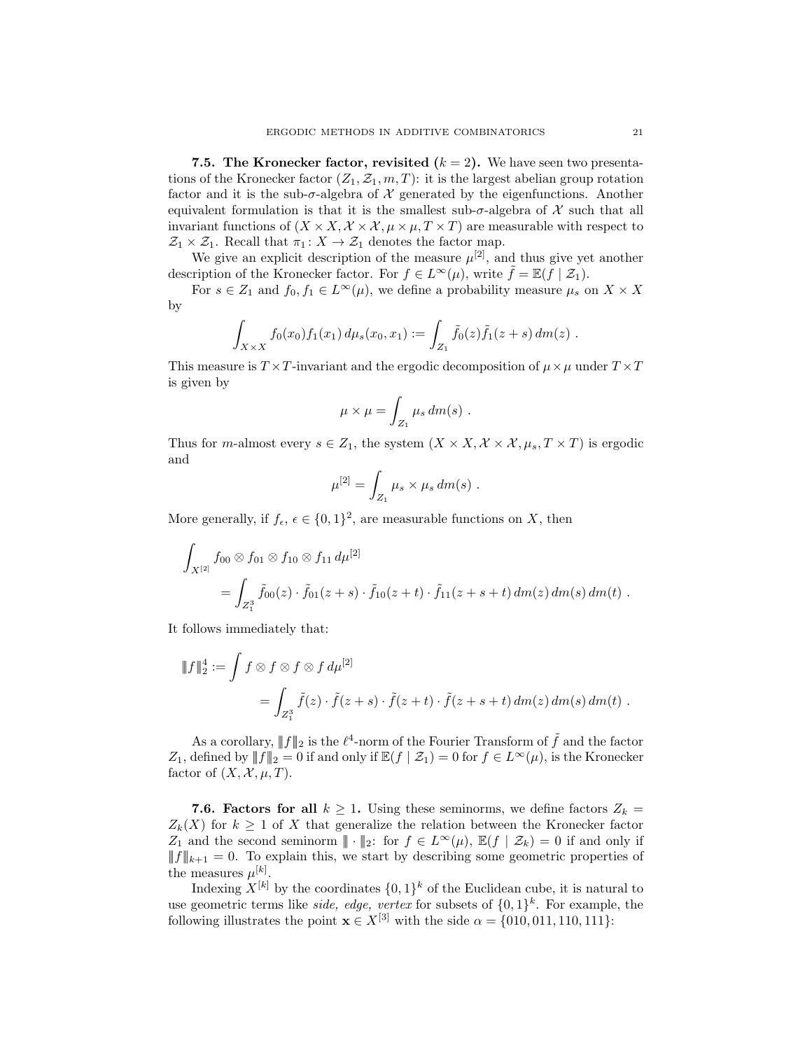**7.5. The Kronecker factor, revisited ($k = 2$).** We have seen two presentations of the Kronecker factor $(Z_1, \mathcal{Z}_1, m, T)$: it is the largest abelian group rotation factor and it is the sub-$\sigma$-algebra of $\mathcal{X}$ generated by the eigenfunctions. Another equivalent formulation is that it is the smallest sub-$\sigma$-algebra of $\mathcal{X}$ such that all invariant functions of $(X \times X, \mathcal{X} \times \mathcal{X}, \mu \times \mu, T \times T)$ are measurable with respect to $\mathcal{Z}_1 \times \mathcal{Z}_1$. Recall that $\pi_1 \colon X \to \mathcal{Z}_1$ denotes the factor map.

We give an explicit description of the measure $\mu^{[2]}$, and thus give yet another description of the Kronecker factor. For $f \in L^\infty(\mu)$, write $\tilde{f} = \mathbb{E}(f \mid \mathcal{Z}_1)$.

For $s \in Z_1$ and $f_0, f_1 \in L^\infty(\mu)$, we define a probability measure $\mu_s$ on $X \times X$ by

$$\int_{X \times X} f_0(x_0) f_1(x_1)\, d\mu_s(x_0, x_1) := \int_{Z_1} \tilde{f}_0(z) \tilde{f}_1(z + s)\, dm(z)\ .$$

This measure is $T \times T$-invariant and the ergodic decomposition of $\mu \times \mu$ under $T \times T$ is given by

$$\mu \times \mu = \int_{Z_1} \mu_s\, dm(s)\ .$$

Thus for $m$-almost every $s \in Z_1$, the system $(X \times X, \mathcal{X} \times \mathcal{X}, \mu_s, T \times T)$ is ergodic and

$$\mu^{[2]} = \int_{Z_1} \mu_s \times \mu_s\, dm(s)\ .$$

More generally, if $f_\epsilon$, $\epsilon \in \{0,1\}^2$, are measurable functions on $X$, then

$$\begin{aligned}
&\int_{X^{[2]}} f_{00} \otimes f_{01} \otimes f_{10} \otimes f_{11}\, d\mu^{[2]} \\
&\qquad = \int_{Z_1^3} \tilde{f}_{00}(z) \cdot \tilde{f}_{01}(z+s) \cdot \tilde{f}_{10}(z+t) \cdot \tilde{f}_{11}(z+s+t)\, dm(z)\, dm(s)\, dm(t)\ .
\end{aligned}$$

It follows immediately that:

$$\begin{aligned}
|||f|||_2^4 &:= \int f \otimes f \otimes f \otimes f\, d\mu^{[2]} \\
&\qquad = \int_{Z_1^3} \tilde{f}(z) \cdot \tilde{f}(z+s) \cdot \tilde{f}(z+t) \cdot \tilde{f}(z+s+t)\, dm(z)\, dm(s)\, dm(t)\ .
\end{aligned}$$

As a corollary, $|||f|||_2$ is the $\ell^4$-norm of the Fourier Transform of $\tilde{f}$ and the factor $Z_1$, defined by $|||f|||_2 = 0$ if and only if $\mathbb{E}(f \mid \mathcal{Z}_1) = 0$ for $f \in L^\infty(\mu)$, is the Kronecker factor of $(X, \mathcal{X}, \mu, T)$.

**7.6. Factors for all $k \geq 1$.** Using these seminorms, we define factors $Z_k = Z_k(X)$ for $k \geq 1$ of $X$ that generalize the relation between the Kronecker factor $Z_1$ and the second seminorm $|||\cdot|||_2$: for $f \in L^\infty(\mu)$, $\mathbb{E}(f \mid \mathcal{Z}_k) = 0$ if and only if $|||f|||_{k+1} = 0$. To explain this, we start by describing some geometric properties of the measures $\mu^{[k]}$.

Indexing $X^{[k]}$ by the coordinates $\{0,1\}^k$ of the Euclidean cube, it is natural to use geometric terms like *side, edge, vertex* for subsets of $\{0,1\}^k$. For example, the following illustrates the point $\mathbf{x} \in X^{[3]}$ with the side $\alpha = \{010, 011, 110, 111\}$: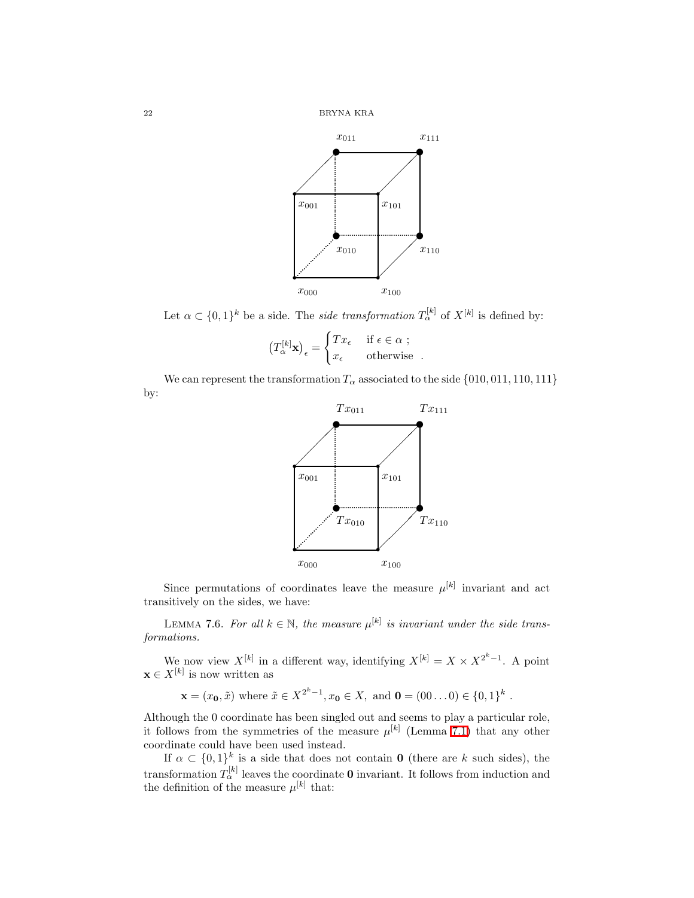Let $\alpha \subset \{0,1\}^k$ be a side. The *side transformation* $T_\alpha^{[k]}$ of $X^{[k]}$ is defined by:

$$\left(T_\alpha^{[k]}\mathbf{x}\right)_\epsilon = \begin{cases} Tx_\epsilon & \text{if } \epsilon \in \alpha \ ; \\ x_\epsilon & \text{otherwise} \ . \end{cases}$$

We can represent the transformation $T_\alpha$ associated to the side $\{010, 011, 110, 111\}$ by:

Since permutations of coordinates leave the measure $\mu^{[k]}$ invariant and act transitively on the sides, we have:

Lemma 7.6. *For all $k \in \mathbb{N}$, the measure $\mu^{[k]}$ is invariant under the side transformations.*

We now view $X^{[k]}$ in a different way, identifying $X^{[k]} = X \times X^{2^k-1}$. A point $\mathbf{x} \in X^{[k]}$ is now written as

$$\mathbf{x} = (x_{\mathbf{0}}, \tilde{x}) \text{ where } \tilde{x} \in X^{2^k-1}, x_{\mathbf{0}} \in X, \text{ and } \mathbf{0} = (00\ldots0) \in \{0,1\}^k \ .$$

Although the 0 coordinate has been singled out and seems to play a particular role, it follows from the symmetries of the measure $\mu^{[k]}$ (Lemma 7.1) that any other coordinate could have been used instead.

If $\alpha \subset \{0,1\}^k$ is a side that does not contain $\mathbf{0}$ (there are $k$ such sides), the transformation $T_\alpha^{[k]}$ leaves the coordinate $\mathbf{0}$ invariant. It follows from induction and the definition of the measure $\mu^{[k]}$ that: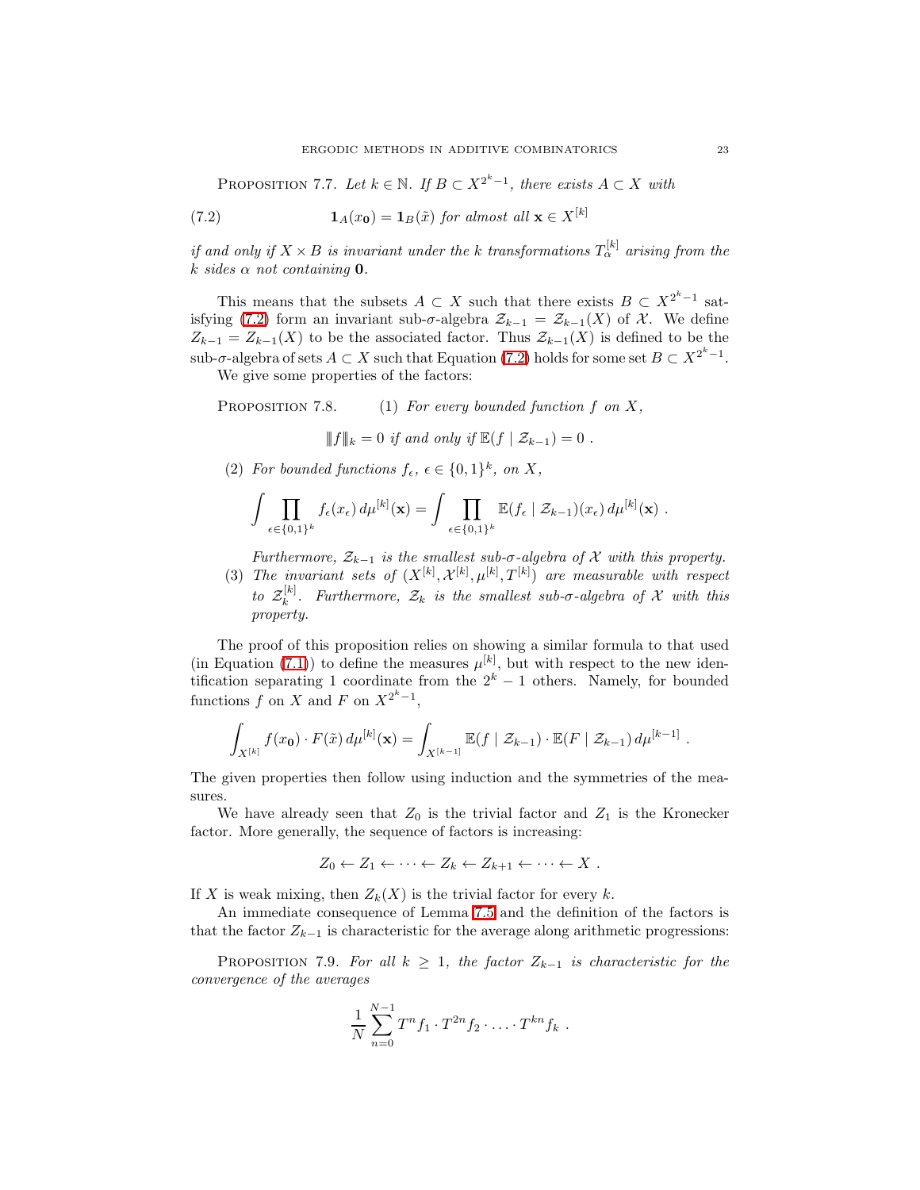Proposition 7.7. *Let $k \in \mathbb{N}$. If $B \subset X^{2^k-1}$, there exists $A \subset X$ with*

$$\mathbf{1}_A(x_{\mathbf{0}}) = \mathbf{1}_B(\tilde{x}) \text{ for almost all } \mathbf{x} \in X^{[k]} \tag{7.2}$$

*if and only if $X \times B$ is invariant under the $k$ transformations $T_\alpha^{[k]}$ arising from the $k$ sides $\alpha$ not containing $\mathbf{0}$.*

This means that the subsets $A \subset X$ such that there exists $B \subset X^{2^k-1}$ satisfying (7.2) form an invariant sub-$\sigma$-algebra $\mathcal{Z}_{k-1} = \mathcal{Z}_{k-1}(X)$ of $\mathcal{X}$. We define $Z_{k-1} = Z_{k-1}(X)$ to be the associated factor. Thus $\mathcal{Z}_{k-1}(X)$ is defined to be the sub-$\sigma$-algebra of sets $A \subset X$ such that Equation (7.2) holds for some set $B \subset X^{2^k-1}$.

We give some properties of the factors:

Proposition 7.8. (1) *For every bounded function $f$ on $X$,*

$$\|f\|_k = 0 \text{ if and only if } \mathbb{E}(f \mid \mathcal{Z}_{k-1}) = 0 .$$

(2) *For bounded functions $f_\epsilon$, $\epsilon \in \{0,1\}^k$, on $X$,*

$$\int \prod_{\epsilon \in \{0,1\}^k} f_\epsilon(x_\epsilon)\, d\mu^{[k]}(\mathbf{x}) = \int \prod_{\epsilon \in \{0,1\}^k} \mathbb{E}(f_\epsilon \mid \mathcal{Z}_{k-1})(x_\epsilon)\, d\mu^{[k]}(\mathbf{x}) .$$

*Furthermore, $\mathcal{Z}_{k-1}$ is the smallest sub-$\sigma$-algebra of $\mathcal{X}$ with this property.*

(3) *The invariant sets of $(X^{[k]}, \mathcal{X}^{[k]}, \mu^{[k]}, T^{[k]})$ are measurable with respect to $\mathcal{Z}_k^{[k]}$. Furthermore, $\mathcal{Z}_k$ is the smallest sub-$\sigma$-algebra of $\mathcal{X}$ with this property.*

The proof of this proposition relies on showing a similar formula to that used (in Equation (7.1)) to define the measures $\mu^{[k]}$, but with respect to the new identification separating 1 coordinate from the $2^k - 1$ others. Namely, for bounded functions $f$ on $X$ and $F$ on $X^{2^k-1}$,

$$\int_{X^{[k]}} f(x_{\mathbf{0}}) \cdot F(\tilde{x})\, d\mu^{[k]}(\mathbf{x}) = \int_{X^{[k-1]}} \mathbb{E}(f \mid \mathcal{Z}_{k-1}) \cdot \mathbb{E}(F \mid \mathcal{Z}_{k-1})\, d\mu^{[k-1]} .$$

The given properties then follow using induction and the symmetries of the measures.

We have already seen that $Z_0$ is the trivial factor and $Z_1$ is the Kronecker factor. More generally, the sequence of factors is increasing:

$$Z_0 \leftarrow Z_1 \leftarrow \cdots \leftarrow Z_k \leftarrow Z_{k+1} \leftarrow \cdots \leftarrow X .$$

If $X$ is weak mixing, then $Z_k(X)$ is the trivial factor for every $k$.

An immediate consequence of Lemma 7.5 and the definition of the factors is that the factor $Z_{k-1}$ is characteristic for the average along arithmetic progressions:

Proposition 7.9. *For all $k \geq 1$, the factor $Z_{k-1}$ is characteristic for the convergence of the averages*

$$\frac{1}{N} \sum_{n=0}^{N-1} T^n f_1 \cdot T^{2n} f_2 \cdot \ldots \cdot T^{kn} f_k .$$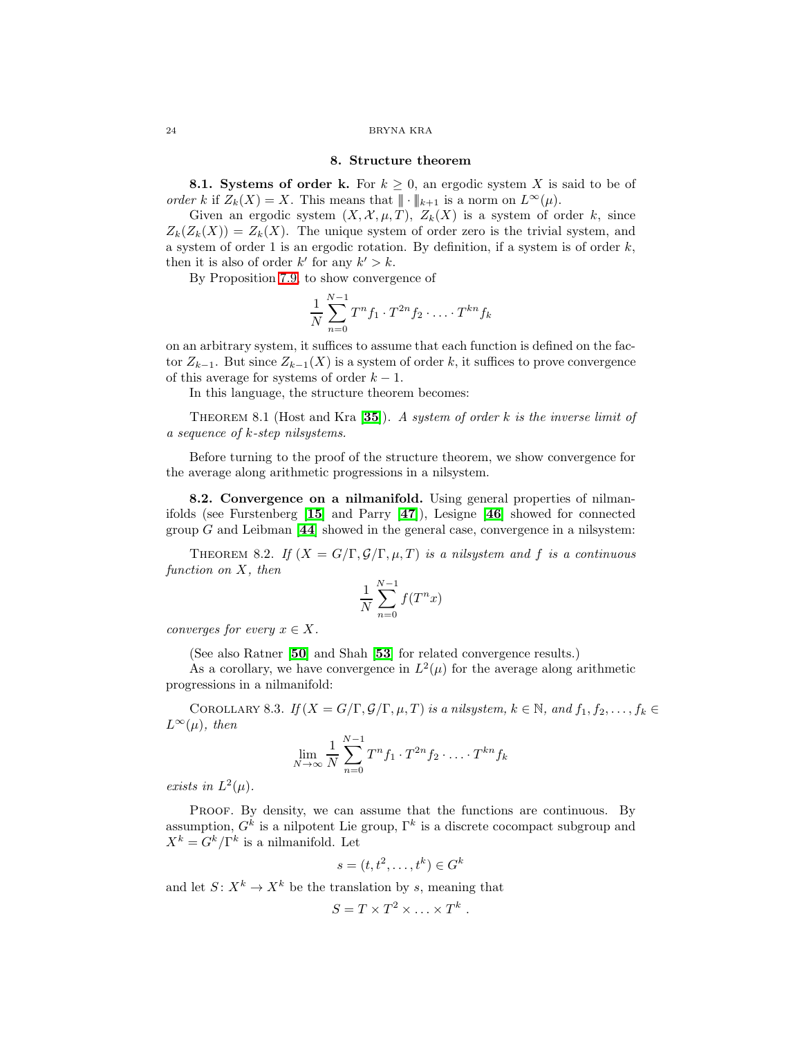## 8. Structure theorem

**8.1. Systems of order k.** For $k \geq 0$, an ergodic system $X$ is said to be of *order* $k$ if $Z_k(X) = X$. This means that $\|\!| \cdot \|\!|_{k+1}$ is a norm on $L^\infty(\mu)$.

Given an ergodic system $(X, \mathcal{X}, \mu, T)$, $Z_k(X)$ is a system of order $k$, since $Z_k(Z_k(X)) = Z_k(X)$. The unique system of order zero is the trivial system, and a system of order 1 is an ergodic rotation. By definition, if a system is of order $k$, then it is also of order $k'$ for any $k' > k$.

By Proposition 7.9, to show convergence of

$$\frac{1}{N}\sum_{n=0}^{N-1} T^n f_1 \cdot T^{2n} f_2 \cdot \ldots \cdot T^{kn} f_k$$

on an arbitrary system, it suffices to assume that each function is defined on the factor $Z_{k-1}$. But since $Z_{k-1}(X)$ is a system of order $k$, it suffices to prove convergence of this average for systems of order $k-1$.

In this language, the structure theorem becomes:

THEOREM 8.1 (Host and Kra [**35**]). *A system of order $k$ is the inverse limit of a sequence of $k$-step nilsystems.*

Before turning to the proof of the structure theorem, we show convergence for the average along arithmetic progressions in a nilsystem.

**8.2. Convergence on a nilmanifold.** Using general properties of nilmanifolds (see Furstenberg [**15**] and Parry [**47**]), Lesigne [**46**] showed for connected group $G$ and Leibman [**44**] showed in the general case, convergence in a nilsystem:

THEOREM 8.2. *If $(X = G/\Gamma, \mathcal{G}/\Gamma, \mu, T)$ is a nilsystem and $f$ is a continuous function on $X$, then*

$$\frac{1}{N}\sum_{n=0}^{N-1} f(T^n x)$$

*converges for every $x \in X$.*

(See also Ratner [**50**] and Shah [**53**] for related convergence results.)

As a corollary, we have convergence in $L^2(\mu)$ for the average along arithmetic progressions in a nilmanifold:

COROLLARY 8.3. *If $(X = G/\Gamma, \mathcal{G}/\Gamma, \mu, T)$ is a nilsystem, $k \in \mathbb{N}$, and $f_1, f_2, \ldots, f_k \in L^\infty(\mu)$, then*

$$\lim_{N\to\infty} \frac{1}{N}\sum_{n=0}^{N-1} T^n f_1 \cdot T^{2n} f_2 \cdot \ldots \cdot T^{kn} f_k$$

*exists in $L^2(\mu)$.*

PROOF. By density, we can assume that the functions are continuous. By assumption, $G^k$ is a nilpotent Lie group, $\Gamma^k$ is a discrete cocompact subgroup and $X^k = G^k/\Gamma^k$ is a nilmanifold. Let

$$s = (t, t^2, \ldots, t^k) \in G^k$$

and let $S\colon X^k \to X^k$ be the translation by $s$, meaning that

$$S = T \times T^2 \times \ldots \times T^k\ .$$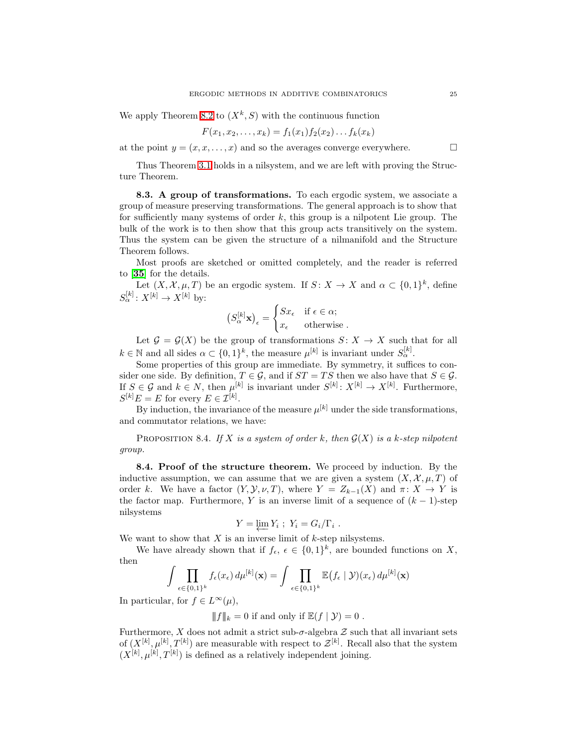We apply Theorem 8.2 to $(X^k, S)$ with the continuous function

$$F(x_1, x_2, \ldots, x_k) = f_1(x_1) f_2(x_2) \ldots f_k(x_k)$$

at the point $y = (x, x, \ldots, x)$ and so the averages converge everywhere. $\square$

Thus Theorem 3.1 holds in a nilsystem, and we are left with proving the Structure Theorem.

**8.3. A group of transformations.** To each ergodic system, we associate a group of measure preserving transformations. The general approach is to show that for sufficiently many systems of order $k$, this group is a nilpotent Lie group. The bulk of the work is to then show that this group acts transitively on the system. Thus the system can be given the structure of a nilmanifold and the Structure Theorem follows.

Most proofs are sketched or omitted completely, and the reader is referred to [35] for the details.

Let $(X, \mathcal{X}, \mu, T)$ be an ergodic system. If $S\colon X \to X$ and $\alpha \subset \{0,1\}^k$, define $S_\alpha^{[k]}\colon X^{[k]} \to X^{[k]}$ by:

$$\left(S_\alpha^{[k]} \mathbf{x}\right)_\epsilon = \begin{cases} S x_\epsilon & \text{if } \epsilon \in \alpha; \\ x_\epsilon & \text{otherwise} . \end{cases}$$

Let $\mathcal{G} = \mathcal{G}(X)$ be the group of transformations $S\colon X \to X$ such that for all $k \in \mathbb{N}$ and all sides $\alpha \subset \{0,1\}^k$, the measure $\mu^{[k]}$ is invariant under $S_\alpha^{[k]}$.

Some properties of this group are immediate. By symmetry, it suffices to consider one side. By definition, $T \in \mathcal{G}$, and if $ST = TS$ then we also have that $S \in \mathcal{G}$. If $S \in \mathcal{G}$ and $k \in N$, then $\mu^{[k]}$ is invariant under $S^{[k]}\colon X^{[k]} \to X^{[k]}$. Furthermore, $S^{[k]} E = E$ for every $E \in \mathcal{I}^{[k]}$.

By induction, the invariance of the measure $\mu^{[k]}$ under the side transformations, and commutator relations, we have:

Proposition 8.4. *If $X$ is a system of order $k$, then $\mathcal{G}(X)$ is a $k$-step nilpotent group.*

**8.4. Proof of the structure theorem.** We proceed by induction. By the inductive assumption, we can assume that we are given a system $(X, \mathcal{X}, \mu, T)$ of order $k$. We have a factor $(Y, \mathcal{Y}, \nu, T)$, where $Y = Z_{k-1}(X)$ and $\pi\colon X \to Y$ is the factor map. Furthermore, $Y$ is an inverse limit of a sequence of $(k-1)$-step nilsystems

$$Y = \varprojlim Y_i \ ; \ Y_i = G_i / \Gamma_i \ .$$

We want to show that $X$ is an inverse limit of $k$-step nilsystems.

We have already shown that if $f_\epsilon$, $\epsilon \in \{0,1\}^k$, are bounded functions on $X$, then

$$\int \prod_{\epsilon \in \{0,1\}^k} f_\epsilon(x_\epsilon) \, d\mu^{[k]}(\mathbf{x}) = \int \prod_{\epsilon \in \{0,1\}^k} \mathbb{E}\big(f_\epsilon \mid \mathcal{Y}\big)(x_\epsilon) \, d\mu^{[k]}(\mathbf{x})$$

In particular, for $f \in L^\infty(\mu)$,

$$|\!|\!| f |\!|\!|_k = 0 \text{ if and only if } \mathbb{E}(f \mid \mathcal{Y}) = 0 \ .$$

Furthermore, $X$ does not admit a strict sub-$\sigma$-algebra $\mathcal{Z}$ such that all invariant sets of $(X^{[k]}, \mu^{[k]}, T^{[k]})$ are measurable with respect to $\mathcal{Z}^{[k]}$. Recall also that the system $(X^{[k]}, \mu^{[k]}, T^{[k]})$ is defined as a relatively independent joining.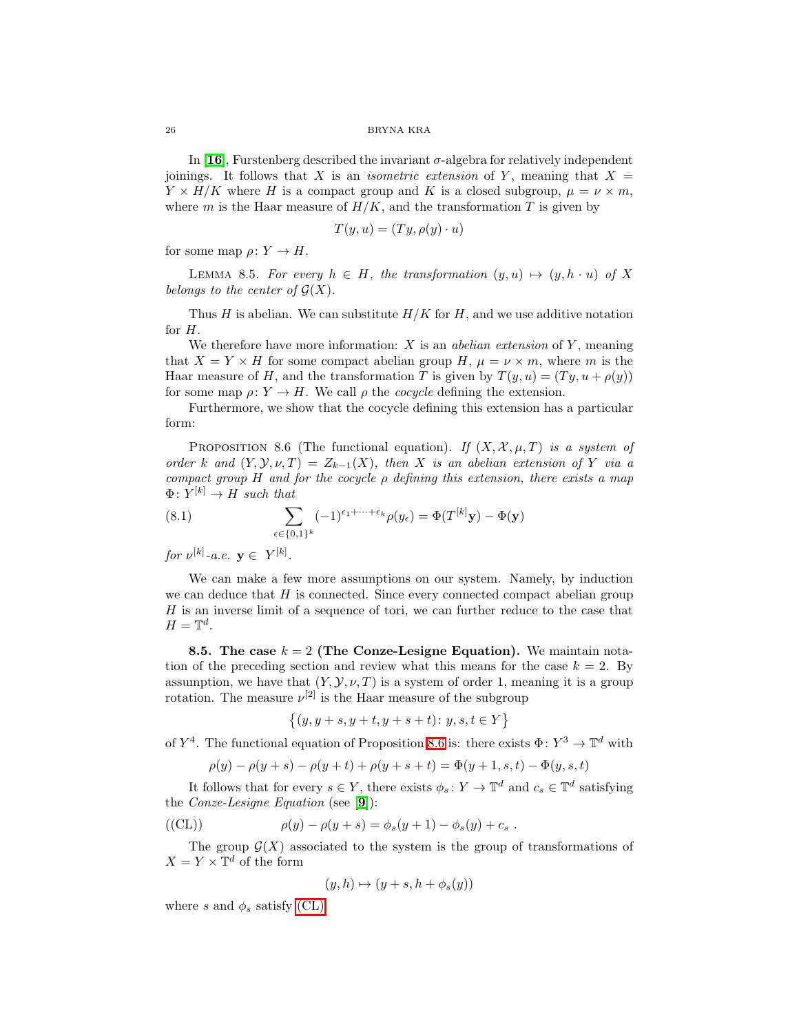In [**16**], Furstenberg described the invariant $\sigma$-algebra for relatively independent joinings. It follows that $X$ is an *isometric extension* of $Y$, meaning that $X = Y \times H/K$ where $H$ is a compact group and $K$ is a closed subgroup, $\mu = \nu \times m$, where $m$ is the Haar measure of $H/K$, and the transformation $T$ is given by

$$T(y, u) = (Ty, \rho(y) \cdot u)$$

for some map $\rho\colon Y \to H$.

LEMMA 8.5. *For every $h \in H$, the transformation $(y, u) \mapsto (y, h \cdot u)$ of $X$ belongs to the center of $\mathcal{G}(X)$.*

Thus $H$ is abelian. We can substitute $H/K$ for $H$, and we use additive notation for $H$.

We therefore have more information: $X$ is an *abelian extension* of $Y$, meaning that $X = Y \times H$ for some compact abelian group $H$, $\mu = \nu \times m$, where $m$ is the Haar measure of $H$, and the transformation $T$ is given by $T(y, u) = (Ty, u + \rho(y))$ for some map $\rho\colon Y \to H$. We call $\rho$ the *cocycle* defining the extension.

Furthermore, we show that the cocycle defining this extension has a particular form:

PROPOSITION 8.6 (The functional equation). *If $(X, \mathcal{X}, \mu, T)$ is a system of order $k$ and $(Y, \mathcal{Y}, \nu, T) = Z_{k-1}(X)$, then $X$ is an abelian extension of $Y$ via a compact group $H$ and for the cocycle $\rho$ defining this extension, there exists a map $\Phi\colon Y^{[k]} \to H$ such that*

$$\sum_{\epsilon \in \{0,1\}^k} (-1)^{\epsilon_1 + \cdots + \epsilon_k} \rho(y_\epsilon) = \Phi(T^{[k]}\mathbf{y}) - \Phi(\mathbf{y}) \tag{8.1}$$

*for $\nu^{[k]}$-a.e. $\mathbf{y} \in Y^{[k]}$.*

We can make a few more assumptions on our system. Namely, by induction we can deduce that $H$ is connected. Since every connected compact abelian group $H$ is an inverse limit of a sequence of tori, we can further reduce to the case that $H = \mathbb{T}^d$.

**8.5. The case $k = 2$ (The Conze-Lesigne Equation).** We maintain notation of the preceding section and review what this means for the case $k = 2$. By assumption, we have that $(Y, \mathcal{Y}, \nu, T)$ is a system of order 1, meaning it is a group rotation. The measure $\nu^{[2]}$ is the Haar measure of the subgroup

$$\{(y, y + s, y + t, y + s + t)\colon y, s, t \in Y\}$$

of $Y^4$. The functional equation of Proposition 8.6 is: there exists $\Phi\colon Y^3 \to \mathbb{T}^d$ with

$$\rho(y) - \rho(y + s) - \rho(y + t) + \rho(y + s + t) = \Phi(y + 1, s, t) - \Phi(y, s, t)$$

It follows that for every $s \in Y$, there exists $\phi_s\colon Y \to \mathbb{T}^d$ and $c_s \in \mathbb{T}^d$ satisfying the *Conze-Lesigne Equation* (see [**9**]):

$$\rho(y) - \rho(y + s) = \phi_s(y + 1) - \phi_s(y) + c_s \, . \tag{(CL)}$$

The group $\mathcal{G}(X)$ associated to the system is the group of transformations of $X = Y \times \mathbb{T}^d$ of the form

$$(y, h) \mapsto (y + s, h + \phi_s(y))$$

where $s$ and $\phi_s$ satisfy (CL).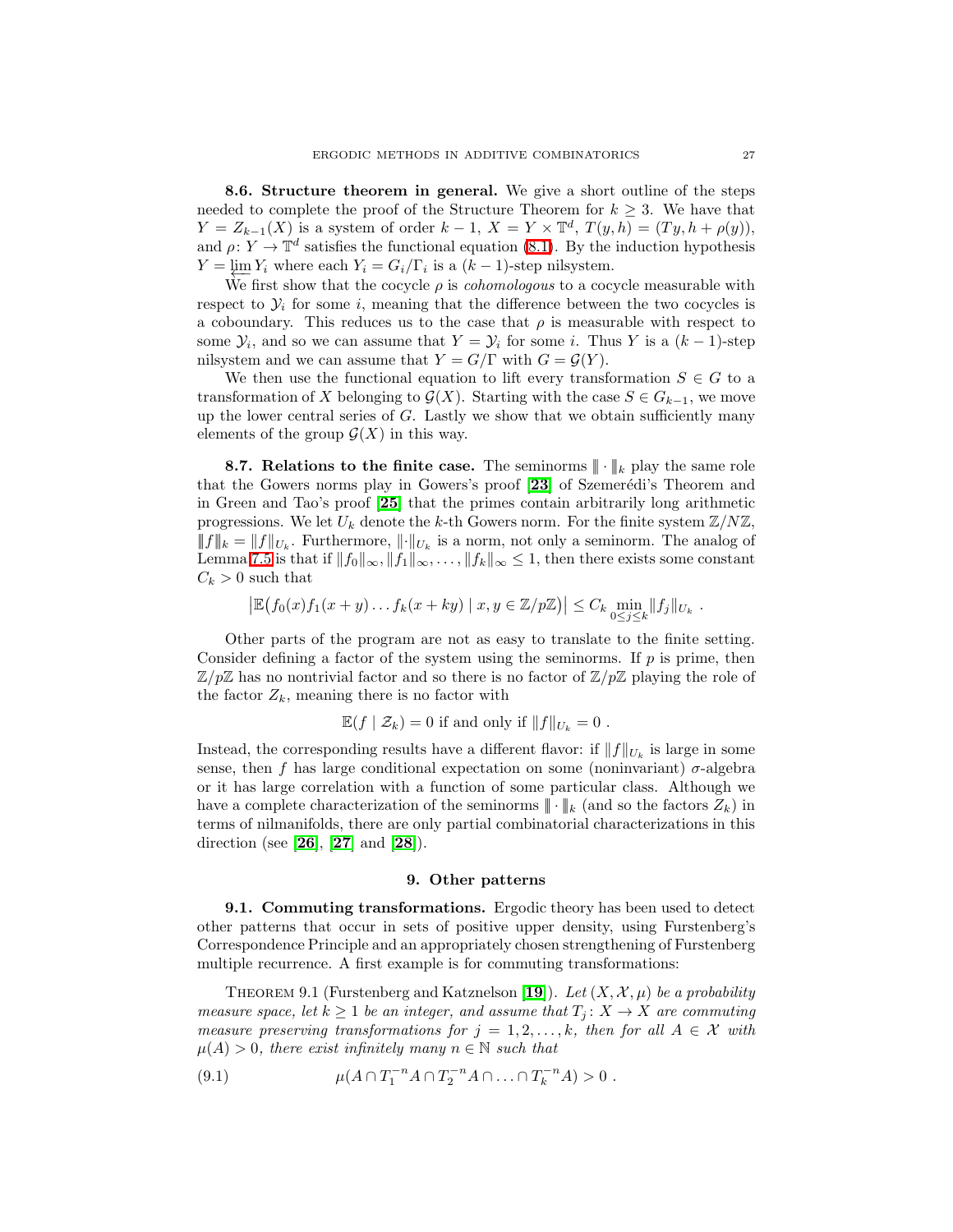**8.6. Structure theorem in general.** We give a short outline of the steps needed to complete the proof of the Structure Theorem for $k \geq 3$. We have that $Y = Z_{k-1}(X)$ is a system of order $k-1$, $X = Y \times \mathbb{T}^d$, $T(y,h) = (Ty, h + \rho(y))$, and $\rho\colon Y \to \mathbb{T}^d$ satisfies the functional equation (8.1). By the induction hypothesis $Y = \varprojlim Y_i$ where each $Y_i = G_i/\Gamma_i$ is a $(k-1)$-step nilsystem.

We first show that the cocycle $\rho$ is *cohomologous* to a cocycle measurable with respect to $\mathcal{Y}_i$ for some $i$, meaning that the difference between the two cocycles is a coboundary. This reduces us to the case that $\rho$ is measurable with respect to some $\mathcal{Y}_i$, and so we can assume that $Y = \mathcal{Y}_i$ for some $i$. Thus $Y$ is a $(k-1)$-step nilsystem and we can assume that $Y = G/\Gamma$ with $G = \mathcal{G}(Y)$.

We then use the functional equation to lift every transformation $S \in G$ to a transformation of $X$ belonging to $\mathcal{G}(X)$. Starting with the case $S \in G_{k-1}$, we move up the lower central series of $G$. Lastly we show that we obtain sufficiently many elements of the group $\mathcal{G}(X)$ in this way.

**8.7. Relations to the finite case.** The seminorms $|\!|\!| \cdot |\!|\!|_k$ play the same role that the Gowers norms play in Gowers's proof [**23**] of Szemerédi's Theorem and in Green and Tao's proof [**25**] that the primes contain arbitrarily long arithmetic progressions. We let $U_k$ denote the $k$-th Gowers norm. For the finite system $\mathbb{Z}/N\mathbb{Z}$, $|\!|\!| f |\!|\!|_k = \|f\|_{U_k}$. Furthermore, $\|\cdot\|_{U_k}$ is a norm, not only a seminorm. The analog of Lemma 7.5 is that if $\|f_0\|_\infty, \|f_1\|_\infty, \ldots, \|f_k\|_\infty \leq 1$, then there exists some constant $C_k > 0$ such that

$$\bigl|\mathbb{E}\bigl(f_0(x) f_1(x+y) \ldots f_k(x+ky) \mid x, y \in \mathbb{Z}/p\mathbb{Z}\bigr)\bigr| \leq C_k \min_{0 \leq j \leq k} \|f_j\|_{U_k} \ .$$

Other parts of the program are not as easy to translate to the finite setting. Consider defining a factor of the system using the seminorms. If $p$ is prime, then $\mathbb{Z}/p\mathbb{Z}$ has no nontrivial factor and so there is no factor of $\mathbb{Z}/p\mathbb{Z}$ playing the role of the factor $Z_k$, meaning there is no factor with

$$\mathbb{E}(f \mid \mathcal{Z}_k) = 0 \text{ if and only if } \|f\|_{U_k} = 0 \ .$$

Instead, the corresponding results have a different flavor: if $\|f\|_{U_k}$ is large in some sense, then $f$ has large conditional expectation on some (noninvariant) $\sigma$-algebra or it has large correlation with a function of some particular class. Although we have a complete characterization of the seminorms $|\!|\!| \cdot |\!|\!|_k$ (and so the factors $Z_k$) in terms of nilmanifolds, there are only partial combinatorial characterizations in this direction (see [**26**], [**27**] and [**28**]).

## 9. Other patterns

**9.1. Commuting transformations.** Ergodic theory has been used to detect other patterns that occur in sets of positive upper density, using Furstenberg's Correspondence Principle and an appropriately chosen strengthening of Furstenberg multiple recurrence. A first example is for commuting transformations:

THEOREM 9.1 (Furstenberg and Katznelson [**19**]). *Let $(X, \mathcal{X}, \mu)$ be a probability measure space, let $k \geq 1$ be an integer, and assume that $T_j\colon X \to X$ are commuting measure preserving transformations for $j = 1, 2, \ldots, k$, then for all $A \in \mathcal{X}$ with $\mu(A) > 0$, there exist infinitely many $n \in \mathbb{N}$ such that*

$$\mu(A \cap T_1^{-n} A \cap T_2^{-n} A \cap \ldots \cap T_k^{-n} A) > 0 \ . \tag{9.1}$$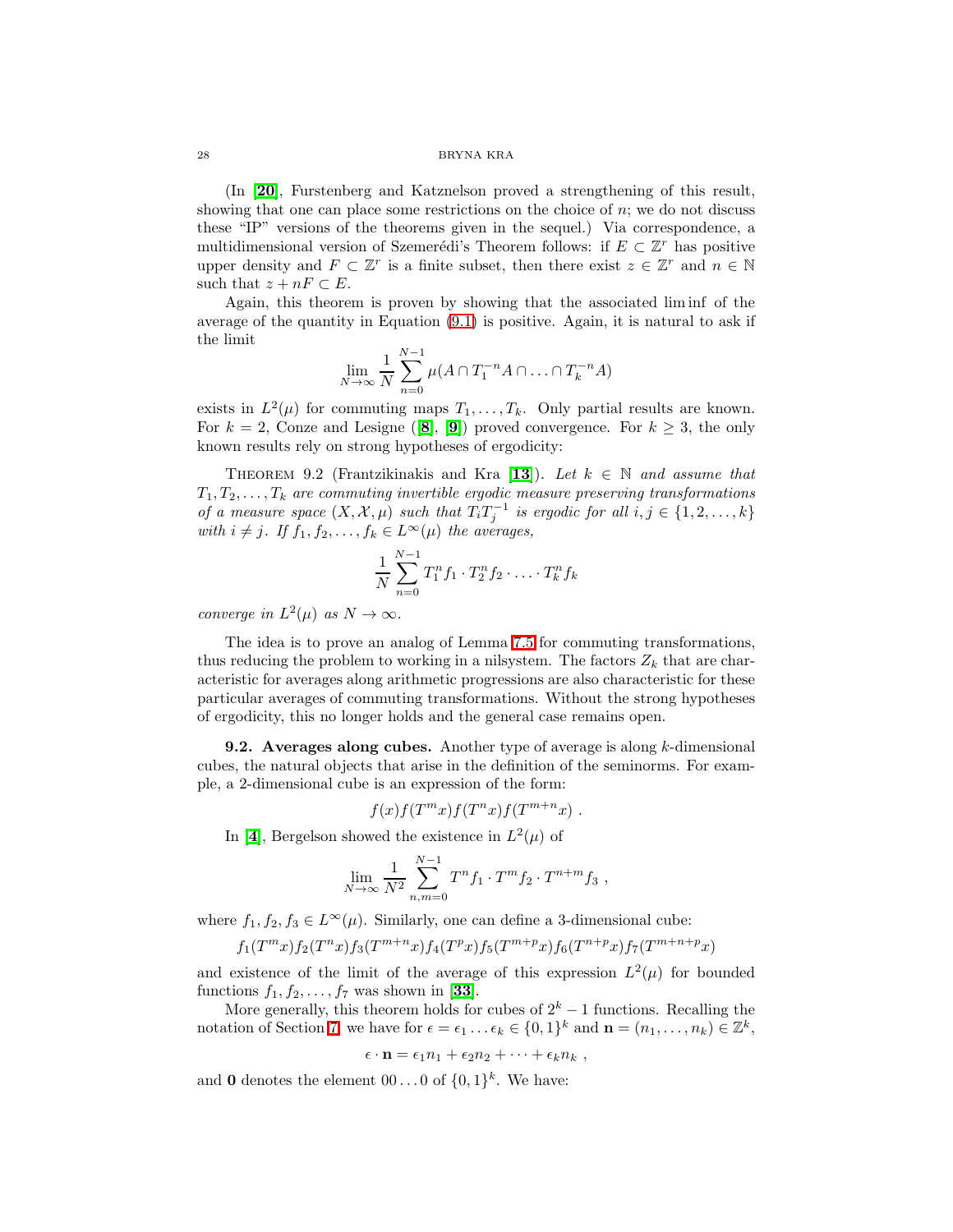(In [20], Furstenberg and Katznelson proved a strengthening of this result, showing that one can place some restrictions on the choice of $n$; we do not discuss these "IP" versions of the theorems given in the sequel.) Via correspondence, a multidimensional version of Szemerédi's Theorem follows: if $E \subset \mathbb{Z}^r$ has positive upper density and $F \subset \mathbb{Z}^r$ is a finite subset, then there exist $z \in \mathbb{Z}^r$ and $n \in \mathbb{N}$ such that $z + nF \subset E$.

Again, this theorem is proven by showing that the associated lim inf of the average of the quantity in Equation (9.1) is positive. Again, it is natural to ask if the limit

$$\lim_{N\to\infty} \frac{1}{N} \sum_{n=0}^{N-1} \mu(A \cap T_1^{-n}A \cap \ldots \cap T_k^{-n}A)$$

exists in $L^2(\mu)$ for commuting maps $T_1, \ldots, T_k$. Only partial results are known. For $k = 2$, Conze and Lesigne ([8], [9]) proved convergence. For $k \geq 3$, the only known results rely on strong hypotheses of ergodicity:

Theorem 9.2 (Frantzikinakis and Kra [13]). *Let $k \in \mathbb{N}$ and assume that $T_1, T_2, \ldots, T_k$ are commuting invertible ergodic measure preserving transformations of a measure space $(X, \mathcal{X}, \mu)$ such that $T_iT_j^{-1}$ is ergodic for all $i, j \in \{1, 2, \ldots, k\}$ with $i \neq j$. If $f_1, f_2, \ldots, f_k \in L^\infty(\mu)$ the averages,*

$$\frac{1}{N} \sum_{n=0}^{N-1} T_1^n f_1 \cdot T_2^n f_2 \cdot \ldots \cdot T_k^n f_k$$

*converge in $L^2(\mu)$ as $N \to \infty$.*

The idea is to prove an analog of Lemma 7.5 for commuting transformations, thus reducing the problem to working in a nilsystem. The factors $Z_k$ that are characteristic for averages along arithmetic progressions are also characteristic for these particular averages of commuting transformations. Without the strong hypotheses of ergodicity, this no longer holds and the general case remains open.

**9.2. Averages along cubes.** Another type of average is along $k$-dimensional cubes, the natural objects that arise in the definition of the seminorms. For example, a 2-dimensional cube is an expression of the form:

$$f(x)f(T^m x)f(T^n x)f(T^{m+n} x) .$$

In [4], Bergelson showed the existence in $L^2(\mu)$ of

$$\lim_{N\to\infty} \frac{1}{N^2} \sum_{n,m=0}^{N-1} T^n f_1 \cdot T^m f_2 \cdot T^{n+m} f_3 ,$$

where $f_1, f_2, f_3 \in L^\infty(\mu)$. Similarly, one can define a 3-dimensional cube:

$$f_1(T^m x)f_2(T^n x)f_3(T^{m+n} x)f_4(T^p x)f_5(T^{m+p} x)f_6(T^{n+p} x)f_7(T^{m+n+p} x)$$

and existence of the limit of the average of this expression $L^2(\mu)$ for bounded functions $f_1, f_2, \ldots, f_7$ was shown in [33].

More generally, this theorem holds for cubes of $2^k - 1$ functions. Recalling the notation of Section 7, we have for $\epsilon = \epsilon_1 \ldots \epsilon_k \in \{0, 1\}^k$ and $\mathbf{n} = (n_1, \ldots, n_k) \in \mathbb{Z}^k$,

$$\epsilon \cdot \mathbf{n} = \epsilon_1 n_1 + \epsilon_2 n_2 + \cdots + \epsilon_k n_k ,$$

and $\mathbf{0}$ denotes the element $00 \ldots 0$ of $\{0, 1\}^k$. We have: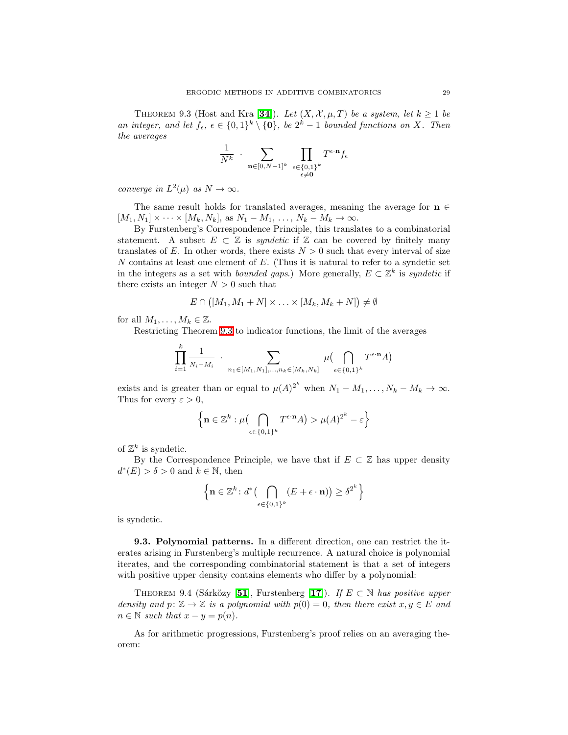THEOREM 9.3 (Host and Kra [**34**]). *Let $(X, \mathcal{X}, \mu, T)$ be a system, let $k \geq 1$ be an integer, and let $f_\epsilon$, $\epsilon \in \{0,1\}^k \setminus \{\mathbf{0}\}$, be $2^k - 1$ bounded functions on $X$. Then the averages*

$$\frac{1}{N^k} \cdot \sum_{\mathbf{n} \in [0,N-1]^k} \prod_{\substack{\epsilon \in \{0,1\}^k \\ \epsilon \neq \mathbf{0}}} T^{\epsilon \cdot \mathbf{n}} f_\epsilon$$

*converge in $L^2(\mu)$ as $N \to \infty$.*

The same result holds for translated averages, meaning the average for $\mathbf{n} \in [M_1, N_1] \times \cdots \times [M_k, N_k]$, as $N_1 - M_1, \ldots, N_k - M_k \to \infty$.

By Furstenberg's Correspondence Principle, this translates to a combinatorial statement. A subset $E \subset \mathbb{Z}$ is *syndetic* if $\mathbb{Z}$ can be covered by finitely many translates of $E$. In other words, there exists $N > 0$ such that every interval of size $N$ contains at least one element of $E$. (Thus it is natural to refer to a syndetic set in the integers as a set with *bounded gaps*.) More generally, $E \subset \mathbb{Z}^k$ is *syndetic* if there exists an integer $N > 0$ such that

$$E \cap \big([M_1, M_1 + N] \times \ldots \times [M_k, M_k + N]\big) \neq \emptyset$$

for all $M_1, \ldots, M_k \in \mathbb{Z}$.

Restricting Theorem 9.3 to indicator functions, the limit of the averages

$$\prod_{i=1}^{k} \frac{1}{N_i - M_i} \cdot \sum_{n_1 \in [M_1, N_1], \ldots, n_k \in [M_k, N_k]} \mu\big(\bigcap_{\epsilon \in \{0,1\}^k} T^{\epsilon \cdot \mathbf{n}} A\big)$$

exists and is greater than or equal to $\mu(A)^{2^k}$ when $N_1 - M_1, \ldots, N_k - M_k \to \infty$. Thus for every $\varepsilon > 0$,

$$\Big\{\mathbf{n} \in \mathbb{Z}^k : \mu\big(\bigcap_{\epsilon \in \{0,1\}^k} T^{\epsilon \cdot \mathbf{n}} A\big) > \mu(A)^{2^k} - \varepsilon\Big\}$$

of $\mathbb{Z}^k$ is syndetic.

By the Correspondence Principle, we have that if $E \subset \mathbb{Z}$ has upper density $d^*(E) > \delta > 0$ and $k \in \mathbb{N}$, then

$$\Big\{\mathbf{n} \in \mathbb{Z}^k \colon d^*\big(\bigcap_{\epsilon \in \{0,1\}^k} (E + \epsilon \cdot \mathbf{n})\big) \geq \delta^{2^k}\Big\}$$

is syndetic.

**9.3. Polynomial patterns.** In a different direction, one can restrict the iterates arising in Furstenberg's multiple recurrence. A natural choice is polynomial iterates, and the corresponding combinatorial statement is that a set of integers with positive upper density contains elements who differ by a polynomial:

THEOREM 9.4 (Sárközy [**51**], Furstenberg [**17**]). *If $E \subset \mathbb{N}$ has positive upper density and $p \colon \mathbb{Z} \to \mathbb{Z}$ is a polynomial with $p(0) = 0$, then there exist $x, y \in E$ and $n \in \mathbb{N}$ such that $x - y = p(n)$.*

As for arithmetic progressions, Furstenberg's proof relies on an averaging theorem: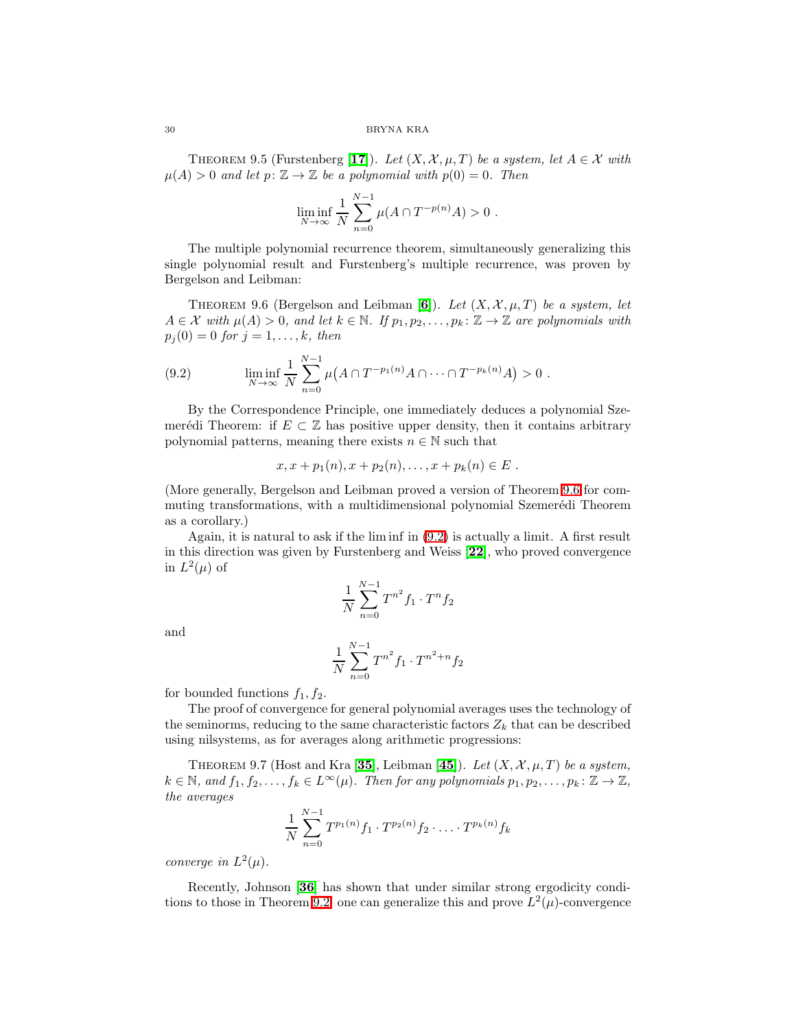**Theorem 9.5** (Furstenberg [**17**]). *Let $(X, \mathcal{X}, \mu, T)$ be a system, let $A \in \mathcal{X}$ with $\mu(A) > 0$ and let $p\colon \mathbb{Z} \to \mathbb{Z}$ be a polynomial with $p(0) = 0$. Then*

$$\liminf_{N\to\infty} \frac{1}{N} \sum_{n=0}^{N-1} \mu(A \cap T^{-p(n)}A) > 0 \ .$$

The multiple polynomial recurrence theorem, simultaneously generalizing this single polynomial result and Furstenberg's multiple recurrence, was proven by Bergelson and Leibman:

**Theorem 9.6** (Bergelson and Leibman [**6**]). *Let $(X, \mathcal{X}, \mu, T)$ be a system, let $A \in \mathcal{X}$ with $\mu(A) > 0$, and let $k \in \mathbb{N}$. If $p_1, p_2, \dots, p_k\colon \mathbb{Z} \to \mathbb{Z}$ are polynomials with $p_j(0) = 0$ for $j = 1, \dots, k$, then*

$$\liminf_{N\to\infty} \frac{1}{N} \sum_{n=0}^{N-1} \mu\big(A \cap T^{-p_1(n)}A \cap \dots \cap T^{-p_k(n)}A\big) > 0 \ . \tag{9.2}$$

By the Correspondence Principle, one immediately deduces a polynomial Szemerédi Theorem: if $E \subset \mathbb{Z}$ has positive upper density, then it contains arbitrary polynomial patterns, meaning there exists $n \in \mathbb{N}$ such that

$$x, x + p_1(n), x + p_2(n), \dots, x + p_k(n) \in E \ .$$

(More generally, Bergelson and Leibman proved a version of Theorem 9.6 for commuting transformations, with a multidimensional polynomial Szemerédi Theorem as a corollary.)

Again, it is natural to ask if the lim inf in (9.2) is actually a limit. A first result in this direction was given by Furstenberg and Weiss [**22**], who proved convergence in $L^2(\mu)$ of

$$\frac{1}{N} \sum_{n=0}^{N-1} T^{n^2} f_1 \cdot T^n f_2$$

and

$$\frac{1}{N} \sum_{n=0}^{N-1} T^{n^2} f_1 \cdot T^{n^2+n} f_2$$

for bounded functions $f_1, f_2$.

The proof of convergence for general polynomial averages uses the technology of the seminorms, reducing to the same characteristic factors $Z_k$ that can be described using nilsystems, as for averages along arithmetic progressions:

**Theorem 9.7** (Host and Kra [**35**], Leibman [**45**]). *Let $(X, \mathcal{X}, \mu, T)$ be a system, $k \in \mathbb{N}$, and $f_1, f_2, \dots, f_k \in L^\infty(\mu)$. Then for any polynomials $p_1, p_2, \dots, p_k\colon \mathbb{Z} \to \mathbb{Z}$, the averages*

$$\frac{1}{N} \sum_{n=0}^{N-1} T^{p_1(n)} f_1 \cdot T^{p_2(n)} f_2 \cdot \ldots \cdot T^{p_k(n)} f_k$$

*converge in $L^2(\mu)$.*

Recently, Johnson [**36**] has shown that under similar strong ergodicity conditions to those in Theorem 9.2, one can generalize this and prove $L^2(\mu)$-convergence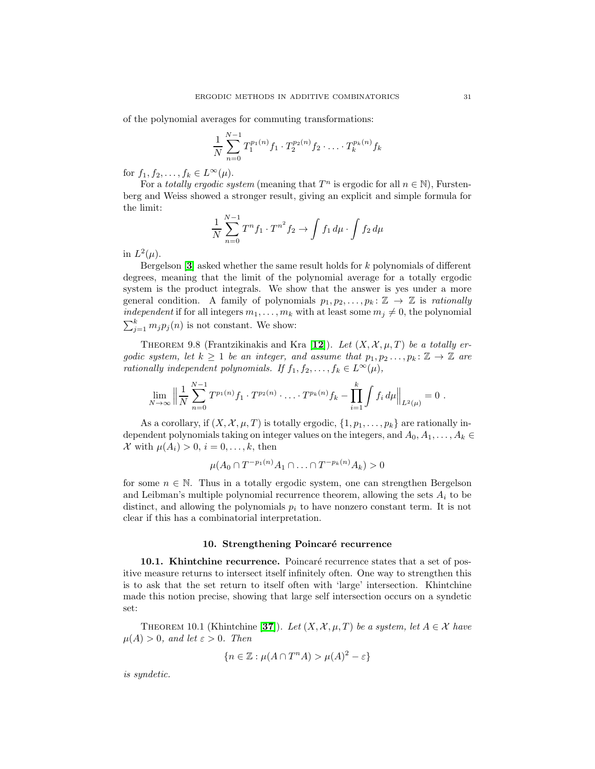of the polynomial averages for commuting transformations:

$$\frac{1}{N}\sum_{n=0}^{N-1} T_1^{p_1(n)} f_1 \cdot T_2^{p_2(n)} f_2 \cdot \ldots \cdot T_k^{p_k(n)} f_k$$

for $f_1, f_2, \ldots, f_k \in L^\infty(\mu)$.

For a *totally ergodic system* (meaning that $T^n$ is ergodic for all $n \in \mathbb{N}$), Furstenberg and Weiss showed a stronger result, giving an explicit and simple formula for the limit:

$$\frac{1}{N}\sum_{n=0}^{N-1} T^n f_1 \cdot T^{n^2} f_2 \to \int f_1 \, d\mu \cdot \int f_2 \, d\mu$$

in $L^2(\mu)$.

Bergelson [**3**] asked whether the same result holds for $k$ polynomials of different degrees, meaning that the limit of the polynomial average for a totally ergodic system is the product integrals. We show that the answer is yes under a more general condition. A family of polynomials $p_1, p_2, \ldots, p_k \colon \mathbb{Z} \to \mathbb{Z}$ is *rationally independent* if for all integers $m_1, \ldots, m_k$ with at least some $m_j \neq 0$, the polynomial $\sum_{j=1}^k m_j p_j(n)$ is not constant. We show:

Theorem 9.8 (Frantzikinakis and Kra [**12**]). *Let $(X, \mathcal{X}, \mu, T)$ be a totally ergodic system, let $k \geq 1$ be an integer, and assume that $p_1, p_2 \ldots, p_k \colon \mathbb{Z} \to \mathbb{Z}$ are rationally independent polynomials. If $f_1, f_2, \ldots, f_k \in L^\infty(\mu)$,*

$$\lim_{N\to\infty} \Big\| \frac{1}{N}\sum_{n=0}^{N-1} T^{p_1(n)} f_1 \cdot T^{p_2(n)} \cdot \ldots \cdot T^{p_k(n)} f_k - \prod_{i=1}^{k} \int f_i \, d\mu \Big\|_{L^2(\mu)} = 0 \ .$$

As a corollary, if $(X, \mathcal{X}, \mu, T)$ is totally ergodic, $\{1, p_1, \ldots, p_k\}$ are rationally independent polynomials taking on integer values on the integers, and $A_0, A_1, \ldots, A_k \in \mathcal{X}$ with $\mu(A_i) > 0$, $i = 0, \ldots, k$, then

$$\mu(A_0 \cap T^{-p_1(n)} A_1 \cap \ldots \cap T^{-p_k(n)} A_k) > 0$$

for some $n \in \mathbb{N}$. Thus in a totally ergodic system, one can strengthen Bergelson and Leibman's multiple polynomial recurrence theorem, allowing the sets $A_i$ to be distinct, and allowing the polynomials $p_i$ to have nonzero constant term. It is not clear if this has a combinatorial interpretation.

## 10. Strengthening Poincaré recurrence

**10.1. Khintchine recurrence.** Poincaré recurrence states that a set of positive measure returns to intersect itself infinitely often. One way to strengthen this is to ask that the set return to itself often with 'large' intersection. Khintchine made this notion precise, showing that large self intersection occurs on a syndetic set:

Theorem 10.1 (Khintchine [**37**]). *Let $(X, \mathcal{X}, \mu, T)$ be a system, let $A \in \mathcal{X}$ have $\mu(A) > 0$, and let $\varepsilon > 0$. Then*

$$\{n \in \mathbb{Z} : \mu(A \cap T^n A) > \mu(A)^2 - \varepsilon\}$$

*is syndetic.*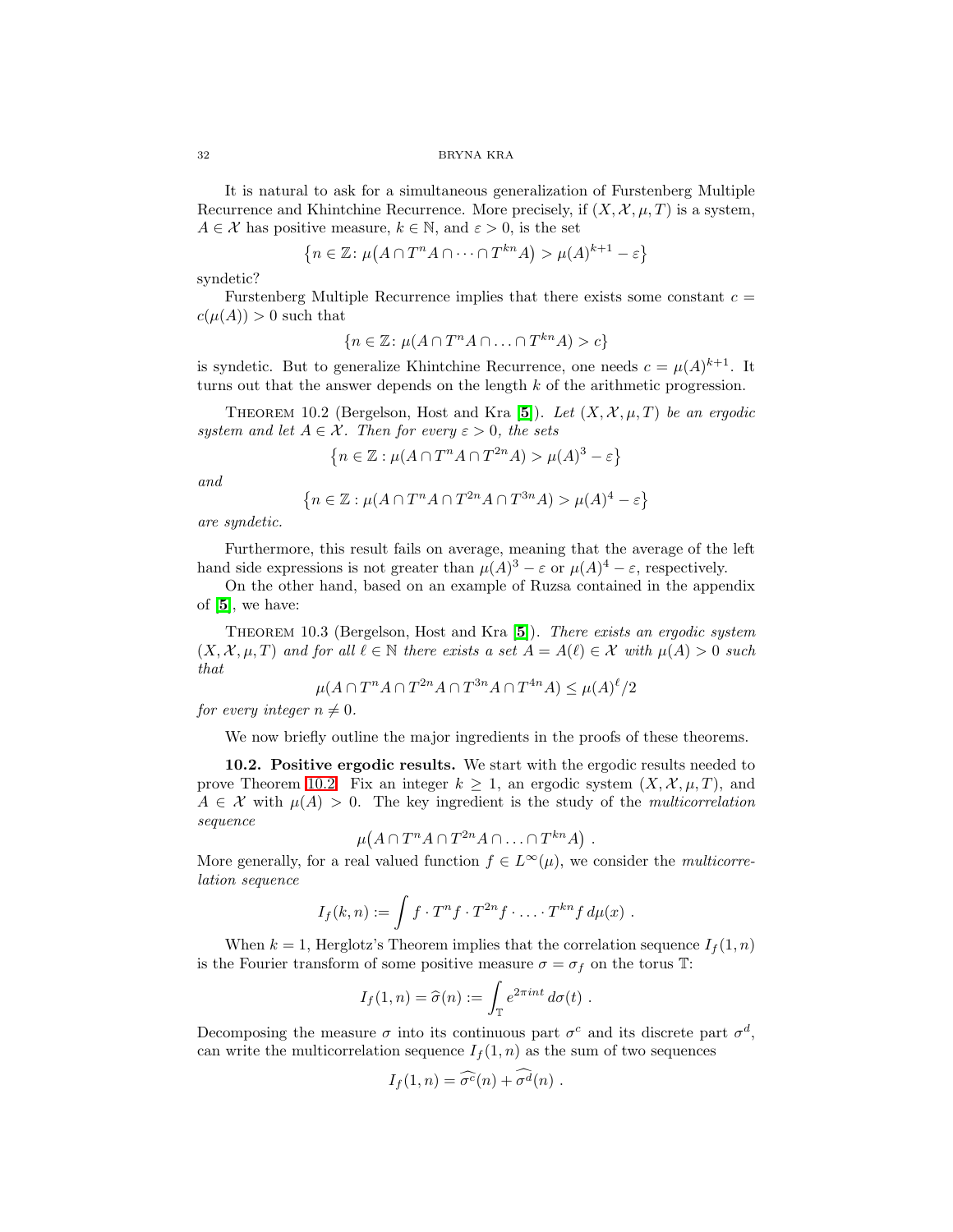It is natural to ask for a simultaneous generalization of Furstenberg Multiple Recurrence and Khintchine Recurrence. More precisely, if $(X, \mathcal{X}, \mu, T)$ is a system, $A \in \mathcal{X}$ has positive measure, $k \in \mathbb{N}$, and $\varepsilon > 0$, is the set

$$\big\{n \in \mathbb{Z}\colon \mu\big(A \cap T^nA \cap \cdots \cap T^{kn}A\big) > \mu(A)^{k+1} - \varepsilon\big\}$$

syndetic?

Furstenberg Multiple Recurrence implies that there exists some constant $c = c(\mu(A)) > 0$ such that

$$\{n \in \mathbb{Z}\colon \mu(A \cap T^nA \cap \ldots \cap T^{kn}A) > c\}$$

is syndetic. But to generalize Khintchine Recurrence, one needs $c = \mu(A)^{k+1}$. It turns out that the answer depends on the length $k$ of the arithmetic progression.

Theorem 10.2 (Bergelson, Host and Kra [**5**]). *Let $(X, \mathcal{X}, \mu, T)$ be an ergodic system and let $A \in \mathcal{X}$. Then for every $\varepsilon > 0$, the sets*

$$\big\{n \in \mathbb{Z} : \mu(A \cap T^nA \cap T^{2n}A) > \mu(A)^3 - \varepsilon\big\}$$

*and*

$$\big\{n \in \mathbb{Z} : \mu(A \cap T^nA \cap T^{2n}A \cap T^{3n}A) > \mu(A)^4 - \varepsilon\big\}$$

*are syndetic.*

Furthermore, this result fails on average, meaning that the average of the left hand side expressions is not greater than $\mu(A)^3 - \varepsilon$ or $\mu(A)^4 - \varepsilon$, respectively.

On the other hand, based on an example of Ruzsa contained in the appendix of [**5**], we have:

Theorem 10.3 (Bergelson, Host and Kra [**5**]). *There exists an ergodic system $(X, \mathcal{X}, \mu, T)$ and for all $\ell \in \mathbb{N}$ there exists a set $A = A(\ell) \in \mathcal{X}$ with $\mu(A) > 0$ such that*

$$\mu(A \cap T^nA \cap T^{2n}A \cap T^{3n}A \cap T^{4n}A) \leq \mu(A)^\ell/2$$

*for every integer $n \neq 0$.*

We now briefly outline the major ingredients in the proofs of these theorems.

**10.2. Positive ergodic results.** We start with the ergodic results needed to prove Theorem 10.2. Fix an integer $k \geq 1$, an ergodic system $(X, \mathcal{X}, \mu, T)$, and $A \in \mathcal{X}$ with $\mu(A) > 0$. The key ingredient is the study of the *multicorrelation sequence*

$$\mu\big(A \cap T^nA \cap T^{2n}A \cap \ldots \cap T^{kn}A\big)\ .$$

More generally, for a real valued function $f \in L^\infty(\mu)$, we consider the *multicorrelation sequence*

$$I_f(k,n) := \int f \cdot T^nf \cdot T^{2n}f \cdot \ldots \cdot T^{kn}f \, d\mu(x)\ .$$

When $k = 1$, Herglotz's Theorem implies that the correlation sequence $I_f(1,n)$ is the Fourier transform of some positive measure $\sigma = \sigma_f$ on the torus $\mathbb{T}$:

$$I_f(1,n) = \widehat{\sigma}(n) := \int_{\mathbb{T}} e^{2\pi int}\, d\sigma(t)\ .$$

Decomposing the measure $\sigma$ into its continuous part $\sigma^c$ and its discrete part $\sigma^d$, can write the multicorrelation sequence $I_f(1,n)$ as the sum of two sequences

$$I_f(1,n) = \widehat{\sigma^c}(n) + \widehat{\sigma^d}(n)\ .$$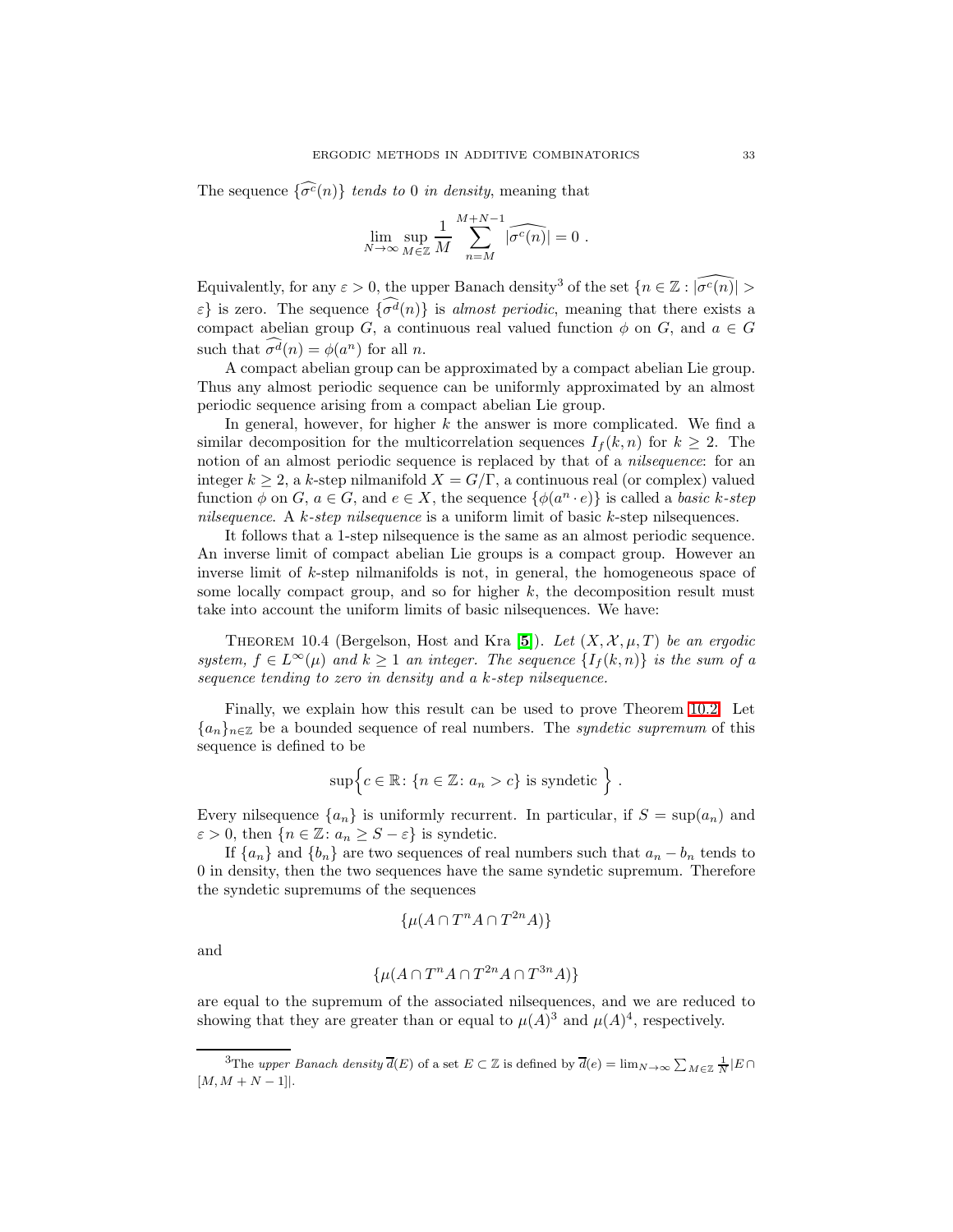The sequence $\{\widehat{\sigma^c}(n)\}$ *tends to* 0 *in density*, meaning that

$$\lim_{N\to\infty} \sup_{M\in\mathbb{Z}} \frac{1}{M} \sum_{n=M}^{M+N-1} |\widehat{\sigma^c(n)}| = 0 \ .$$

Equivalently, for any $\varepsilon > 0$, the upper Banach density[3] of the set $\{n \in \mathbb{Z} : |\widehat{\sigma^c(n)}| > \varepsilon\}$ is zero. The sequence $\{\widehat{\sigma^d}(n)\}$ is *almost periodic*, meaning that there exists a compact abelian group $G$, a continuous real valued function $\phi$ on $G$, and $a \in G$ such that $\widehat{\sigma^d}(n) = \phi(a^n)$ for all $n$.

A compact abelian group can be approximated by a compact abelian Lie group. Thus any almost periodic sequence can be uniformly approximated by an almost periodic sequence arising from a compact abelian Lie group.

In general, however, for higher $k$ the answer is more complicated. We find a similar decomposition for the multicorrelation sequences $I_f(k,n)$ for $k \geq 2$. The notion of an almost periodic sequence is replaced by that of a *nilsequence*: for an integer $k \geq 2$, a $k$-step nilmanifold $X = G/\Gamma$, a continuous real (or complex) valued function $\phi$ on $G$, $a \in G$, and $e \in X$, the sequence $\{\phi(a^n \cdot e)\}$ is called a *basic $k$-step nilsequence*. A *$k$-step nilsequence* is a uniform limit of basic $k$-step nilsequences.

It follows that a 1-step nilsequence is the same as an almost periodic sequence. An inverse limit of compact abelian Lie groups is a compact group. However an inverse limit of $k$-step nilmanifolds is not, in general, the homogeneous space of some locally compact group, and so for higher $k$, the decomposition result must take into account the uniform limits of basic nilsequences. We have:

Theorem 10.4 (Bergelson, Host and Kra [5]). *Let $(X, \mathcal{X}, \mu, T)$ be an ergodic system, $f \in L^\infty(\mu)$ and $k \geq 1$ an integer. The sequence $\{I_f(k,n)\}$ is the sum of a sequence tending to zero in density and a $k$-step nilsequence.*

Finally, we explain how this result can be used to prove Theorem 10.2. Let $\{a_n\}_{n\in\mathbb{Z}}$ be a bounded sequence of real numbers. The *syndetic supremum* of this sequence is defined to be

$$\sup\Big\{c \in \mathbb{R} \colon \{n \in \mathbb{Z} \colon a_n > c\} \text{ is syndetic } \Big\} \ .$$

Every nilsequence $\{a_n\}$ is uniformly recurrent. In particular, if $S = \sup(a_n)$ and $\varepsilon > 0$, then $\{n \in \mathbb{Z} \colon a_n \geq S - \varepsilon\}$ is syndetic.

If $\{a_n\}$ and $\{b_n\}$ are two sequences of real numbers such that $a_n - b_n$ tends to 0 in density, then the two sequences have the same syndetic supremum. Therefore the syndetic supremums of the sequences

$$\{\mu(A \cap T^n A \cap T^{2n} A)\}$$

and

$$\{\mu(A \cap T^n A \cap T^{2n} A \cap T^{3n} A)\}$$

are equal to the supremum of the associated nilsequences, and we are reduced to showing that they are greater than or equal to $\mu(A)^3$ and $\mu(A)^4$, respectively.

[3] The *upper Banach density* $\overline{d}(E)$ of a set $E \subset \mathbb{Z}$ is defined by $\overline{d}(e) = \lim_{N\to\infty} \sum_{M\in\mathbb{Z}} \frac{1}{N} |E \cap [M, M+N-1]|$.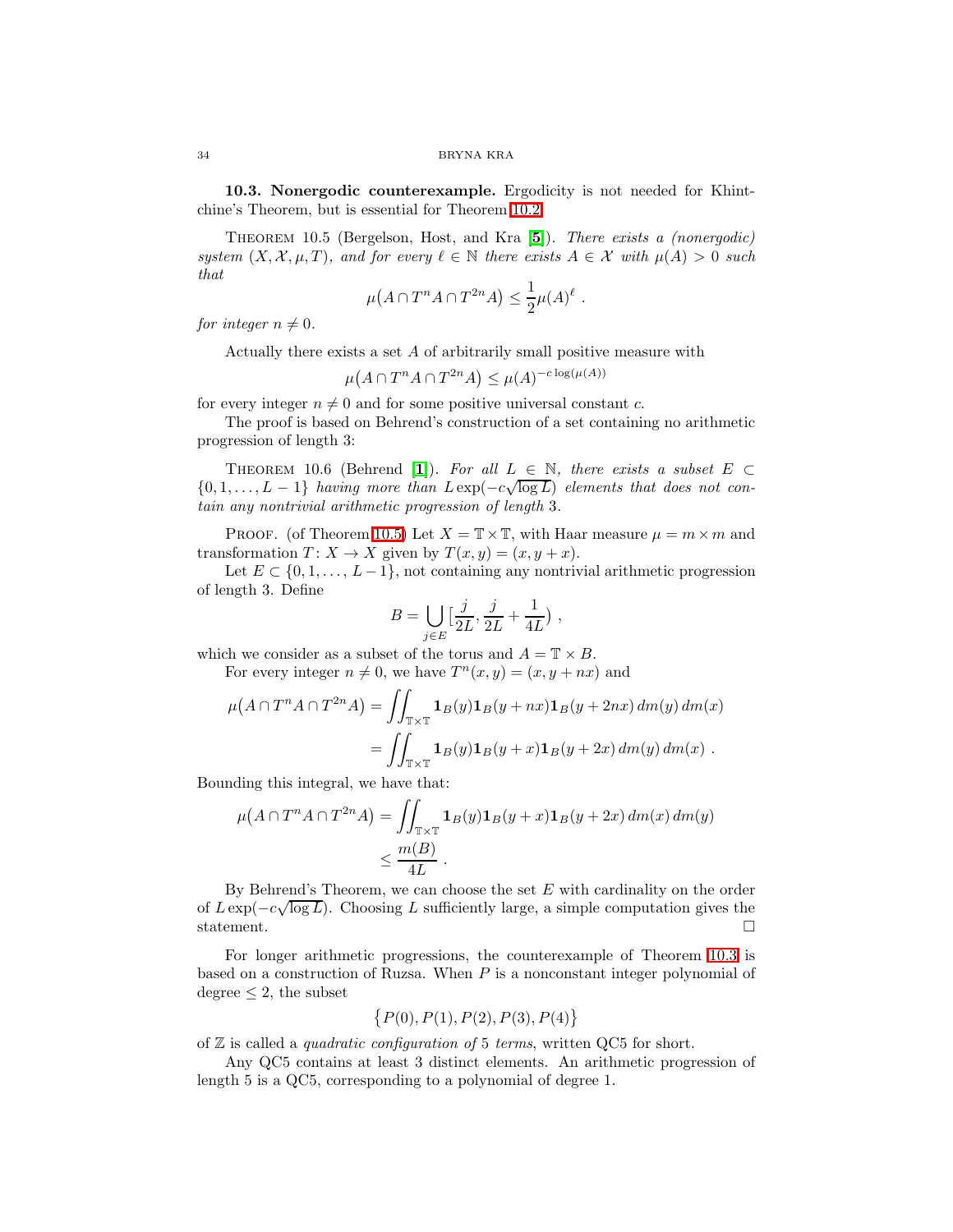**10.3. Nonergodic counterexample.** Ergodicity is not needed for Khintchine's Theorem, but is essential for Theorem 10.2.

Theorem 10.5 (Bergelson, Host, and Kra [5]). *There exists a (nonergodic) system $(X, \mathcal{X}, \mu, T)$, and for every $\ell \in \mathbb{N}$ there exists $A \in \mathcal{X}$ with $\mu(A) > 0$ such that*

$$\mu\big(A \cap T^n A \cap T^{2n} A\big) \leq \frac{1}{2}\mu(A)^\ell \ .$$

*for integer $n \neq 0$.*

Actually there exists a set $A$ of arbitrarily small positive measure with

$$\mu\big(A \cap T^n A \cap T^{2n} A\big) \leq \mu(A)^{-c\log(\mu(A))}$$

for every integer $n \neq 0$ and for some positive universal constant $c$.

The proof is based on Behrend's construction of a set containing no arithmetic progression of length 3:

Theorem 10.6 (Behrend [1]). *For all $L \in \mathbb{N}$, there exists a subset $E \subset \{0, 1, \ldots, L-1\}$ having more than $L\exp(-c\sqrt{\log L})$ elements that does not contain any nontrivial arithmetic progression of length 3.*

Proof. (of Theorem 10.5) Let $X = \mathbb{T} \times \mathbb{T}$, with Haar measure $\mu = m \times m$ and transformation $T\colon X \to X$ given by $T(x, y) = (x, y + x)$.

Let $E \subset \{0, 1, \ldots, L-1\}$, not containing any nontrivial arithmetic progression of length 3. Define

$$B = \bigcup_{j \in E} \big[\frac{j}{2L}, \frac{j}{2L} + \frac{1}{4L}\big) \ ,$$

which we consider as a subset of the torus and $A = \mathbb{T} \times B$.

For every integer $n \neq 0$, we have $T^n(x, y) = (x, y + nx)$ and

$$\begin{aligned}
\mu\big(A \cap T^n A \cap T^{2n} A\big) &= \iint_{\mathbb{T}\times\mathbb{T}} \mathbf{1}_B(y)\mathbf{1}_B(y+nx)\mathbf{1}_B(y+2nx)\, dm(y)\, dm(x) \\
&= \iint_{\mathbb{T}\times\mathbb{T}} \mathbf{1}_B(y)\mathbf{1}_B(y+x)\mathbf{1}_B(y+2x)\, dm(y)\, dm(x) \ .
\end{aligned}$$

Bounding this integral, we have that:

$$\begin{aligned}
\mu\big(A \cap T^n A \cap T^{2n} A\big) &= \iint_{\mathbb{T}\times\mathbb{T}} \mathbf{1}_B(y)\mathbf{1}_B(y+x)\mathbf{1}_B(y+2x)\, dm(x)\, dm(y) \\
&\leq \frac{m(B)}{4L} \ .
\end{aligned}$$

By Behrend's Theorem, we can choose the set $E$ with cardinality on the order of $L\exp(-c\sqrt{\log L})$. Choosing $L$ sufficiently large, a simple computation gives the statement. □

For longer arithmetic progressions, the counterexample of Theorem 10.3 is based on a construction of Ruzsa. When $P$ is a nonconstant integer polynomial of degree $\leq 2$, the subset

$$\big\{P(0), P(1), P(2), P(3), P(4)\big\}$$

of $\mathbb{Z}$ is called a *quadratic configuration of* 5 *terms*, written QC5 for short.

Any QC5 contains at least 3 distinct elements. An arithmetic progression of length 5 is a QC5, corresponding to a polynomial of degree 1.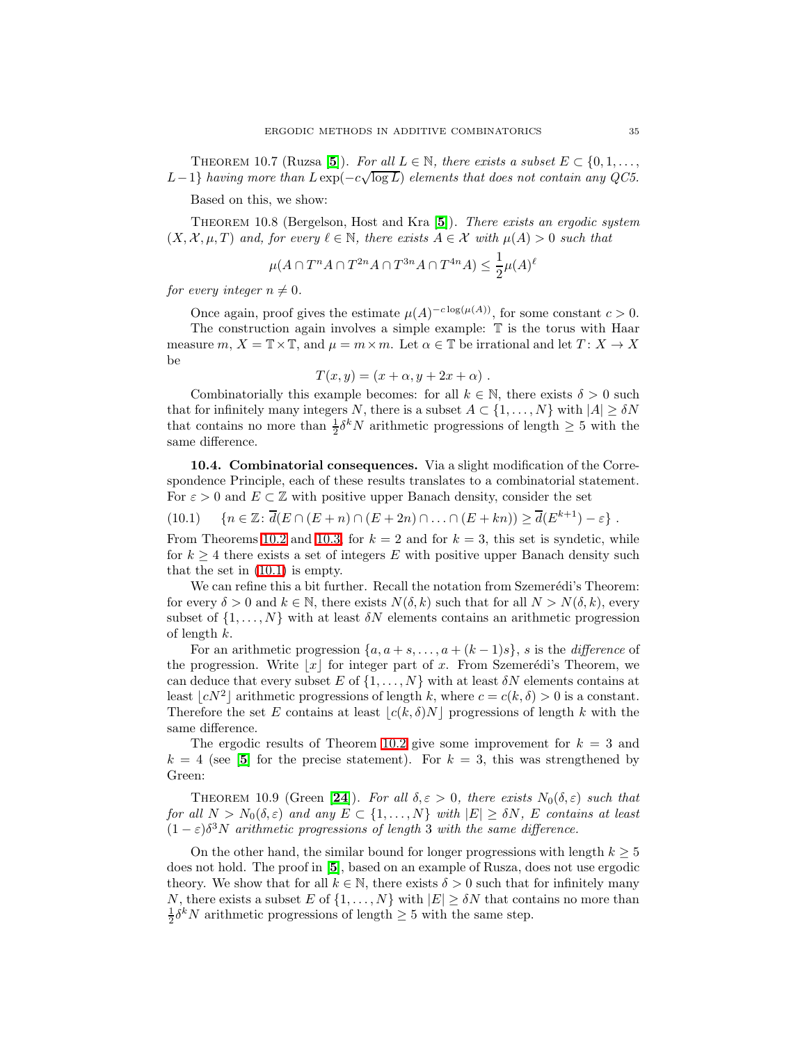Theorem 10.7 (Ruzsa [**5**]). *For all $L \in \mathbb{N}$, there exists a subset $E \subset \{0, 1, \ldots, L-1\}$ having more than $L \exp(-c\sqrt{\log L})$ elements that does not contain any QC5.*

Based on this, we show:

Theorem 10.8 (Bergelson, Host and Kra [**5**]). *There exists an ergodic system $(X, \mathcal{X}, \mu, T)$ and, for every $\ell \in \mathbb{N}$, there exists $A \in \mathcal{X}$ with $\mu(A) > 0$ such that*

$$\mu(A \cap T^n A \cap T^{2n} A \cap T^{3n} A \cap T^{4n} A) \leq \frac{1}{2}\mu(A)^\ell$$

*for every integer $n \neq 0$.*

Once again, proof gives the estimate $\mu(A)^{-c\log(\mu(A))}$, for some constant $c > 0$.

The construction again involves a simple example: $\mathbb{T}$ is the torus with Haar measure $m$, $X = \mathbb{T} \times \mathbb{T}$, and $\mu = m \times m$. Let $\alpha \in \mathbb{T}$ be irrational and let $T \colon X \to X$ be

$$T(x, y) = (x + \alpha, y + 2x + \alpha) \ .$$

Combinatorially this example becomes: for all $k \in \mathbb{N}$, there exists $\delta > 0$ such that for infinitely many integers $N$, there is a subset $A \subset \{1, \ldots, N\}$ with $|A| \geq \delta N$ that contains no more than $\frac{1}{2}\delta^k N$ arithmetic progressions of length $\geq 5$ with the same difference.

**10.4. Combinatorial consequences.** Via a slight modification of the Correspondence Principle, each of these results translates to a combinatorial statement. For $\varepsilon > 0$ and $E \subset \mathbb{Z}$ with positive upper Banach density, consider the set

$$\{n \in \mathbb{Z} \colon \overline{d}(E \cap (E+n) \cap (E+2n) \cap \ldots \cap (E+kn)) \geq \overline{d}(E^{k+1}) - \varepsilon\} \ . \tag{10.1}$$

From Theorems 10.2 and 10.3, for $k = 2$ and for $k = 3$, this set is syndetic, while for $k \geq 4$ there exists a set of integers $E$ with positive upper Banach density such that the set in (10.1) is empty.

We can refine this a bit further. Recall the notation from Szemerédi's Theorem: for every $\delta > 0$ and $k \in \mathbb{N}$, there exists $N(\delta, k)$ such that for all $N > N(\delta, k)$, every subset of $\{1, \ldots, N\}$ with at least $\delta N$ elements contains an arithmetic progression of length $k$.

For an arithmetic progression $\{a, a+s, \ldots, a+(k-1)s\}$, $s$ is the *difference* of the progression. Write $\lfloor x \rfloor$ for integer part of $x$. From Szemerédi's Theorem, we can deduce that every subset $E$ of $\{1, \ldots, N\}$ with at least $\delta N$ elements contains at least $\lfloor cN^2 \rfloor$ arithmetic progressions of length $k$, where $c = c(k, \delta) > 0$ is a constant. Therefore the set $E$ contains at least $\lfloor c(k, \delta) N \rfloor$ progressions of length $k$ with the same difference.

The ergodic results of Theorem 10.2 give some improvement for $k = 3$ and $k = 4$ (see [**5**] for the precise statement). For $k = 3$, this was strengthened by Green:

Theorem 10.9 (Green [**24**]). *For all $\delta, \varepsilon > 0$, there exists $N_0(\delta, \varepsilon)$ such that for all $N > N_0(\delta, \varepsilon)$ and any $E \subset \{1, \ldots, N\}$ with $|E| \geq \delta N$, $E$ contains at least $(1-\varepsilon)\delta^3 N$ arithmetic progressions of length 3 with the same difference.*

On the other hand, the similar bound for longer progressions with length $k \geq 5$ does not hold. The proof in [**5**], based on an example of Rusza, does not use ergodic theory. We show that for all $k \in \mathbb{N}$, there exists $\delta > 0$ such that for infinitely many $N$, there exists a subset $E$ of $\{1, \ldots, N\}$ with $|E| \geq \delta N$ that contains no more than $\frac{1}{2}\delta^k N$ arithmetic progressions of length $\geq 5$ with the same step.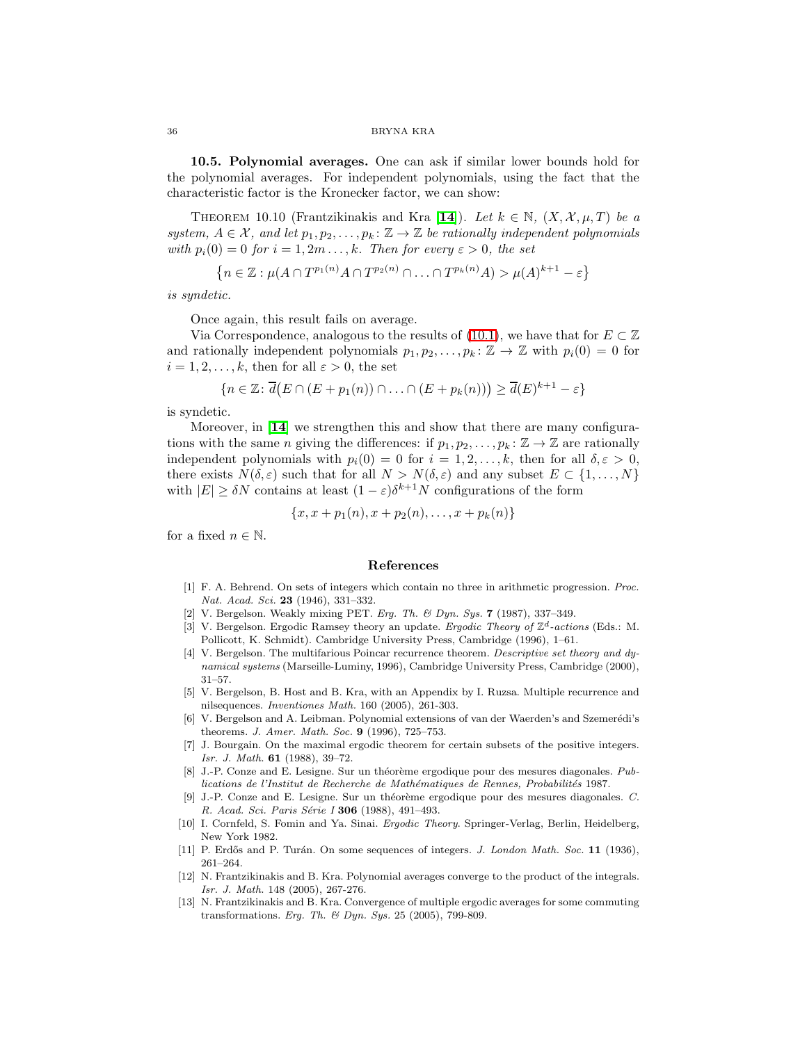**10.5. Polynomial averages.** One can ask if similar lower bounds hold for the polynomial averages. For independent polynomials, using the fact that the characteristic factor is the Kronecker factor, we can show:

THEOREM 10.10 (Frantzikinakis and Kra [**14**]). *Let $k \in \mathbb{N}$, $(X, \mathcal{X}, \mu, T)$ be a system, $A \in \mathcal{X}$, and let $p_1, p_2, \ldots, p_k \colon \mathbb{Z} \to \mathbb{Z}$ be rationally independent polynomials with $p_i(0) = 0$ for $i = 1, 2m \ldots, k$. Then for every $\varepsilon > 0$, the set*

$$\left\{n \in \mathbb{Z} : \mu(A \cap T^{p_1(n)}A \cap T^{p_2(n)} \cap \ldots \cap T^{p_k(n)}A) > \mu(A)^{k+1} - \varepsilon\right\}$$

*is syndetic.*

Once again, this result fails on average.

Via Correspondence, analogous to the results of (10.1), we have that for $E \subset \mathbb{Z}$ and rationally independent polynomials $p_1, p_2, \ldots, p_k \colon \mathbb{Z} \to \mathbb{Z}$ with $p_i(0) = 0$ for $i = 1, 2, \ldots, k$, then for all $\varepsilon > 0$, the set

$$\{n \in \mathbb{Z} \colon \overline{d}\big(E \cap (E + p_1(n)) \cap \ldots \cap (E + p_k(n))\big) \geq \overline{d}(E)^{k+1} - \varepsilon\}$$

is syndetic.

Moreover, in [**14**] we strengthen this and show that there are many configurations with the same $n$ giving the differences: if $p_1, p_2, \ldots, p_k \colon \mathbb{Z} \to \mathbb{Z}$ are rationally independent polynomials with $p_i(0) = 0$ for $i = 1, 2, \ldots, k$, then for all $\delta, \varepsilon > 0$, there exists $N(\delta, \varepsilon)$ such that for all $N > N(\delta, \varepsilon)$ and any subset $E \subset \{1, \ldots, N\}$ with $|E| \geq \delta N$ contains at least $(1 - \varepsilon)\delta^{k+1}N$ configurations of the form

$$\{x, x + p_1(n), x + p_2(n), \ldots, x + p_k(n)\}$$

for a fixed $n \in \mathbb{N}$.

## References

[1] F. A. Behrend. On sets of integers which contain no three in arithmetic progression. *Proc. Nat. Acad. Sci.* **23** (1946), 331–332.

[2] V. Bergelson. Weakly mixing PET. *Erg. Th. & Dyn. Sys.* **7** (1987), 337–349.

[3] V. Bergelson. Ergodic Ramsey theory an update. *Ergodic Theory of $\mathbb{Z}^d$-actions* (Eds.: M. Pollicott, K. Schmidt). Cambridge University Press, Cambridge (1996), 1–61.

[4] V. Bergelson. The multifarious Poincar recurrence theorem. *Descriptive set theory and dynamical systems* (Marseille-Luminy, 1996), Cambridge University Press, Cambridge (2000), 31–57.

[5] V. Bergelson, B. Host and B. Kra, with an Appendix by I. Ruzsa. Multiple recurrence and nilsequences. *Inventiones Math.* 160 (2005), 261-303.

[6] V. Bergelson and A. Leibman. Polynomial extensions of van der Waerden's and Szemerédi's theorems. *J. Amer. Math. Soc.* **9** (1996), 725–753.

[7] J. Bourgain. On the maximal ergodic theorem for certain subsets of the positive integers. *Isr. J. Math.* **61** (1988), 39–72.

[8] J.-P. Conze and E. Lesigne. Sur un théorème ergodique pour des mesures diagonales. *Publications de l'Institut de Recherche de Mathématiques de Rennes, Probabilités* 1987.

[9] J.-P. Conze and E. Lesigne. Sur un théorème ergodique pour des mesures diagonales. *C. R. Acad. Sci. Paris Série I* **306** (1988), 491–493.

[10] I. Cornfeld, S. Fomin and Ya. Sinai. *Ergodic Theory.* Springer-Verlag, Berlin, Heidelberg, New York 1982.

[11] P. Erdős and P. Turán. On some sequences of integers. *J. London Math. Soc.* **11** (1936), 261–264.

[12] N. Frantzikinakis and B. Kra. Polynomial averages converge to the product of the integrals. *Isr. J. Math.* 148 (2005), 267-276.

[13] N. Frantzikinakis and B. Kra. Convergence of multiple ergodic averages for some commuting transformations. *Erg. Th. & Dyn. Sys.* 25 (2005), 799-809.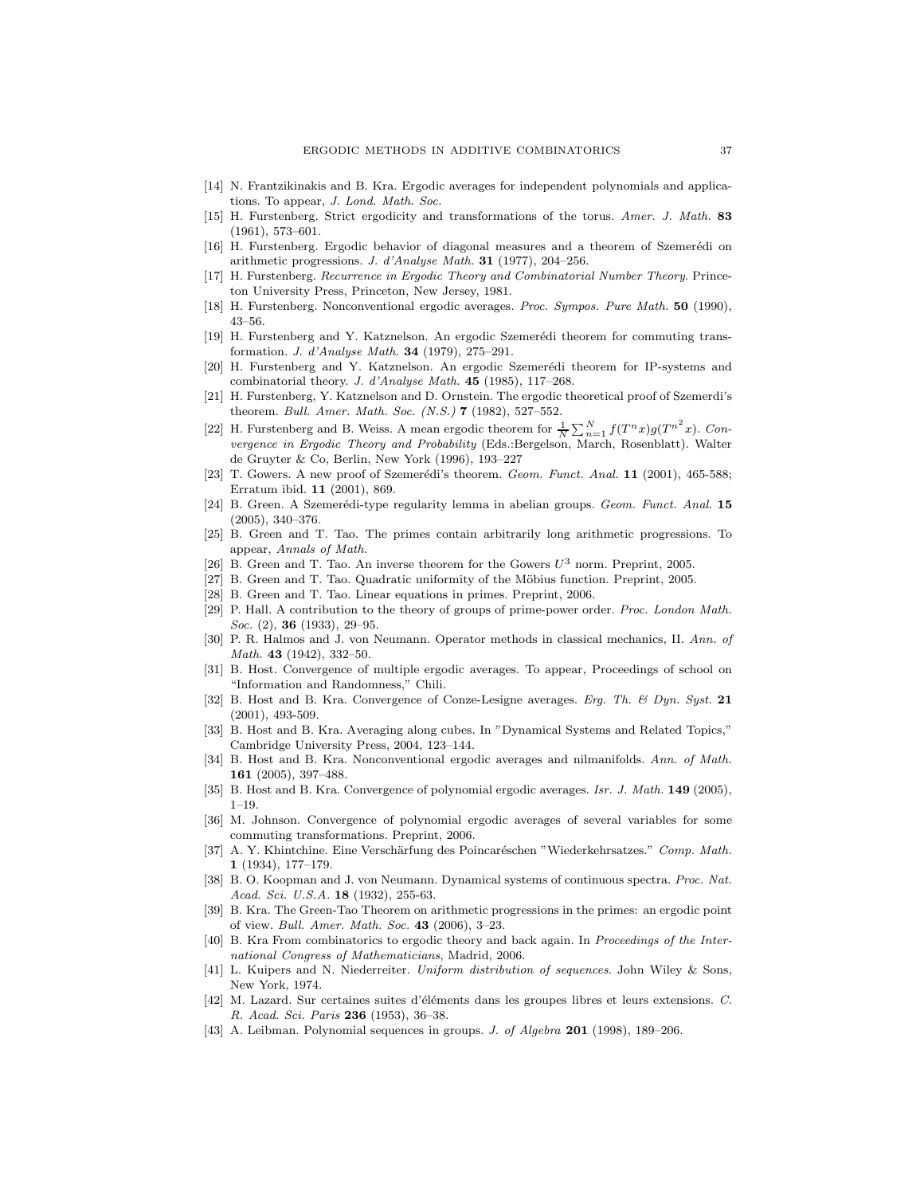[14] N. Frantzikinakis and B. Kra. Ergodic averages for independent polynomials and applications. To appear, *J. Lond. Math. Soc.*

[15] H. Furstenberg. Strict ergodicity and transformations of the torus. *Amer. J. Math.* **83** (1961), 573–601.

[16] H. Furstenberg. Ergodic behavior of diagonal measures and a theorem of Szemerédi on arithmetic progressions. *J. d'Analyse Math.* **31** (1977), 204–256.

[17] H. Furstenberg. *Recurrence in Ergodic Theory and Combinatorial Number Theory.* Princeton University Press, Princeton, New Jersey, 1981.

[18] H. Furstenberg. Nonconventional ergodic averages. *Proc. Sympos. Pure Math.* **50** (1990), 43–56.

[19] H. Furstenberg and Y. Katznelson. An ergodic Szemerédi theorem for commuting transformation. *J. d'Analyse Math.* **34** (1979), 275–291.

[20] H. Furstenberg and Y. Katznelson. An ergodic Szemerédi theorem for IP-systems and combinatorial theory. *J. d'Analyse Math.* **45** (1985), 117–268.

[21] H. Furstenberg, Y. Katznelson and D. Ornstein. The ergodic theoretical proof of Szemerdi's theorem. *Bull. Amer. Math. Soc. (N.S.)* **7** (1982), 527–552.

[22] H. Furstenberg and B. Weiss. A mean ergodic theorem for $\frac{1}{N}\sum_{n=1}^{N} f(T^n x)g(T^{n^2}x)$. *Convergence in Ergodic Theory and Probability* (Eds.:Bergelson, March, Rosenblatt). Walter de Gruyter & Co, Berlin, New York (1996), 193–227

[23] T. Gowers. A new proof of Szemerédi's theorem. *Geom. Funct. Anal.* **11** (2001), 465-588; Erratum ibid. **11** (2001), 869.

[24] B. Green. A Szemerédi-type regularity lemma in abelian groups. *Geom. Funct. Anal.* **15** (2005), 340–376.

[25] B. Green and T. Tao. The primes contain arbitrarily long arithmetic progressions. To appear, *Annals of Math.*

[26] B. Green and T. Tao. An inverse theorem for the Gowers $U^3$ norm. Preprint, 2005.

[27] B. Green and T. Tao. Quadratic uniformity of the Möbius function. Preprint, 2005.

[28] B. Green and T. Tao. Linear equations in primes. Preprint, 2006.

[29] P. Hall. A contribution to the theory of groups of prime-power order. *Proc. London Math. Soc.* (2), **36** (1933), 29–95.

[30] P. R. Halmos and J. von Neumann. Operator methods in classical mechanics, II. *Ann. of Math.* **43** (1942), 332–50.

[31] B. Host. Convergence of multiple ergodic averages. To appear, Proceedings of school on "Information and Randomness," Chili.

[32] B. Host and B. Kra. Convergence of Conze-Lesigne averages. *Erg. Th. & Dyn. Syst.* **21** (2001), 493-509.

[33] B. Host and B. Kra. Averaging along cubes. In "Dynamical Systems and Related Topics," Cambridge University Press, 2004, 123–144.

[34] B. Host and B. Kra. Nonconventional ergodic averages and nilmanifolds. *Ann. of Math.* **161** (2005), 397–488.

[35] B. Host and B. Kra. Convergence of polynomial ergodic averages. *Isr. J. Math.* **149** (2005), 1–19.

[36] M. Johnson. Convergence of polynomial ergodic averages of several variables for some commuting transformations. Preprint, 2006.

[37] A. Y. Khintchine. Eine Verschärfung des Poincaréschen "Wiederkehrsatzes." *Comp. Math.* **1** (1934), 177–179.

[38] B. O. Koopman and J. von Neumann. Dynamical systems of continuous spectra. *Proc. Nat. Acad. Sci. U.S.A.* **18** (1932), 255-63.

[39] B. Kra. The Green-Tao Theorem on arithmetic progressions in the primes: an ergodic point of view. *Bull. Amer. Math. Soc.* **43** (2006), 3–23.

[40] B. Kra From combinatorics to ergodic theory and back again. In *Proceedings of the International Congress of Mathematicians*, Madrid, 2006.

[41] L. Kuipers and N. Niederreiter. *Uniform distribution of sequences.* John Wiley & Sons, New York, 1974.

[42] M. Lazard. Sur certaines suites d'éléments dans les groupes libres et leurs extensions. *C. R. Acad. Sci. Paris* **236** (1953), 36–38.

[43] A. Leibman. Polynomial sequences in groups. *J. of Algebra* **201** (1998), 189–206.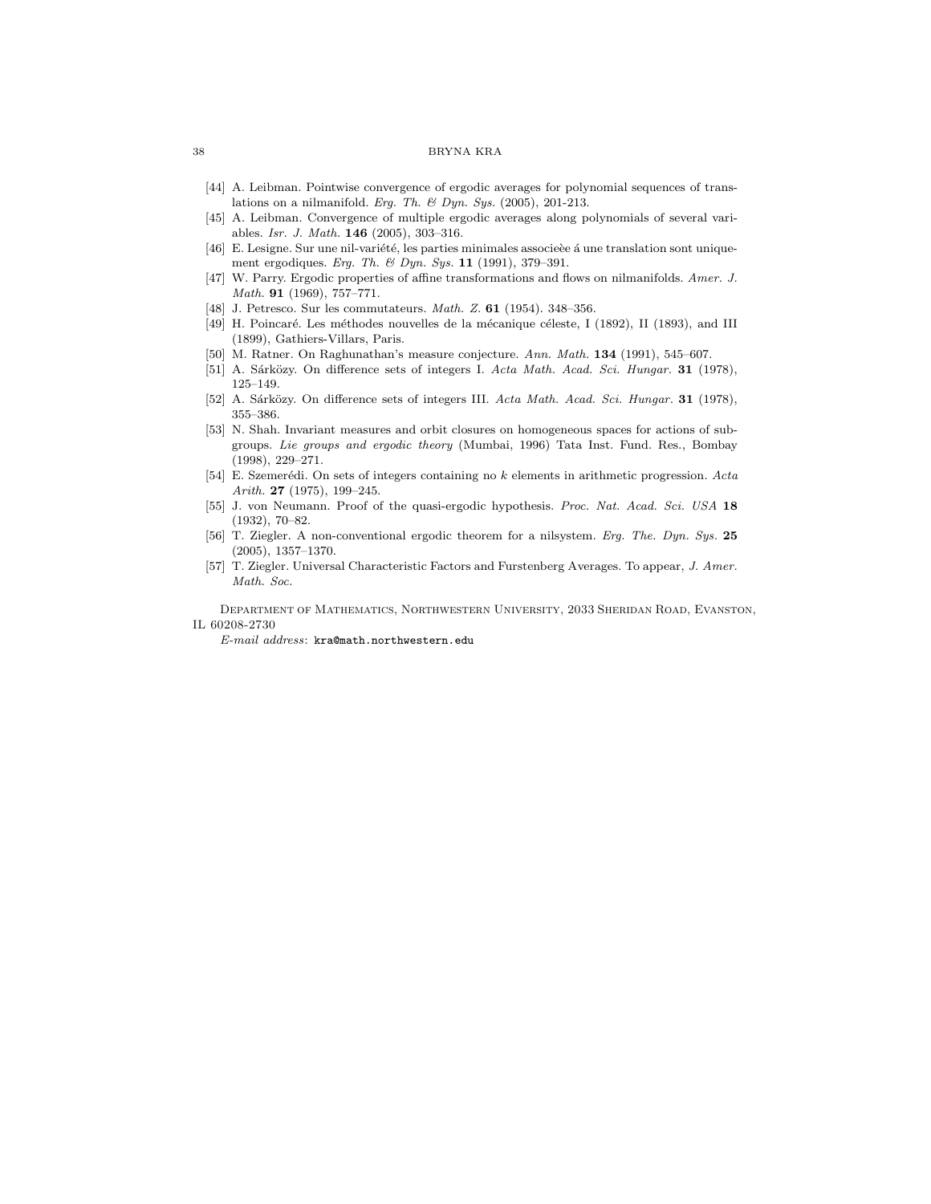[44] A. Leibman. Pointwise convergence of ergodic averages for polynomial sequences of translations on a nilmanifold. *Erg. Th. & Dyn. Sys.* (2005), 201-213.

[45] A. Leibman. Convergence of multiple ergodic averages along polynomials of several variables. *Isr. J. Math.* **146** (2005), 303–316.

[46] E. Lesigne. Sur une nil-variété, les parties minimales associeèe á une translation sont uniquement ergodiques. *Erg. Th. & Dyn. Sys.* **11** (1991), 379–391.

[47] W. Parry. Ergodic properties of affine transformations and flows on nilmanifolds. *Amer. J. Math.* **91** (1969), 757–771.

[48] J. Petresco. Sur les commutateurs. *Math. Z.* **61** (1954). 348–356.

[49] H. Poincaré. Les méthodes nouvelles de la mécanique céleste, I (1892), II (1893), and III (1899), Gathiers-Villars, Paris.

[50] M. Ratner. On Raghunathan's measure conjecture. *Ann. Math.* **134** (1991), 545–607.

[51] A. Sárközy. On difference sets of integers I. *Acta Math. Acad. Sci. Hungar.* **31** (1978), 125–149.

[52] A. Sárközy. On difference sets of integers III. *Acta Math. Acad. Sci. Hungar.* **31** (1978), 355–386.

[53] N. Shah. Invariant measures and orbit closures on homogeneous spaces for actions of subgroups. *Lie groups and ergodic theory* (Mumbai, 1996) Tata Inst. Fund. Res., Bombay (1998), 229–271.

[54] E. Szemerédi. On sets of integers containing no $k$ elements in arithmetic progression. *Acta Arith.* **27** (1975), 199–245.

[55] J. von Neumann. Proof of the quasi-ergodic hypothesis. *Proc. Nat. Acad. Sci. USA* **18** (1932), 70–82.

[56] T. Ziegler. A non-conventional ergodic theorem for a nilsystem. *Erg. The. Dyn. Sys.* **25** (2005), 1357–1370.

[57] T. Ziegler. Universal Characteristic Factors and Furstenberg Averages. To appear, *J. Amer. Math. Soc.*

Department of Mathematics, Northwestern University, 2033 Sheridan Road, Evanston, IL 60208-2730

*E-mail address*: kra@math.northwestern.edu